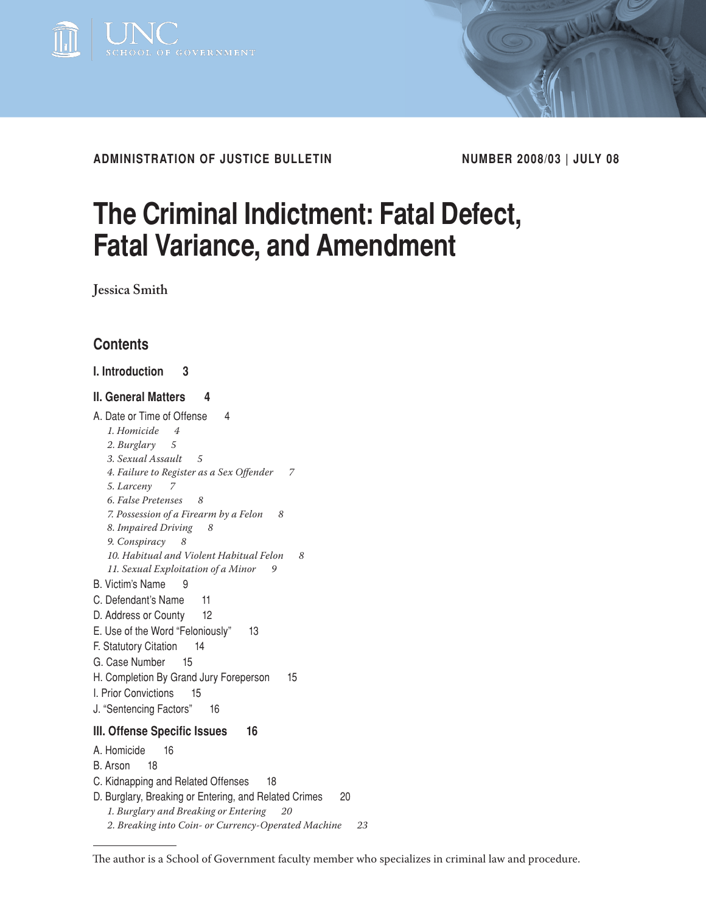UNC SCHOOL OF GOVERNMENT

**ADMINISTRATION OF JUSTICE BULLETIN** | **NUMBER 2008/03 | JULY 08**

# The Criminal Indictment: Fatal Defect, Fatal Variance, and Amendment

Jessica Smith

## Contents

**I. Introduction 3**

**II. General Matters 4**

A. Date or Time of Offense 4
- *1. Homicide 4*
- *2. Burglary 5*
- *3. Sexual Assault 5*
- *4. Failure to Register as a Sex Offender 7*
- *5. Larceny 7*
- *6. False Pretenses 8*
- *7. Possession of a Firearm by a Felon 8*
- *8. Impaired Driving 8*
- *9. Conspiracy 8*
- *10. Habitual and Violent Habitual Felon 8*
- *11. Sexual Exploitation of a Minor 9*

B. Victim's Name 9
C. Defendant's Name 11
D. Address or County 12
E. Use of the Word "Feloniously" 13
F. Statutory Citation 14
G. Case Number 15
H. Completion By Grand Jury Foreperson 15
I. Prior Convictions 15
J. "Sentencing Factors" 16

**III. Offense Specific Issues 16**

A. Homicide 16
B. Arson 18
C. Kidnapping and Related Offenses 18
D. Burglary, Breaking or Entering, and Related Crimes 20
- *1. Burglary and Breaking or Entering 20*
- *2. Breaking into Coin- or Currency-Operated Machine 23*

---

The author is a School of Government faculty member who specializes in criminal law and procedure.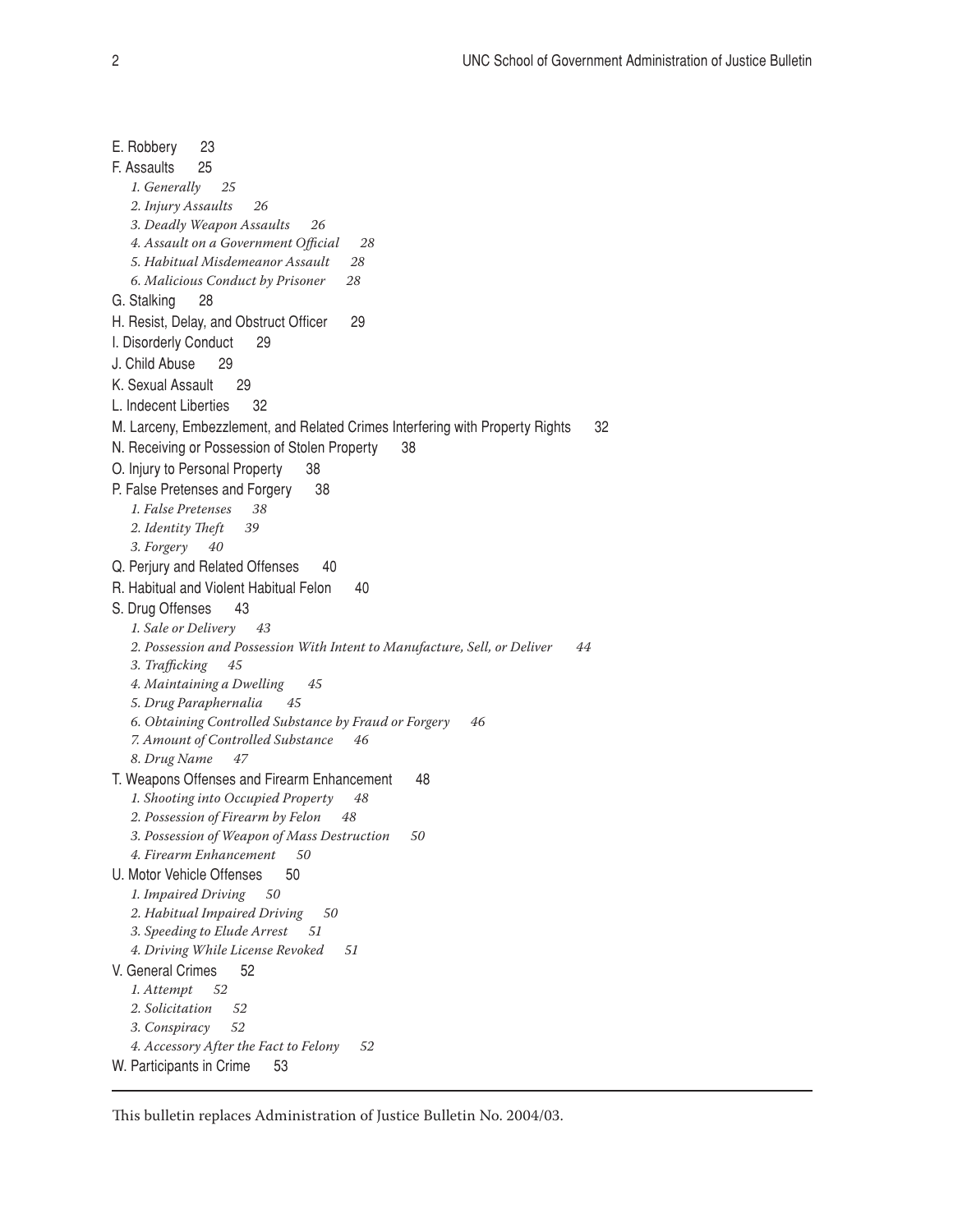E. Robbery 23

F. Assaults 25

- *1. Generally 25*
- *2. Injury Assaults 26*
- *3. Deadly Weapon Assaults 26*
- *4. Assault on a Government Official 28*
- *5. Habitual Misdemeanor Assault 28*
- *6. Malicious Conduct by Prisoner 28*

G. Stalking 28

H. Resist, Delay, and Obstruct Officer 29

I. Disorderly Conduct 29

J. Child Abuse 29

K. Sexual Assault 29

L. Indecent Liberties 32

M. Larceny, Embezzlement, and Related Crimes Interfering with Property Rights 32

N. Receiving or Possession of Stolen Property 38

O. Injury to Personal Property 38

P. False Pretenses and Forgery 38

- *1. False Pretenses 38*
- *2. Identity Theft 39*
- *3. Forgery 40*

Q. Perjury and Related Offenses 40

R. Habitual and Violent Habitual Felon 40

S. Drug Offenses 43

- *1. Sale or Delivery 43*
- *2. Possession and Possession With Intent to Manufacture, Sell, or Deliver 44*
- *3. Trafficking 45*
- *4. Maintaining a Dwelling 45*
- *5. Drug Paraphernalia 45*
- *6. Obtaining Controlled Substance by Fraud or Forgery 46*
- *7. Amount of Controlled Substance 46*
- *8. Drug Name 47*

T. Weapons Offenses and Firearm Enhancement 48

- *1. Shooting into Occupied Property 48*
- *2. Possession of Firearm by Felon 48*
- *3. Possession of Weapon of Mass Destruction 50*
- *4. Firearm Enhancement 50*

U. Motor Vehicle Offenses 50

- *1. Impaired Driving 50*
- *2. Habitual Impaired Driving 50*
- *3. Speeding to Elude Arrest 51*
- *4. Driving While License Revoked 51*

V. General Crimes 52

- *1. Attempt 52*
- *2. Solicitation 52*
- *3. Conspiracy 52*
- *4. Accessory After the Fact to Felony 52*

W. Participants in Crime 53

---

This bulletin replaces Administration of Justice Bulletin No. 2004/03.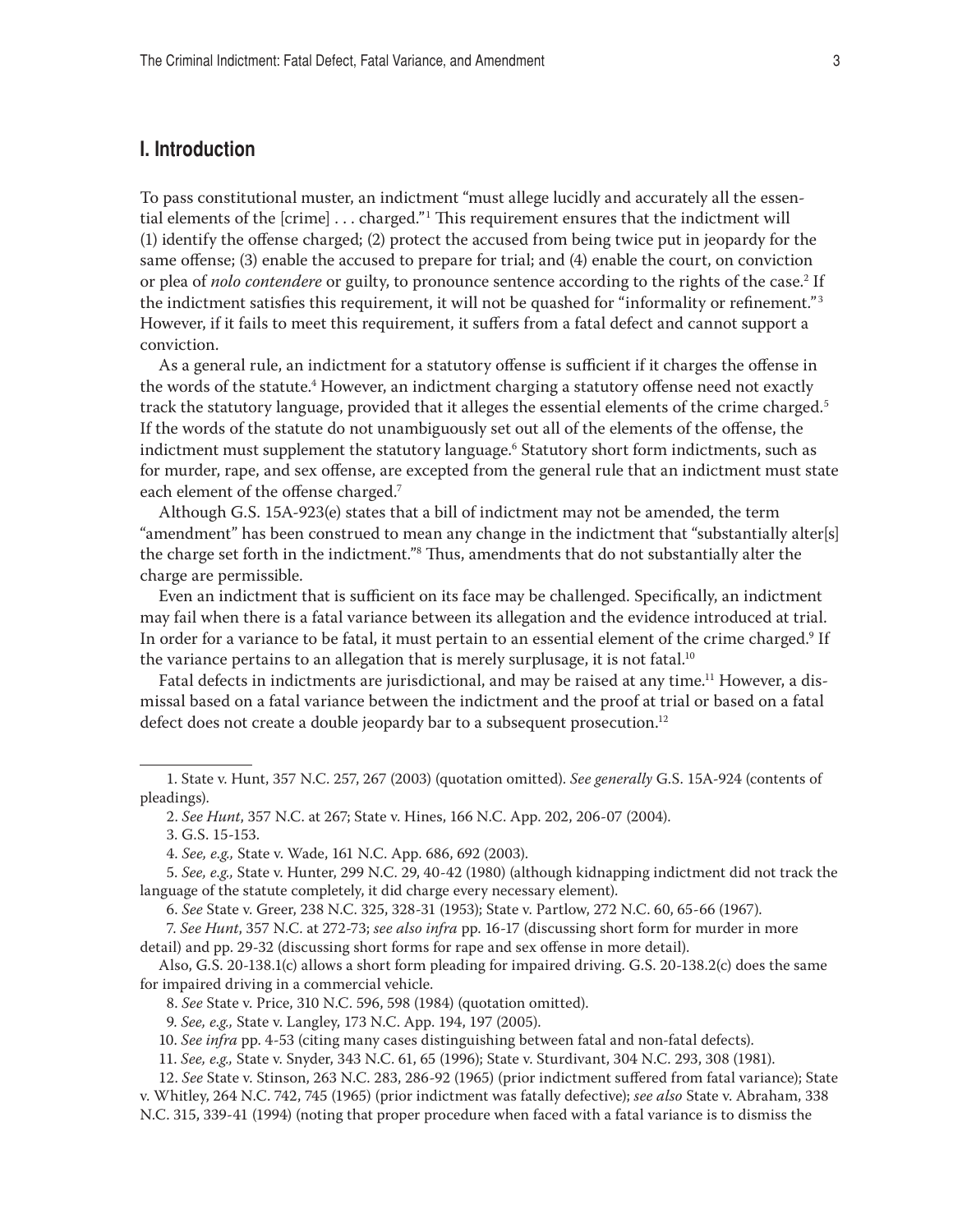## I. Introduction

To pass constitutional muster, an indictment "must allege lucidly and accurately all the essential elements of the [crime] . . . charged."[1] This requirement ensures that the indictment will (1) identify the offense charged; (2) protect the accused from being twice put in jeopardy for the same offense; (3) enable the accused to prepare for trial; and (4) enable the court, on conviction or plea of *nolo contendere* or guilty, to pronounce sentence according to the rights of the case.[2] If the indictment satisfies this requirement, it will not be quashed for "informality or refinement."[3] However, if it fails to meet this requirement, it suffers from a fatal defect and cannot support a conviction.

As a general rule, an indictment for a statutory offense is sufficient if it charges the offense in the words of the statute.[4] However, an indictment charging a statutory offense need not exactly track the statutory language, provided that it alleges the essential elements of the crime charged.[5] If the words of the statute do not unambiguously set out all of the elements of the offense, the indictment must supplement the statutory language.[6] Statutory short form indictments, such as for murder, rape, and sex offense, are excepted from the general rule that an indictment must state each element of the offense charged.[7]

Although G.S. 15A-923(e) states that a bill of indictment may not be amended, the term "amendment" has been construed to mean any change in the indictment that "substantially alter[s] the charge set forth in the indictment."[8] Thus, amendments that do not substantially alter the charge are permissible.

Even an indictment that is sufficient on its face may be challenged. Specifically, an indictment may fail when there is a fatal variance between its allegation and the evidence introduced at trial. In order for a variance to be fatal, it must pertain to an essential element of the crime charged.[9] If the variance pertains to an allegation that is merely surplusage, it is not fatal.[10]

Fatal defects in indictments are jurisdictional, and may be raised at any time.[11] However, a dismissal based on a fatal variance between the indictment and the proof at trial or based on a fatal defect does not create a double jeopardy bar to a subsequent prosecution.[12]

---

1. State v. Hunt, 357 N.C. 257, 267 (2003) (quotation omitted). *See generally* G.S. 15A-924 (contents of pleadings).

2. *See Hunt*, 357 N.C. at 267; State v. Hines, 166 N.C. App. 202, 206-07 (2004).

3. G.S. 15-153.

4. *See, e.g.,* State v. Wade, 161 N.C. App. 686, 692 (2003).

5. *See, e.g.,* State v. Hunter, 299 N.C. 29, 40-42 (1980) (although kidnapping indictment did not track the language of the statute completely, it did charge every necessary element).

6. *See* State v. Greer, 238 N.C. 325, 328-31 (1953); State v. Partlow, 272 N.C. 60, 65-66 (1967).

7. *See Hunt*, 357 N.C. at 272-73; *see also infra* pp. 16-17 (discussing short form for murder in more detail) and pp. 29-32 (discussing short forms for rape and sex offense in more detail).

Also, G.S. 20-138.1(c) allows a short form pleading for impaired driving. G.S. 20-138.2(c) does the same for impaired driving in a commercial vehicle.

8. *See* State v. Price, 310 N.C. 596, 598 (1984) (quotation omitted).

9. *See, e.g.,* State v. Langley, 173 N.C. App. 194, 197 (2005).

10. *See infra* pp. 4-53 (citing many cases distinguishing between fatal and non-fatal defects).

11. *See, e.g.,* State v. Snyder, 343 N.C. 61, 65 (1996); State v. Sturdivant, 304 N.C. 293, 308 (1981).

12. *See* State v. Stinson, 263 N.C. 283, 286-92 (1965) (prior indictment suffered from fatal variance); State v. Whitley, 264 N.C. 742, 745 (1965) (prior indictment was fatally defective); *see also* State v. Abraham, 338 N.C. 315, 339-41 (1994) (noting that proper procedure when faced with a fatal variance is to dismiss the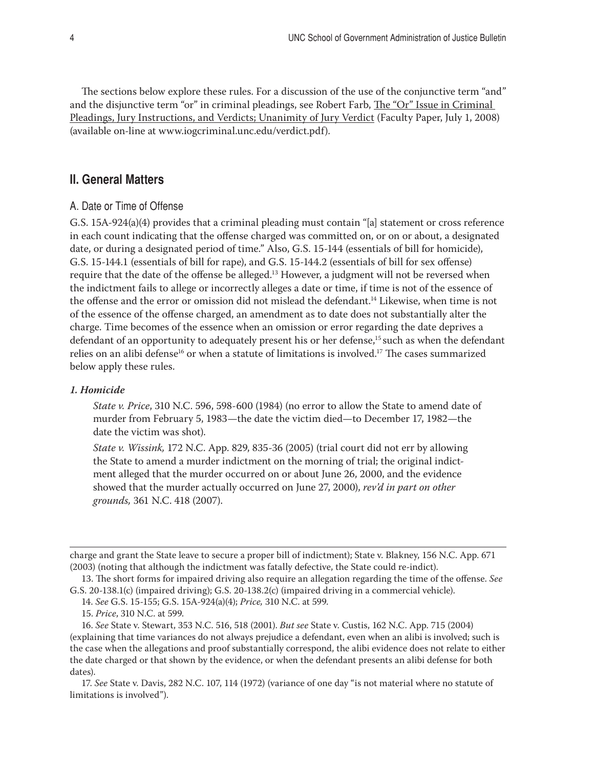The sections below explore these rules. For a discussion of the use of the conjunctive term "and" and the disjunctive term "or" in criminal pleadings, see Robert Farb, The "Or" Issue in Criminal Pleadings, Jury Instructions, and Verdicts; Unanimity of Jury Verdict (Faculty Paper, July 1, 2008) (available on-line at www.iogcriminal.unc.edu/verdict.pdf).

## II. General Matters

### A. Date or Time of Offense

G.S. 15A-924(a)(4) provides that a criminal pleading must contain "[a] statement or cross reference in each count indicating that the offense charged was committed on, or on or about, a designated date, or during a designated period of time." Also, G.S. 15-144 (essentials of bill for homicide), G.S. 15-144.1 (essentials of bill for rape), and G.S. 15-144.2 (essentials of bill for sex offense) require that the date of the offense be alleged.[13] However, a judgment will not be reversed when the indictment fails to allege or incorrectly alleges a date or time, if time is not of the essence of the offense and the error or omission did not mislead the defendant.[14] Likewise, when time is not of the essence of the offense charged, an amendment as to date does not substantially alter the charge. Time becomes of the essence when an omission or error regarding the date deprives a defendant of an opportunity to adequately present his or her defense,[15] such as when the defendant relies on an alibi defense[16] or when a statute of limitations is involved.[17] The cases summarized below apply these rules.

#### *1. Homicide*

*State v. Price*, 310 N.C. 596, 598-600 (1984) (no error to allow the State to amend date of murder from February 5, 1983—the date the victim died—to December 17, 1982—the date the victim was shot).

*State v. Wissink,* 172 N.C. App. 829, 835-36 (2005) (trial court did not err by allowing the State to amend a murder indictment on the morning of trial; the original indictment alleged that the murder occurred on or about June 26, 2000, and the evidence showed that the murder actually occurred on June 27, 2000), *rev'd in part on other grounds,* 361 N.C. 418 (2007).

---

charge and grant the State leave to secure a proper bill of indictment); State v. Blakney, 156 N.C. App. 671 (2003) (noting that although the indictment was fatally defective, the State could re-indict).

13. The short forms for impaired driving also require an allegation regarding the time of the offense. *See* G.S. 20-138.1(c) (impaired driving); G.S. 20-138.2(c) (impaired driving in a commercial vehicle).

14. *See* G.S. 15-155; G.S. 15A-924(a)(4); *Price,* 310 N.C. at 599.

15. *Price*, 310 N.C. at 599.

16. *See* State v. Stewart, 353 N.C. 516, 518 (2001). *But see* State v. Custis, 162 N.C. App. 715 (2004) (explaining that time variances do not always prejudice a defendant, even when an alibi is involved; such is the case when the allegations and proof substantially correspond, the alibi evidence does not relate to either the date charged or that shown by the evidence, or when the defendant presents an alibi defense for both dates).

17. *See* State v. Davis, 282 N.C. 107, 114 (1972) (variance of one day "is not material where no statute of limitations is involved").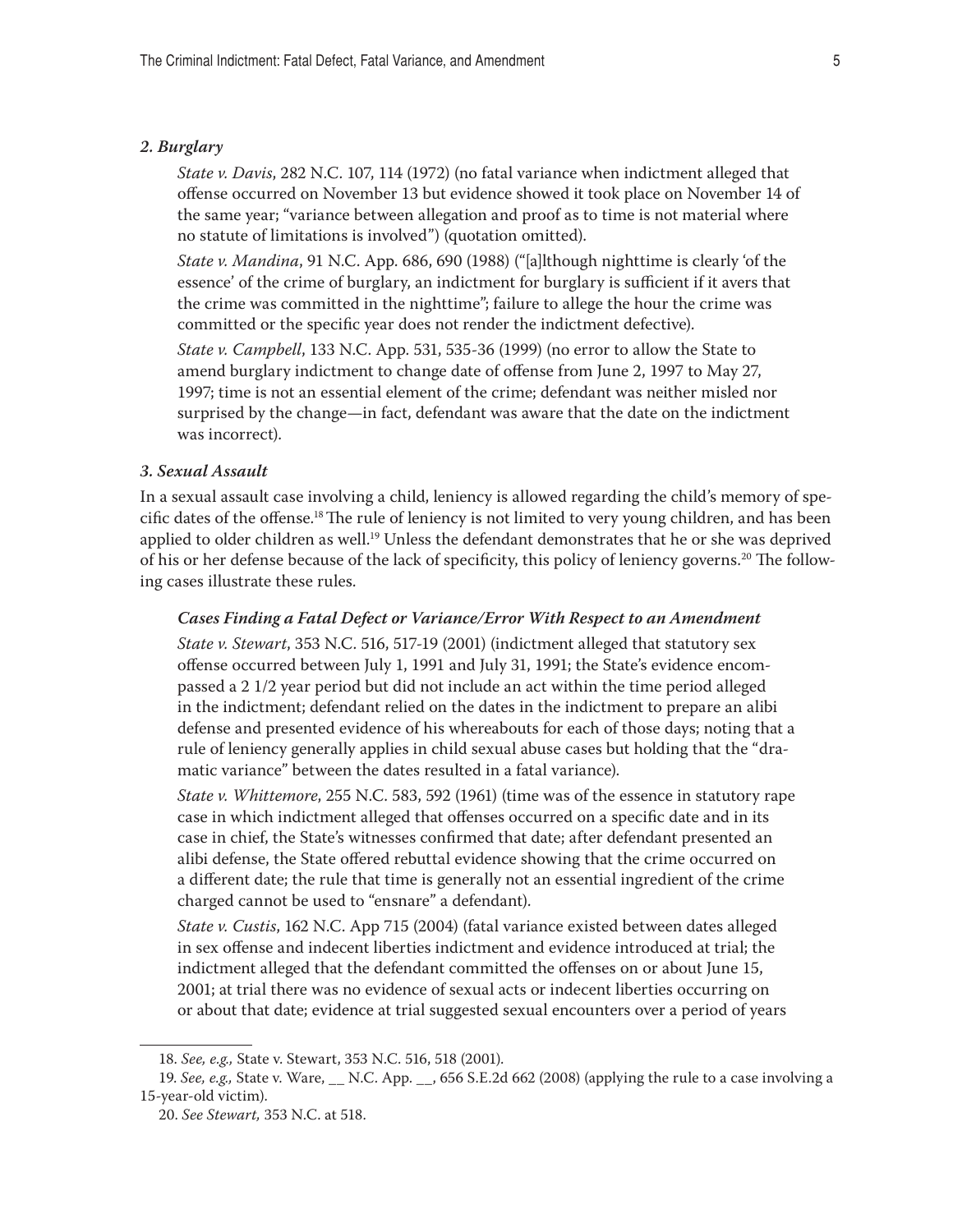### *2. Burglary*

*State v. Davis*, 282 N.C. 107, 114 (1972) (no fatal variance when indictment alleged that offense occurred on November 13 but evidence showed it took place on November 14 of the same year; "variance between allegation and proof as to time is not material where no statute of limitations is involved") (quotation omitted).

*State v. Mandina*, 91 N.C. App. 686, 690 (1988) ("[a]lthough nighttime is clearly 'of the essence' of the crime of burglary, an indictment for burglary is sufficient if it avers that the crime was committed in the nighttime"; failure to allege the hour the crime was committed or the specific year does not render the indictment defective).

*State v. Campbell*, 133 N.C. App. 531, 535-36 (1999) (no error to allow the State to amend burglary indictment to change date of offense from June 2, 1997 to May 27, 1997; time is not an essential element of the crime; defendant was neither misled nor surprised by the change—in fact, defendant was aware that the date on the indictment was incorrect).

### *3. Sexual Assault*

In a sexual assault case involving a child, leniency is allowed regarding the child's memory of specific dates of the offense.[18] The rule of leniency is not limited to very young children, and has been applied to older children as well.[19] Unless the defendant demonstrates that he or she was deprived of his or her defense because of the lack of specificity, this policy of leniency governs.[20] The following cases illustrate these rules.

#### *Cases Finding a Fatal Defect or Variance/Error With Respect to an Amendment*

*State v. Stewart*, 353 N.C. 516, 517-19 (2001) (indictment alleged that statutory sex offense occurred between July 1, 1991 and July 31, 1991; the State's evidence encompassed a 2 1/2 year period but did not include an act within the time period alleged in the indictment; defendant relied on the dates in the indictment to prepare an alibi defense and presented evidence of his whereabouts for each of those days; noting that a rule of leniency generally applies in child sexual abuse cases but holding that the "dramatic variance" between the dates resulted in a fatal variance).

*State v. Whittemore*, 255 N.C. 583, 592 (1961) (time was of the essence in statutory rape case in which indictment alleged that offenses occurred on a specific date and in its case in chief, the State's witnesses confirmed that date; after defendant presented an alibi defense, the State offered rebuttal evidence showing that the crime occurred on a different date; the rule that time is generally not an essential ingredient of the crime charged cannot be used to "ensnare" a defendant).

*State v. Custis*, 162 N.C. App 715 (2004) (fatal variance existed between dates alleged in sex offense and indecent liberties indictment and evidence introduced at trial; the indictment alleged that the defendant committed the offenses on or about June 15, 2001; at trial there was no evidence of sexual acts or indecent liberties occurring on or about that date; evidence at trial suggested sexual encounters over a period of years

---

18. *See, e.g.,* State v. Stewart, 353 N.C. 516, 518 (2001).

19. *See, e.g.,* State v. Ware, __ N.C. App. __, 656 S.E.2d 662 (2008) (applying the rule to a case involving a 15-year-old victim).

20. *See Stewart,* 353 N.C. at 518.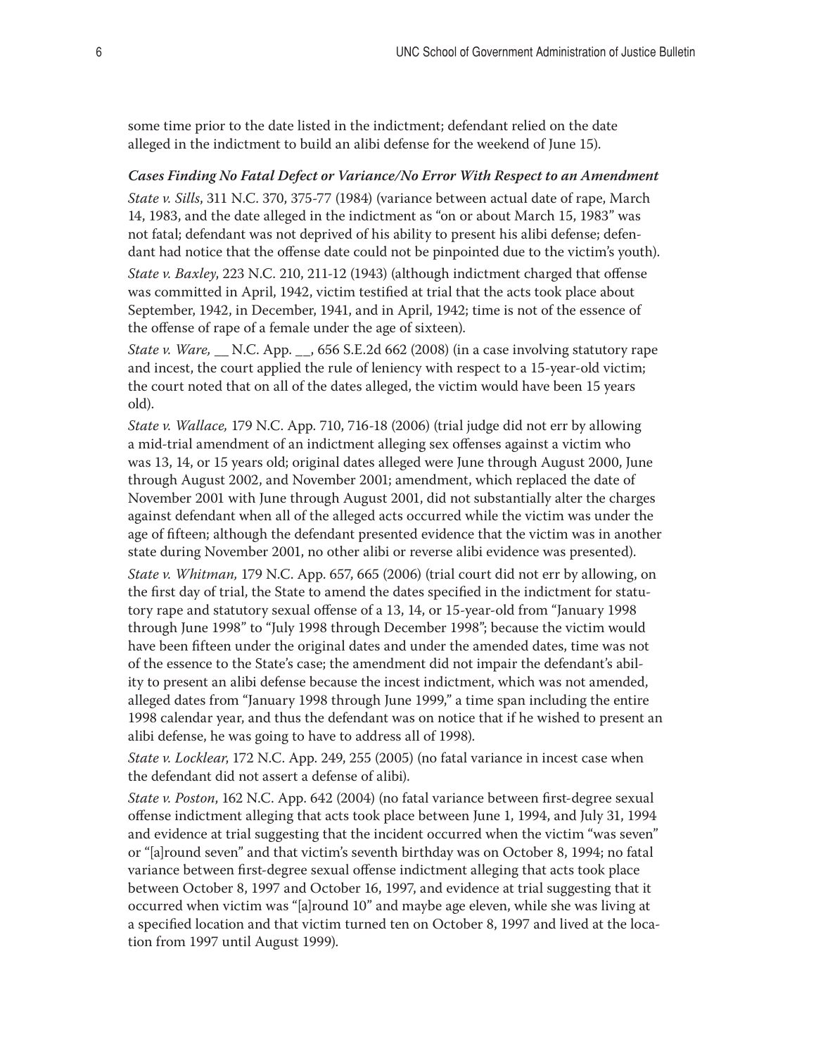some time prior to the date listed in the indictment; defendant relied on the date alleged in the indictment to build an alibi defense for the weekend of June 15).

#### *Cases Finding No Fatal Defect or Variance/No Error With Respect to an Amendment*

*State v. Sills*, 311 N.C. 370, 375-77 (1984) (variance between actual date of rape, March 14, 1983, and the date alleged in the indictment as "on or about March 15, 1983" was not fatal; defendant was not deprived of his ability to present his alibi defense; defendant had notice that the offense date could not be pinpointed due to the victim's youth).

*State v. Baxley*, 223 N.C. 210, 211-12 (1943) (although indictment charged that offense was committed in April, 1942, victim testified at trial that the acts took place about September, 1942, in December, 1941, and in April, 1942; time is not of the essence of the offense of rape of a female under the age of sixteen).

*State v. Ware,* __ N.C. App. __, 656 S.E.2d 662 (2008) (in a case involving statutory rape and incest, the court applied the rule of leniency with respect to a 15-year-old victim; the court noted that on all of the dates alleged, the victim would have been 15 years old).

*State v. Wallace,* 179 N.C. App. 710, 716-18 (2006) (trial judge did not err by allowing a mid-trial amendment of an indictment alleging sex offenses against a victim who was 13, 14, or 15 years old; original dates alleged were June through August 2000, June through August 2002, and November 2001; amendment, which replaced the date of November 2001 with June through August 2001, did not substantially alter the charges against defendant when all of the alleged acts occurred while the victim was under the age of fifteen; although the defendant presented evidence that the victim was in another state during November 2001, no other alibi or reverse alibi evidence was presented).

*State v. Whitman,* 179 N.C. App. 657, 665 (2006) (trial court did not err by allowing, on the first day of trial, the State to amend the dates specified in the indictment for statutory rape and statutory sexual offense of a 13, 14, or 15-year-old from "January 1998 through June 1998" to "July 1998 through December 1998"; because the victim would have been fifteen under the original dates and under the amended dates, time was not of the essence to the State's case; the amendment did not impair the defendant's ability to present an alibi defense because the incest indictment, which was not amended, alleged dates from "January 1998 through June 1999," a time span including the entire 1998 calendar year, and thus the defendant was on notice that if he wished to present an alibi defense, he was going to have to address all of 1998).

*State v. Locklear*, 172 N.C. App. 249, 255 (2005) (no fatal variance in incest case when the defendant did not assert a defense of alibi).

*State v. Poston*, 162 N.C. App. 642 (2004) (no fatal variance between first-degree sexual offense indictment alleging that acts took place between June 1, 1994, and July 31, 1994 and evidence at trial suggesting that the incident occurred when the victim "was seven" or "[a]round seven" and that victim's seventh birthday was on October 8, 1994; no fatal variance between first-degree sexual offense indictment alleging that acts took place between October 8, 1997 and October 16, 1997, and evidence at trial suggesting that it occurred when victim was "[a]round 10" and maybe age eleven, while she was living at a specified location and that victim turned ten on October 8, 1997 and lived at the location from 1997 until August 1999).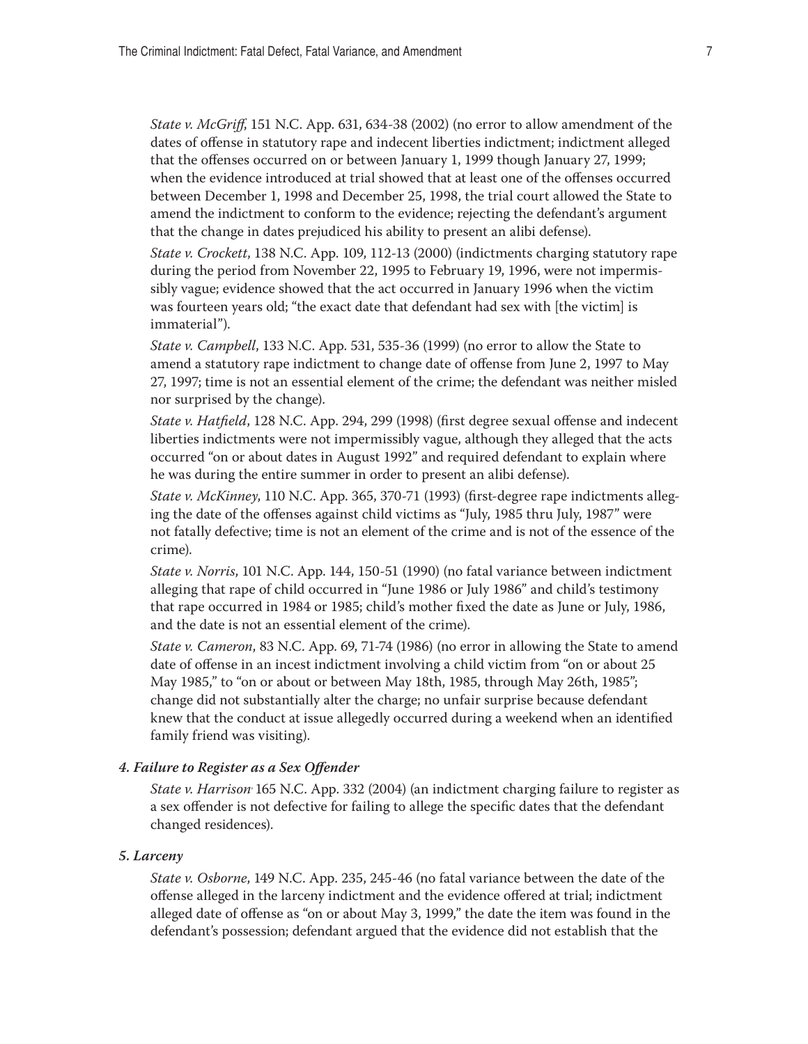*State v. McGriff*, 151 N.C. App. 631, 634-38 (2002) (no error to allow amendment of the dates of offense in statutory rape and indecent liberties indictment; indictment alleged that the offenses occurred on or between January 1, 1999 though January 27, 1999; when the evidence introduced at trial showed that at least one of the offenses occurred between December 1, 1998 and December 25, 1998, the trial court allowed the State to amend the indictment to conform to the evidence; rejecting the defendant's argument that the change in dates prejudiced his ability to present an alibi defense).

*State v. Crockett*, 138 N.C. App. 109, 112-13 (2000) (indictments charging statutory rape during the period from November 22, 1995 to February 19, 1996, were not impermissibly vague; evidence showed that the act occurred in January 1996 when the victim was fourteen years old; "the exact date that defendant had sex with [the victim] is immaterial").

*State v. Campbell*, 133 N.C. App. 531, 535-36 (1999) (no error to allow the State to amend a statutory rape indictment to change date of offense from June 2, 1997 to May 27, 1997; time is not an essential element of the crime; the defendant was neither misled nor surprised by the change).

*State v. Hatfield*, 128 N.C. App. 294, 299 (1998) (first degree sexual offense and indecent liberties indictments were not impermissibly vague, although they alleged that the acts occurred "on or about dates in August 1992" and required defendant to explain where he was during the entire summer in order to present an alibi defense).

*State v. McKinney*, 110 N.C. App. 365, 370-71 (1993) (first-degree rape indictments alleging the date of the offenses against child victims as "July, 1985 thru July, 1987" were not fatally defective; time is not an element of the crime and is not of the essence of the crime).

*State v. Norris*, 101 N.C. App. 144, 150-51 (1990) (no fatal variance between indictment alleging that rape of child occurred in "June 1986 or July 1986" and child's testimony that rape occurred in 1984 or 1985; child's mother fixed the date as June or July, 1986, and the date is not an essential element of the crime).

*State v. Cameron*, 83 N.C. App. 69, 71-74 (1986) (no error in allowing the State to amend date of offense in an incest indictment involving a child victim from "on or about 25 May 1985," to "on or about or between May 18th, 1985, through May 26th, 1985"; change did not substantially alter the charge; no unfair surprise because defendant knew that the conduct at issue allegedly occurred during a weekend when an identified family friend was visiting).

#### *4. Failure to Register as a Sex Offender*

*State v. Harrison*, 165 N.C. App. 332 (2004) (an indictment charging failure to register as a sex offender is not defective for failing to allege the specific dates that the defendant changed residences).

#### *5. Larceny*

*State v. Osborne*, 149 N.C. App. 235, 245-46 (no fatal variance between the date of the offense alleged in the larceny indictment and the evidence offered at trial; indictment alleged date of offense as "on or about May 3, 1999," the date the item was found in the defendant's possession; defendant argued that the evidence did not establish that the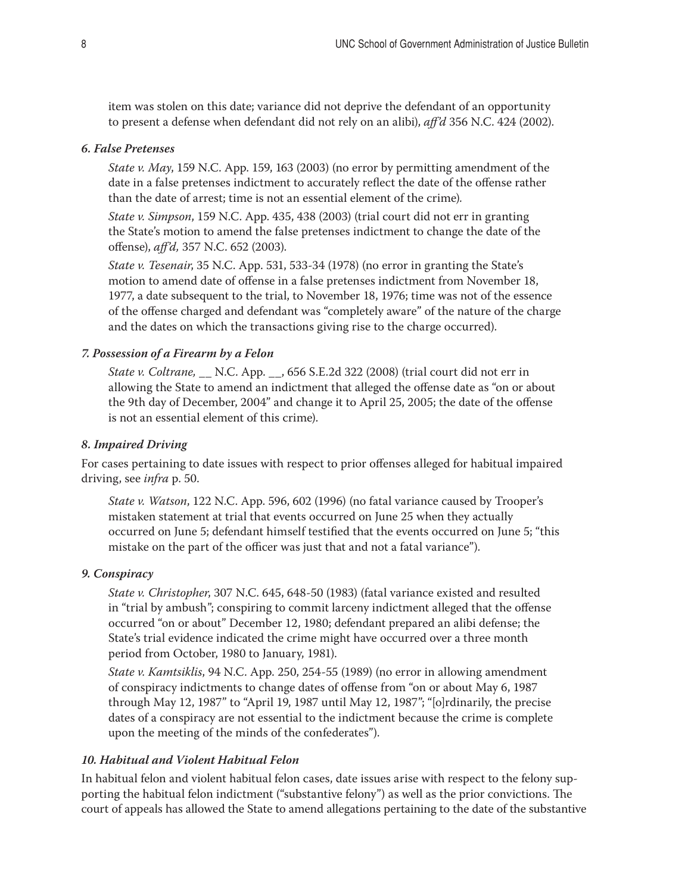item was stolen on this date; variance did not deprive the defendant of an opportunity to present a defense when defendant did not rely on an alibi), *aff'd* 356 N.C. 424 (2002).

### *6. False Pretenses*

*State v. May*, 159 N.C. App. 159, 163 (2003) (no error by permitting amendment of the date in a false pretenses indictment to accurately reflect the date of the offense rather than the date of arrest; time is not an essential element of the crime).

*State v. Simpson*, 159 N.C. App. 435, 438 (2003) (trial court did not err in granting the State's motion to amend the false pretenses indictment to change the date of the offense), *aff'd,* 357 N.C. 652 (2003).

*State v. Tesenair*, 35 N.C. App. 531, 533-34 (1978) (no error in granting the State's motion to amend date of offense in a false pretenses indictment from November 18, 1977, a date subsequent to the trial, to November 18, 1976; time was not of the essence of the offense charged and defendant was "completely aware" of the nature of the charge and the dates on which the transactions giving rise to the charge occurred).

### *7. Possession of a Firearm by a Felon*

*State v. Coltrane,* __ N.C. App. __, 656 S.E.2d 322 (2008) (trial court did not err in allowing the State to amend an indictment that alleged the offense date as "on or about the 9th day of December, 2004" and change it to April 25, 2005; the date of the offense is not an essential element of this crime).

### *8. Impaired Driving*

For cases pertaining to date issues with respect to prior offenses alleged for habitual impaired driving, see *infra* p. 50.

*State v. Watson*, 122 N.C. App. 596, 602 (1996) (no fatal variance caused by Trooper's mistaken statement at trial that events occurred on June 25 when they actually occurred on June 5; defendant himself testified that the events occurred on June 5; "this mistake on the part of the officer was just that and not a fatal variance").

### *9. Conspiracy*

*State v. Christopher*, 307 N.C. 645, 648-50 (1983) (fatal variance existed and resulted in "trial by ambush"; conspiring to commit larceny indictment alleged that the offense occurred "on or about" December 12, 1980; defendant prepared an alibi defense; the State's trial evidence indicated the crime might have occurred over a three month period from October, 1980 to January, 1981).

*State v. Kamtsiklis*, 94 N.C. App. 250, 254-55 (1989) (no error in allowing amendment of conspiracy indictments to change dates of offense from "on or about May 6, 1987 through May 12, 1987" to "April 19, 1987 until May 12, 1987"; "[o]rdinarily, the precise dates of a conspiracy are not essential to the indictment because the crime is complete upon the meeting of the minds of the confederates").

### *10. Habitual and Violent Habitual Felon*

In habitual felon and violent habitual felon cases, date issues arise with respect to the felony supporting the habitual felon indictment ("substantive felony") as well as the prior convictions. The court of appeals has allowed the State to amend allegations pertaining to the date of the substantive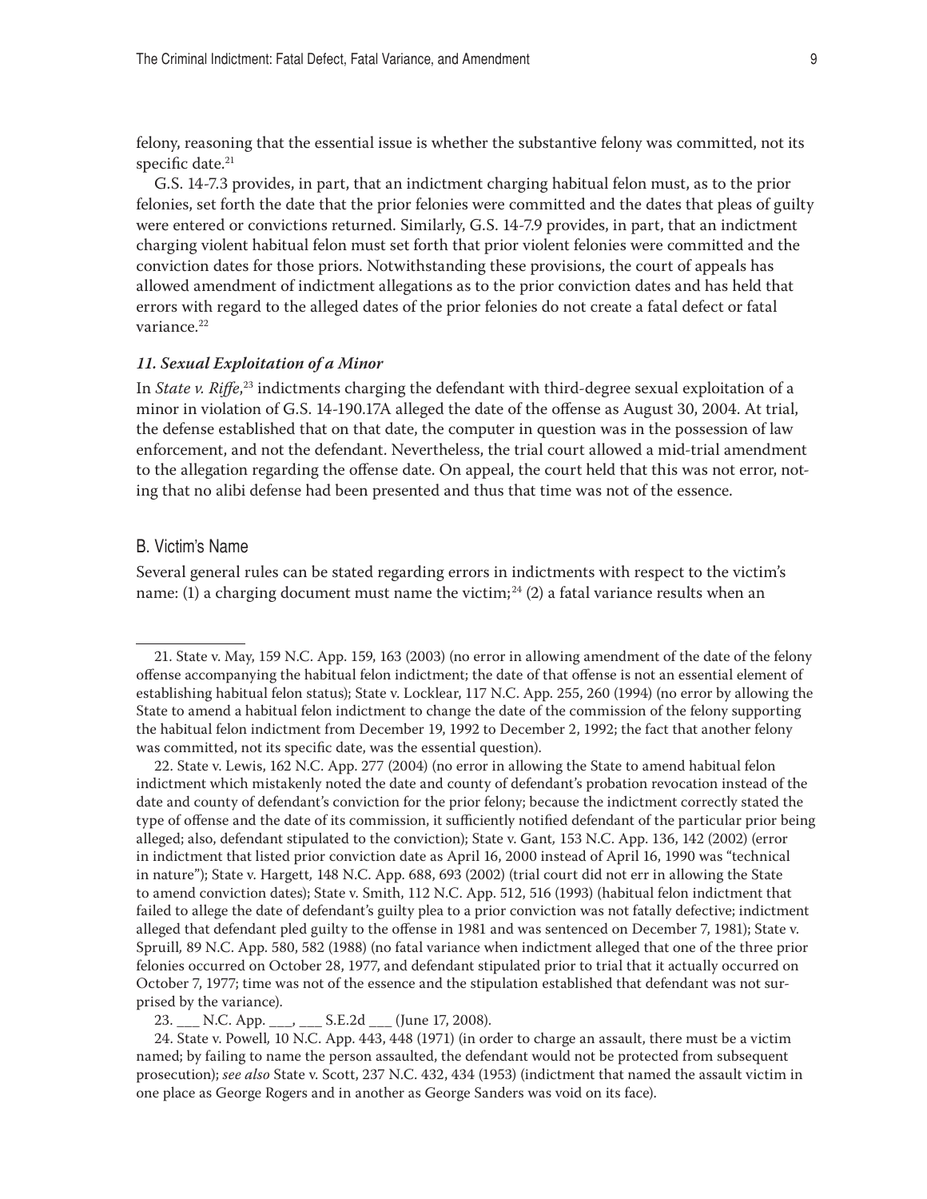felony, reasoning that the essential issue is whether the substantive felony was committed, not its specific date.[21]

G.S. 14-7.3 provides, in part, that an indictment charging habitual felon must, as to the prior felonies, set forth the date that the prior felonies were committed and the dates that pleas of guilty were entered or convictions returned. Similarly, G.S. 14-7.9 provides, in part, that an indictment charging violent habitual felon must set forth that prior violent felonies were committed and the conviction dates for those priors. Notwithstanding these provisions, the court of appeals has allowed amendment of indictment allegations as to the prior conviction dates and has held that errors with regard to the alleged dates of the prior felonies do not create a fatal defect or fatal variance.[22]

#### *11. Sexual Exploitation of a Minor*

In *State v. Riffe*,[23] indictments charging the defendant with third-degree sexual exploitation of a minor in violation of G.S. 14-190.17A alleged the date of the offense as August 30, 2004. At trial, the defense established that on that date, the computer in question was in the possession of law enforcement, and not the defendant. Nevertheless, the trial court allowed a mid-trial amendment to the allegation regarding the offense date. On appeal, the court held that this was not error, noting that no alibi defense had been presented and thus that time was not of the essence.

### B. Victim's Name

Several general rules can be stated regarding errors in indictments with respect to the victim's name: (1) a charging document must name the victim;[24] (2) a fatal variance results when an

---

21. State v. May, 159 N.C. App. 159, 163 (2003) (no error in allowing amendment of the date of the felony offense accompanying the habitual felon indictment; the date of that offense is not an essential element of establishing habitual felon status); State v. Locklear, 117 N.C. App. 255, 260 (1994) (no error by allowing the State to amend a habitual felon indictment to change the date of the commission of the felony supporting the habitual felon indictment from December 19, 1992 to December 2, 1992; the fact that another felony was committed, not its specific date, was the essential question).

22. State v. Lewis, 162 N.C. App. 277 (2004) (no error in allowing the State to amend habitual felon indictment which mistakenly noted the date and county of defendant's probation revocation instead of the date and county of defendant's conviction for the prior felony; because the indictment correctly stated the type of offense and the date of its commission, it sufficiently notified defendant of the particular prior being alleged; also, defendant stipulated to the conviction); State v. Gant, 153 N.C. App. 136, 142 (2002) (error in indictment that listed prior conviction date as April 16, 2000 instead of April 16, 1990 was "technical in nature"); State v. Hargett, 148 N.C. App. 688, 693 (2002) (trial court did not err in allowing the State to amend conviction dates); State v. Smith, 112 N.C. App. 512, 516 (1993) (habitual felon indictment that failed to allege the date of defendant's guilty plea to a prior conviction was not fatally defective; indictment alleged that defendant pled guilty to the offense in 1981 and was sentenced on December 7, 1981); State v. Spruill, 89 N.C. App. 580, 582 (1988) (no fatal variance when indictment alleged that one of the three prior felonies occurred on October 28, 1977, and defendant stipulated prior to trial that it actually occurred on October 7, 1977; time was not of the essence and the stipulation established that defendant was not surprised by the variance).

23. ___ N.C. App. ___, ___ S.E.2d ___ (June 17, 2008).

24. State v. Powell, 10 N.C. App. 443, 448 (1971) (in order to charge an assault, there must be a victim named; by failing to name the person assaulted, the defendant would not be protected from subsequent prosecution); *see also* State v. Scott, 237 N.C. 432, 434 (1953) (indictment that named the assault victim in one place as George Rogers and in another as George Sanders was void on its face).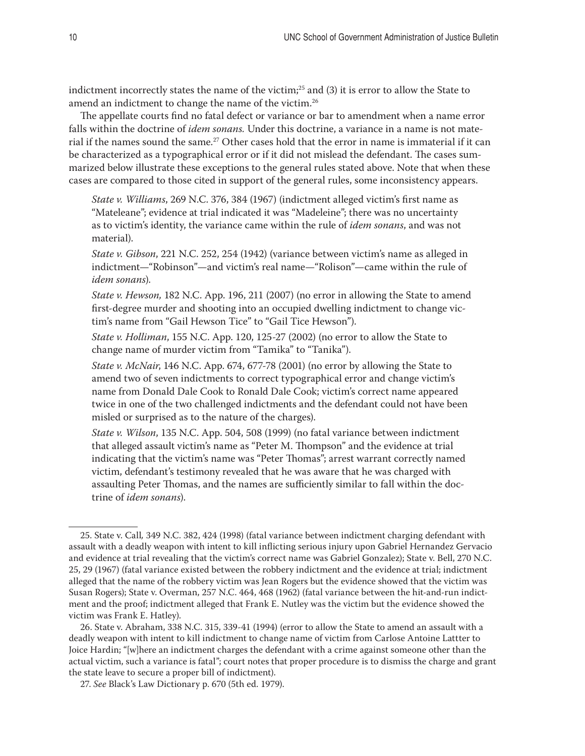indictment incorrectly states the name of the victim;[25] and (3) it is error to allow the State to amend an indictment to change the name of the victim.[26]

The appellate courts find no fatal defect or variance or bar to amendment when a name error falls within the doctrine of *idem sonans.* Under this doctrine, a variance in a name is not material if the names sound the same.[27] Other cases hold that the error in name is immaterial if it can be characterized as a typographical error or if it did not mislead the defendant. The cases summarized below illustrate these exceptions to the general rules stated above. Note that when these cases are compared to those cited in support of the general rules, some inconsistency appears.

> *State v. Williams*, 269 N.C. 376, 384 (1967) (indictment alleged victim's first name as "Mateleane"; evidence at trial indicated it was "Madeleine"; there was no uncertainty as to victim's identity, the variance came within the rule of *idem sonans*, and was not material).
>
> *State v. Gibson*, 221 N.C. 252, 254 (1942) (variance between victim's name as alleged in indictment—"Robinson"—and victim's real name—"Rolison"—came within the rule of *idem sonans*).
>
> *State v. Hewson,* 182 N.C. App. 196, 211 (2007) (no error in allowing the State to amend first-degree murder and shooting into an occupied dwelling indictment to change victim's name from "Gail Hewson Tice" to "Gail Tice Hewson").
>
> *State v. Holliman*, 155 N.C. App. 120, 125-27 (2002) (no error to allow the State to change name of murder victim from "Tamika" to "Tanika").
>
> *State v. McNair*, 146 N.C. App. 674, 677-78 (2001) (no error by allowing the State to amend two of seven indictments to correct typographical error and change victim's name from Donald Dale Cook to Ronald Dale Cook; victim's correct name appeared twice in one of the two challenged indictments and the defendant could not have been misled or surprised as to the nature of the charges).
>
> *State v. Wilson*, 135 N.C. App. 504, 508 (1999) (no fatal variance between indictment that alleged assault victim's name as "Peter M. Thompson" and the evidence at trial indicating that the victim's name was "Peter Thomas"; arrest warrant correctly named victim, defendant's testimony revealed that he was aware that he was charged with assaulting Peter Thomas, and the names are sufficiently similar to fall within the doctrine of *idem sonans*).

---

25. State v. Call*,* 349 N.C. 382, 424 (1998) (fatal variance between indictment charging defendant with assault with a deadly weapon with intent to kill inflicting serious injury upon Gabriel Hernandez Gervacio and evidence at trial revealing that the victim's correct name was Gabriel Gonzalez); State v. Bell, 270 N.C. 25, 29 (1967) (fatal variance existed between the robbery indictment and the evidence at trial; indictment alleged that the name of the robbery victim was Jean Rogers but the evidence showed that the victim was Susan Rogers); State v. Overman, 257 N.C. 464, 468 (1962) (fatal variance between the hit-and-run indictment and the proof; indictment alleged that Frank E. Nutley was the victim but the evidence showed the victim was Frank E. Hatley).

26. State v. Abraham, 338 N.C. 315, 339-41 (1994) (error to allow the State to amend an assault with a deadly weapon with intent to kill indictment to change name of victim from Carlose Antoine Lattter to Joice Hardin; "[w]here an indictment charges the defendant with a crime against someone other than the actual victim, such a variance is fatal"; court notes that proper procedure is to dismiss the charge and grant the state leave to secure a proper bill of indictment).

27. *See* Black's Law Dictionary p. 670 (5th ed. 1979).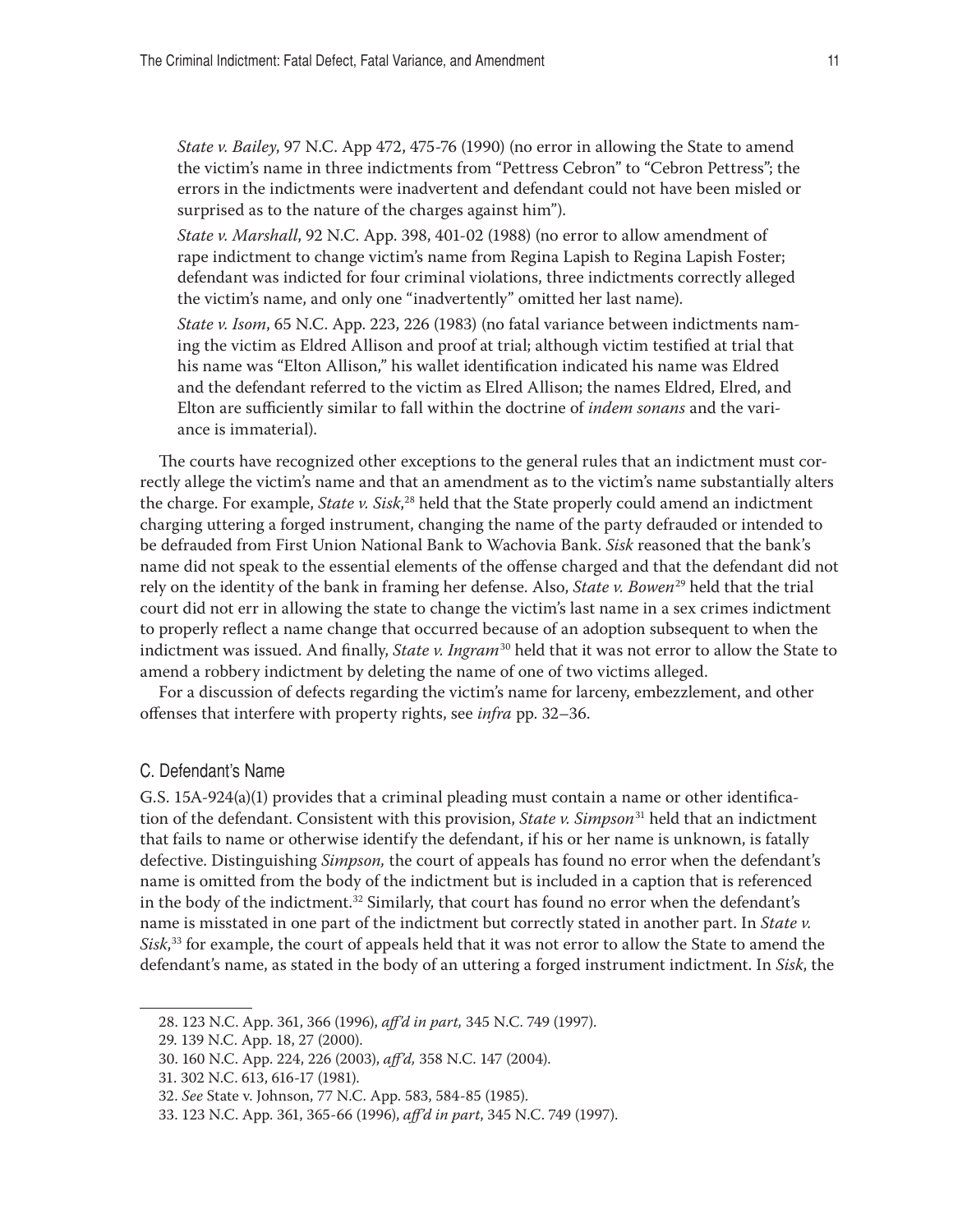*State v. Bailey*, 97 N.C. App 472, 475-76 (1990) (no error in allowing the State to amend the victim's name in three indictments from "Pettress Cebron" to "Cebron Pettress"; the errors in the indictments were inadvertent and defendant could not have been misled or surprised as to the nature of the charges against him").

*State v. Marshall*, 92 N.C. App. 398, 401-02 (1988) (no error to allow amendment of rape indictment to change victim's name from Regina Lapish to Regina Lapish Foster; defendant was indicted for four criminal violations, three indictments correctly alleged the victim's name, and only one "inadvertently" omitted her last name).

*State v. Isom*, 65 N.C. App. 223, 226 (1983) (no fatal variance between indictments naming the victim as Eldred Allison and proof at trial; although victim testified at trial that his name was "Elton Allison," his wallet identification indicated his name was Eldred and the defendant referred to the victim as Elred Allison; the names Eldred, Elred, and Elton are sufficiently similar to fall within the doctrine of *indem sonans* and the variance is immaterial).

The courts have recognized other exceptions to the general rules that an indictment must correctly allege the victim's name and that an amendment as to the victim's name substantially alters the charge. For example, *State v. Sisk*,[28] held that the State properly could amend an indictment charging uttering a forged instrument, changing the name of the party defrauded or intended to be defrauded from First Union National Bank to Wachovia Bank. *Sisk* reasoned that the bank's name did not speak to the essential elements of the offense charged and that the defendant did not rely on the identity of the bank in framing her defense. Also, *State v. Bowen*[29] held that the trial court did not err in allowing the state to change the victim's last name in a sex crimes indictment to properly reflect a name change that occurred because of an adoption subsequent to when the indictment was issued. And finally, *State v. Ingram*[30] held that it was not error to allow the State to amend a robbery indictment by deleting the name of one of two victims alleged.

For a discussion of defects regarding the victim's name for larceny, embezzlement, and other offenses that interfere with property rights, see *infra* pp. 32–36.

### C. Defendant's Name

G.S. 15A-924(a)(1) provides that a criminal pleading must contain a name or other identification of the defendant. Consistent with this provision, *State v. Simpson*[31] held that an indictment that fails to name or otherwise identify the defendant, if his or her name is unknown, is fatally defective. Distinguishing *Simpson,* the court of appeals has found no error when the defendant's name is omitted from the body of the indictment but is included in a caption that is referenced in the body of the indictment.[32] Similarly, that court has found no error when the defendant's name is misstated in one part of the indictment but correctly stated in another part. In *State v. Sisk*,[33] for example, the court of appeals held that it was not error to allow the State to amend the defendant's name, as stated in the body of an uttering a forged instrument indictment. In *Sisk*, the

---

28. 123 N.C. App. 361, 366 (1996), *aff'd in part,* 345 N.C. 749 (1997).

29. 139 N.C. App. 18, 27 (2000).

30. 160 N.C. App. 224, 226 (2003), *aff'd,* 358 N.C. 147 (2004).

31. 302 N.C. 613, 616-17 (1981).

32. *See* State v. Johnson, 77 N.C. App. 583, 584-85 (1985).

33. 123 N.C. App. 361, 365-66 (1996), *aff'd in part*, 345 N.C. 749 (1997).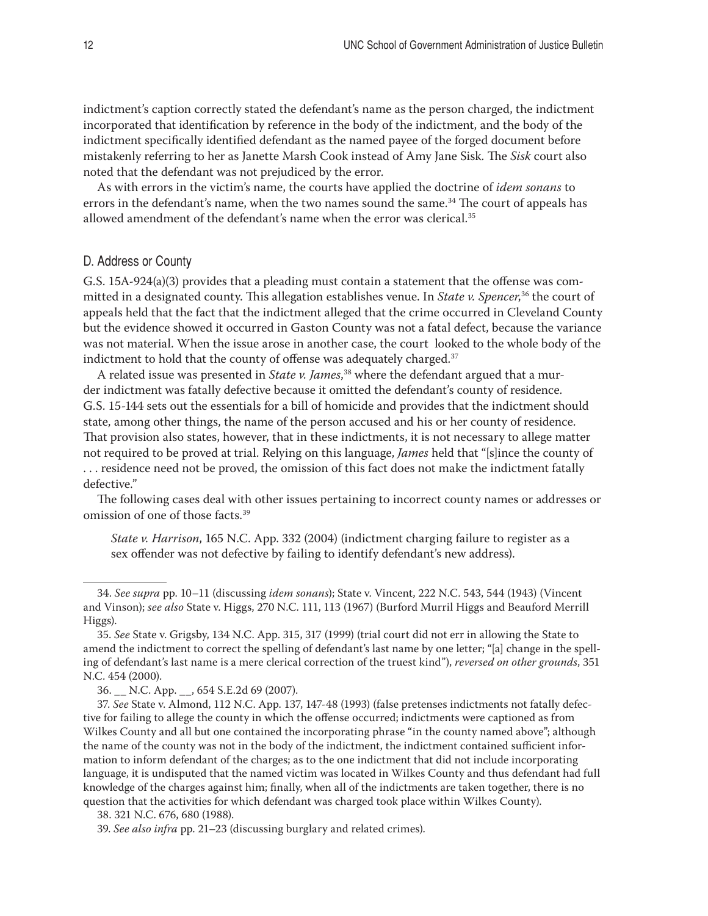indictment's caption correctly stated the defendant's name as the person charged, the indictment incorporated that identification by reference in the body of the indictment, and the body of the indictment specifically identified defendant as the named payee of the forged document before mistakenly referring to her as Janette Marsh Cook instead of Amy Jane Sisk. The *Sisk* court also noted that the defendant was not prejudiced by the error.

As with errors in the victim's name, the courts have applied the doctrine of *idem sonans* to errors in the defendant's name, when the two names sound the same.[34] The court of appeals has allowed amendment of the defendant's name when the error was clerical.[35]

### D. Address or County

G.S. 15A-924(a)(3) provides that a pleading must contain a statement that the offense was committed in a designated county. This allegation establishes venue. In *State v. Spencer*,[36] the court of appeals held that the fact that the indictment alleged that the crime occurred in Cleveland County but the evidence showed it occurred in Gaston County was not a fatal defect, because the variance was not material. When the issue arose in another case, the court looked to the whole body of the indictment to hold that the county of offense was adequately charged.[37]

A related issue was presented in *State v. James*,[38] where the defendant argued that a murder indictment was fatally defective because it omitted the defendant's county of residence. G.S. 15-144 sets out the essentials for a bill of homicide and provides that the indictment should state, among other things, the name of the person accused and his or her county of residence. That provision also states, however, that in these indictments, it is not necessary to allege matter not required to be proved at trial. Relying on this language, *James* held that "[s]ince the county of . . . residence need not be proved, the omission of this fact does not make the indictment fatally defective."

The following cases deal with other issues pertaining to incorrect county names or addresses or omission of one of those facts.[39]

> *State v. Harrison*, 165 N.C. App. 332 (2004) (indictment charging failure to register as a sex offender was not defective by failing to identify defendant's new address).

---

34. *See supra* pp. 10–11 (discussing *idem sonans*); State v. Vincent, 222 N.C. 543, 544 (1943) (Vincent and Vinson); *see also* State v. Higgs, 270 N.C. 111, 113 (1967) (Burford Murril Higgs and Beauford Merrill Higgs).

35. *See* State v. Grigsby, 134 N.C. App. 315, 317 (1999) (trial court did not err in allowing the State to amend the indictment to correct the spelling of defendant's last name by one letter; "[a] change in the spelling of defendant's last name is a mere clerical correction of the truest kind"), *reversed on other grounds*, 351 N.C. 454 (2000).

36. __ N.C. App. __, 654 S.E.2d 69 (2007).

37. *See* State v. Almond, 112 N.C. App. 137, 147-48 (1993) (false pretenses indictments not fatally defective for failing to allege the county in which the offense occurred; indictments were captioned as from Wilkes County and all but one contained the incorporating phrase "in the county named above"; although the name of the county was not in the body of the indictment, the indictment contained sufficient information to inform defendant of the charges; as to the one indictment that did not include incorporating language, it is undisputed that the named victim was located in Wilkes County and thus defendant had full knowledge of the charges against him; finally, when all of the indictments are taken together, there is no question that the activities for which defendant was charged took place within Wilkes County).

38. 321 N.C. 676, 680 (1988).

39. *See also infra* pp. 21–23 (discussing burglary and related crimes).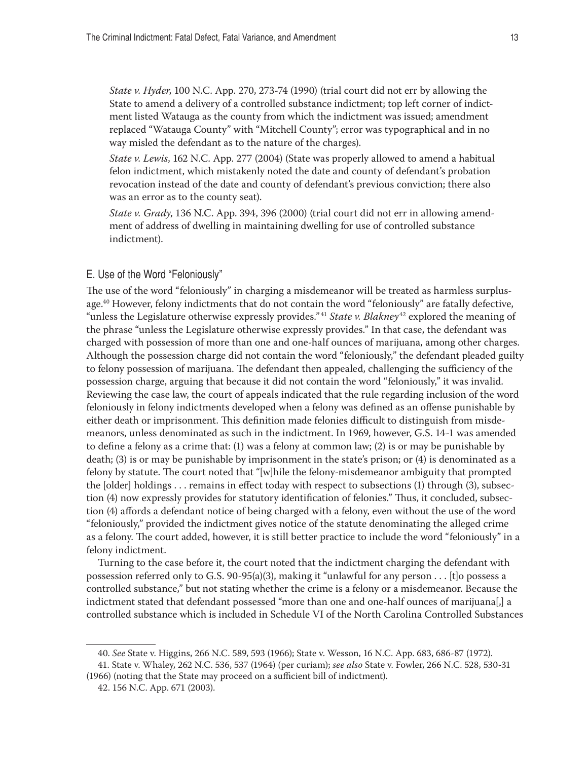*State v. Hyder*, 100 N.C. App. 270, 273-74 (1990) (trial court did not err by allowing the State to amend a delivery of a controlled substance indictment; top left corner of indictment listed Watauga as the county from which the indictment was issued; amendment replaced "Watauga County" with "Mitchell County"; error was typographical and in no way misled the defendant as to the nature of the charges).

*State v. Lewis*, 162 N.C. App. 277 (2004) (State was properly allowed to amend a habitual felon indictment, which mistakenly noted the date and county of defendant's probation revocation instead of the date and county of defendant's previous conviction; there also was an error as to the county seat).

*State v. Grady*, 136 N.C. App. 394, 396 (2000) (trial court did not err in allowing amendment of address of dwelling in maintaining dwelling for use of controlled substance indictment).

## E. Use of the Word "Feloniously"

The use of the word "feloniously" in charging a misdemeanor will be treated as harmless surplusage.[40] However, felony indictments that do not contain the word "feloniously" are fatally defective, "unless the Legislature otherwise expressly provides."[41] *State v. Blakney*[42] explored the meaning of the phrase "unless the Legislature otherwise expressly provides." In that case, the defendant was charged with possession of more than one and one-half ounces of marijuana, among other charges. Although the possession charge did not contain the word "feloniously," the defendant pleaded guilty to felony possession of marijuana. The defendant then appealed, challenging the sufficiency of the possession charge, arguing that because it did not contain the word "feloniously," it was invalid. Reviewing the case law, the court of appeals indicated that the rule regarding inclusion of the word feloniously in felony indictments developed when a felony was defined as an offense punishable by either death or imprisonment. This definition made felonies difficult to distinguish from misdemeanors, unless denominated as such in the indictment. In 1969, however, G.S. 14-1 was amended to define a felony as a crime that: (1) was a felony at common law; (2) is or may be punishable by death; (3) is or may be punishable by imprisonment in the state's prison; or (4) is denominated as a felony by statute. The court noted that "[w]hile the felony-misdemeanor ambiguity that prompted the [older] holdings . . . remains in effect today with respect to subsections (1) through (3), subsection (4) now expressly provides for statutory identification of felonies." Thus, it concluded, subsection (4) affords a defendant notice of being charged with a felony, even without the use of the word "feloniously," provided the indictment gives notice of the statute denominating the alleged crime as a felony. The court added, however, it is still better practice to include the word "feloniously" in a felony indictment.

Turning to the case before it, the court noted that the indictment charging the defendant with possession referred only to G.S. 90-95(a)(3), making it "unlawful for any person . . . [t]o possess a controlled substance," but not stating whether the crime is a felony or a misdemeanor. Because the indictment stated that defendant possessed "more than one and one-half ounces of marijuana[,] a controlled substance which is included in Schedule VI of the North Carolina Controlled Substances

---

40. *See* State v. Higgins, 266 N.C. 589, 593 (1966); State v. Wesson, 16 N.C. App. 683, 686-87 (1972).

41. State v. Whaley, 262 N.C. 536, 537 (1964) (per curiam); *see also* State v. Fowler, 266 N.C. 528, 530-31 (1966) (noting that the State may proceed on a sufficient bill of indictment).

42. 156 N.C. App. 671 (2003).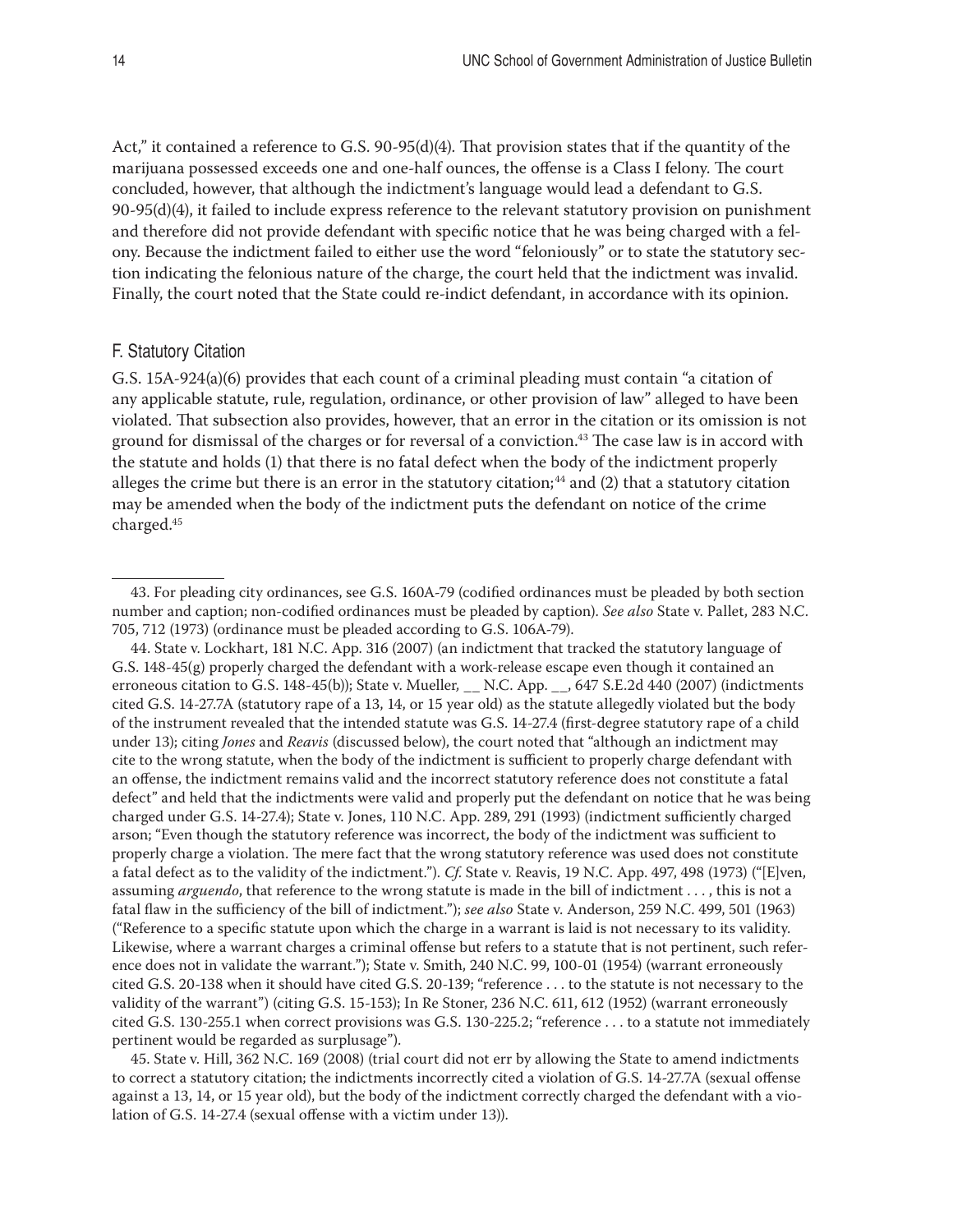Act," it contained a reference to G.S. 90-95(d)(4). That provision states that if the quantity of the marijuana possessed exceeds one and one-half ounces, the offense is a Class I felony. The court concluded, however, that although the indictment's language would lead a defendant to G.S. 90-95(d)(4), it failed to include express reference to the relevant statutory provision on punishment and therefore did not provide defendant with specific notice that he was being charged with a felony. Because the indictment failed to either use the word "feloniously" or to state the statutory section indicating the felonious nature of the charge, the court held that the indictment was invalid. Finally, the court noted that the State could re-indict defendant, in accordance with its opinion.

### F. Statutory Citation

G.S. 15A-924(a)(6) provides that each count of a criminal pleading must contain "a citation of any applicable statute, rule, regulation, ordinance, or other provision of law" alleged to have been violated. That subsection also provides, however, that an error in the citation or its omission is not ground for dismissal of the charges or for reversal of a conviction.[43] The case law is in accord with the statute and holds (1) that there is no fatal defect when the body of the indictment properly alleges the crime but there is an error in the statutory citation;[44] and (2) that a statutory citation may be amended when the body of the indictment puts the defendant on notice of the crime charged.[45]

---

43. For pleading city ordinances, see G.S. 160A-79 (codified ordinances must be pleaded by both section number and caption; non-codified ordinances must be pleaded by caption). *See also* State v. Pallet, 283 N.C. 705, 712 (1973) (ordinance must be pleaded according to G.S. 106A-79).

44. State v. Lockhart, 181 N.C. App. 316 (2007) (an indictment that tracked the statutory language of G.S. 148-45(g) properly charged the defendant with a work-release escape even though it contained an erroneous citation to G.S. 148-45(b)); State v. Mueller, __ N.C. App. __, 647 S.E.2d 440 (2007) (indictments cited G.S. 14-27.7A (statutory rape of a 13, 14, or 15 year old) as the statute allegedly violated but the body of the instrument revealed that the intended statute was G.S. 14-27.4 (first-degree statutory rape of a child under 13); citing *Jones* and *Reavis* (discussed below), the court noted that "although an indictment may cite to the wrong statute, when the body of the indictment is sufficient to properly charge defendant with an offense, the indictment remains valid and the incorrect statutory reference does not constitute a fatal defect" and held that the indictments were valid and properly put the defendant on notice that he was being charged under G.S. 14-27.4); State v. Jones, 110 N.C. App. 289, 291 (1993) (indictment sufficiently charged arson; "Even though the statutory reference was incorrect, the body of the indictment was sufficient to properly charge a violation. The mere fact that the wrong statutory reference was used does not constitute a fatal defect as to the validity of the indictment."). *Cf.* State v. Reavis, 19 N.C. App. 497, 498 (1973) ("[E]ven, assuming *arguendo*, that reference to the wrong statute is made in the bill of indictment . . . , this is not a fatal flaw in the sufficiency of the bill of indictment."); *see also* State v. Anderson, 259 N.C. 499, 501 (1963) ("Reference to a specific statute upon which the charge in a warrant is laid is not necessary to its validity. Likewise, where a warrant charges a criminal offense but refers to a statute that is not pertinent, such reference does not in validate the warrant."); State v. Smith, 240 N.C. 99, 100-01 (1954) (warrant erroneously cited G.S. 20-138 when it should have cited G.S. 20-139; "reference . . . to the statute is not necessary to the validity of the warrant") (citing G.S. 15-153); In Re Stoner, 236 N.C. 611, 612 (1952) (warrant erroneously cited G.S. 130-255.1 when correct provisions was G.S. 130-225.2; "reference . . . to a statute not immediately pertinent would be regarded as surplusage").

45. State v. Hill, 362 N.C. 169 (2008) (trial court did not err by allowing the State to amend indictments to correct a statutory citation; the indictments incorrectly cited a violation of G.S. 14-27.7A (sexual offense against a 13, 14, or 15 year old), but the body of the indictment correctly charged the defendant with a violation of G.S. 14-27.4 (sexual offense with a victim under 13)).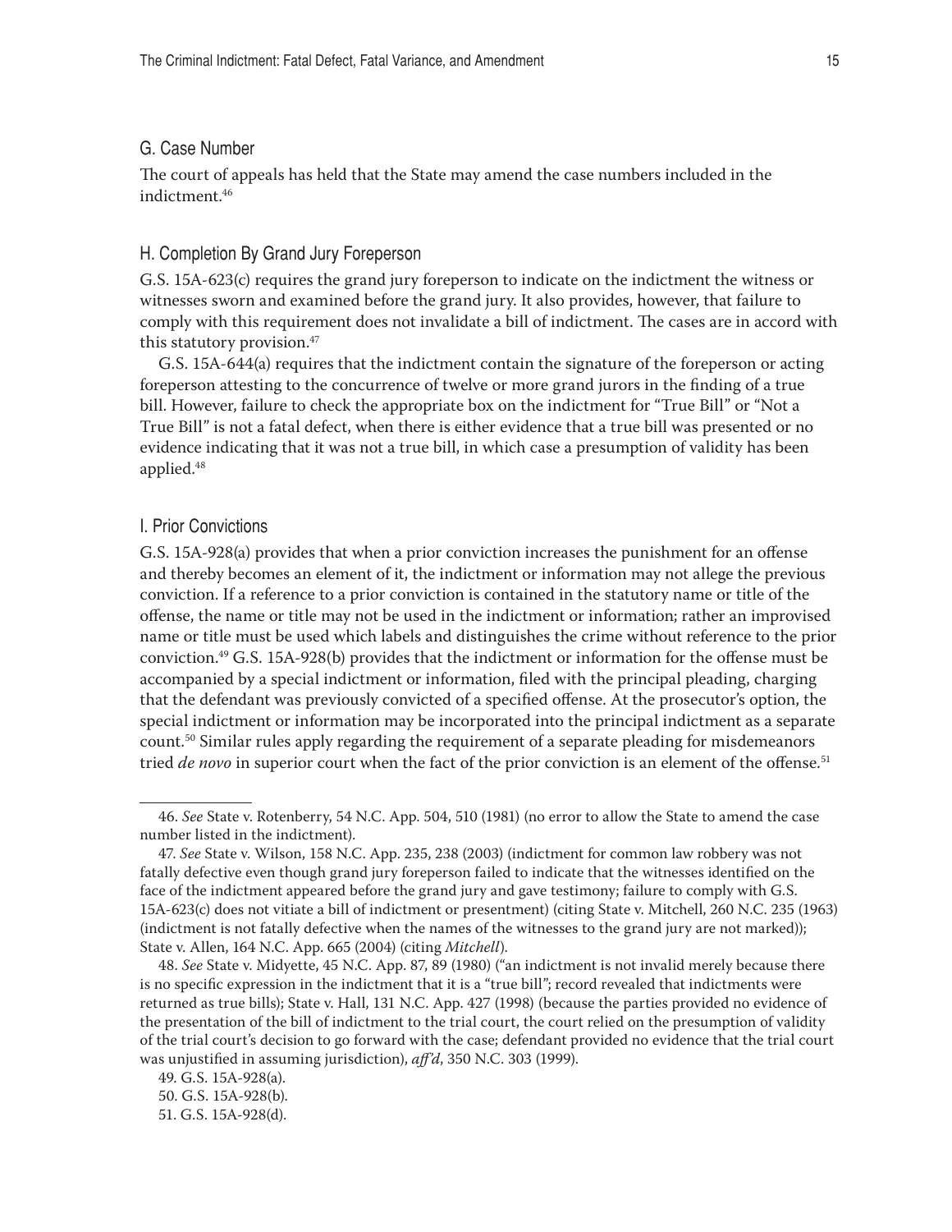## G. Case Number

The court of appeals has held that the State may amend the case numbers included in the indictment.[46]

## H. Completion By Grand Jury Foreperson

G.S. 15A-623(c) requires the grand jury foreperson to indicate on the indictment the witness or witnesses sworn and examined before the grand jury. It also provides, however, that failure to comply with this requirement does not invalidate a bill of indictment. The cases are in accord with this statutory provision.[47]

G.S. 15A-644(a) requires that the indictment contain the signature of the foreperson or acting foreperson attesting to the concurrence of twelve or more grand jurors in the finding of a true bill. However, failure to check the appropriate box on the indictment for "True Bill" or "Not a True Bill" is not a fatal defect, when there is either evidence that a true bill was presented or no evidence indicating that it was not a true bill, in which case a presumption of validity has been applied.[48]

## I. Prior Convictions

G.S. 15A-928(a) provides that when a prior conviction increases the punishment for an offense and thereby becomes an element of it, the indictment or information may not allege the previous conviction. If a reference to a prior conviction is contained in the statutory name or title of the offense, the name or title may not be used in the indictment or information; rather an improvised name or title must be used which labels and distinguishes the crime without reference to the prior conviction.[49] G.S. 15A-928(b) provides that the indictment or information for the offense must be accompanied by a special indictment or information, filed with the principal pleading, charging that the defendant was previously convicted of a specified offense. At the prosecutor's option, the special indictment or information may be incorporated into the principal indictment as a separate count.[50] Similar rules apply regarding the requirement of a separate pleading for misdemeanors tried *de novo* in superior court when the fact of the prior conviction is an element of the offense.[51]

---

46. *See* State v. Rotenberry, 54 N.C. App. 504, 510 (1981) (no error to allow the State to amend the case number listed in the indictment).

47. *See* State v. Wilson, 158 N.C. App. 235, 238 (2003) (indictment for common law robbery was not fatally defective even though grand jury foreperson failed to indicate that the witnesses identified on the face of the indictment appeared before the grand jury and gave testimony; failure to comply with G.S. 15A-623(c) does not vitiate a bill of indictment or presentment) (citing State v. Mitchell, 260 N.C. 235 (1963) (indictment is not fatally defective when the names of the witnesses to the grand jury are not marked)); State v. Allen, 164 N.C. App. 665 (2004) (citing *Mitchell*).

48. *See* State v. Midyette, 45 N.C. App. 87, 89 (1980) ("an indictment is not invalid merely because there is no specific expression in the indictment that it is a "true bill"; record revealed that indictments were returned as true bills); State v. Hall, 131 N.C. App. 427 (1998) (because the parties provided no evidence of the presentation of the bill of indictment to the trial court, the court relied on the presumption of validity of the trial court's decision to go forward with the case; defendant provided no evidence that the trial court was unjustified in assuming jurisdiction), *aff'd*, 350 N.C. 303 (1999).

49. G.S. 15A-928(a).

50. G.S. 15A-928(b).

51. G.S. 15A-928(d).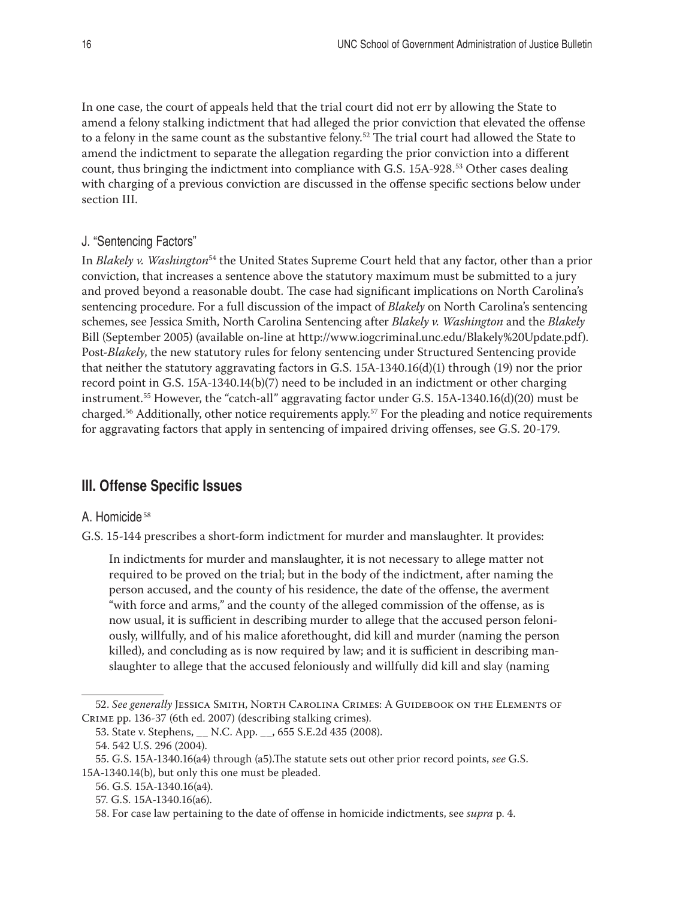In one case, the court of appeals held that the trial court did not err by allowing the State to amend a felony stalking indictment that had alleged the prior conviction that elevated the offense to a felony in the same count as the substantive felony.[52] The trial court had allowed the State to amend the indictment to separate the allegation regarding the prior conviction into a different count, thus bringing the indictment into compliance with G.S. 15A-928.[53] Other cases dealing with charging of a previous conviction are discussed in the offense specific sections below under section III.

### J. "Sentencing Factors"

In *Blakely v. Washington*[54] the United States Supreme Court held that any factor, other than a prior conviction, that increases a sentence above the statutory maximum must be submitted to a jury and proved beyond a reasonable doubt. The case had significant implications on North Carolina's sentencing procedure. For a full discussion of the impact of *Blakely* on North Carolina's sentencing schemes, see Jessica Smith, North Carolina Sentencing after *Blakely v. Washington* and the *Blakely* Bill (September 2005) (available on-line at http://www.iogcriminal.unc.edu/Blakely%20Update.pdf). Post-*Blakely*, the new statutory rules for felony sentencing under Structured Sentencing provide that neither the statutory aggravating factors in G.S. 15A-1340.16(d)(1) through (19) nor the prior record point in G.S. 15A-1340.14(b)(7) need to be included in an indictment or other charging instrument.[55] However, the "catch-all" aggravating factor under G.S. 15A-1340.16(d)(20) must be charged.[56] Additionally, other notice requirements apply.[57] For the pleading and notice requirements for aggravating factors that apply in sentencing of impaired driving offenses, see G.S. 20-179.

## III. Offense Specific Issues

### A. Homicide[58]

G.S. 15-144 prescribes a short-form indictment for murder and manslaughter. It provides:

> In indictments for murder and manslaughter, it is not necessary to allege matter not required to be proved on the trial; but in the body of the indictment, after naming the person accused, and the county of his residence, the date of the offense, the averment "with force and arms," and the county of the alleged commission of the offense, as is now usual, it is sufficient in describing murder to allege that the accused person feloniously, willfully, and of his malice aforethought, did kill and murder (naming the person killed), and concluding as is now required by law; and it is sufficient in describing manslaughter to allege that the accused feloniously and willfully did kill and slay (naming

---

52. *See generally* Jessica Smith, North Carolina Crimes: A Guidebook on the Elements of Crime pp. 136-37 (6th ed. 2007) (describing stalking crimes).

53. State v. Stephens, __ N.C. App. __, 655 S.E.2d 435 (2008).

54. 542 U.S. 296 (2004).

55. G.S. 15A-1340.16(a4) through (a5). The statute sets out other prior record points, *see* G.S. 15A-1340.14(b), but only this one must be pleaded.

56. G.S. 15A-1340.16(a4).

57. G.S. 15A-1340.16(a6).

58. For case law pertaining to the date of offense in homicide indictments, see *supra* p. 4.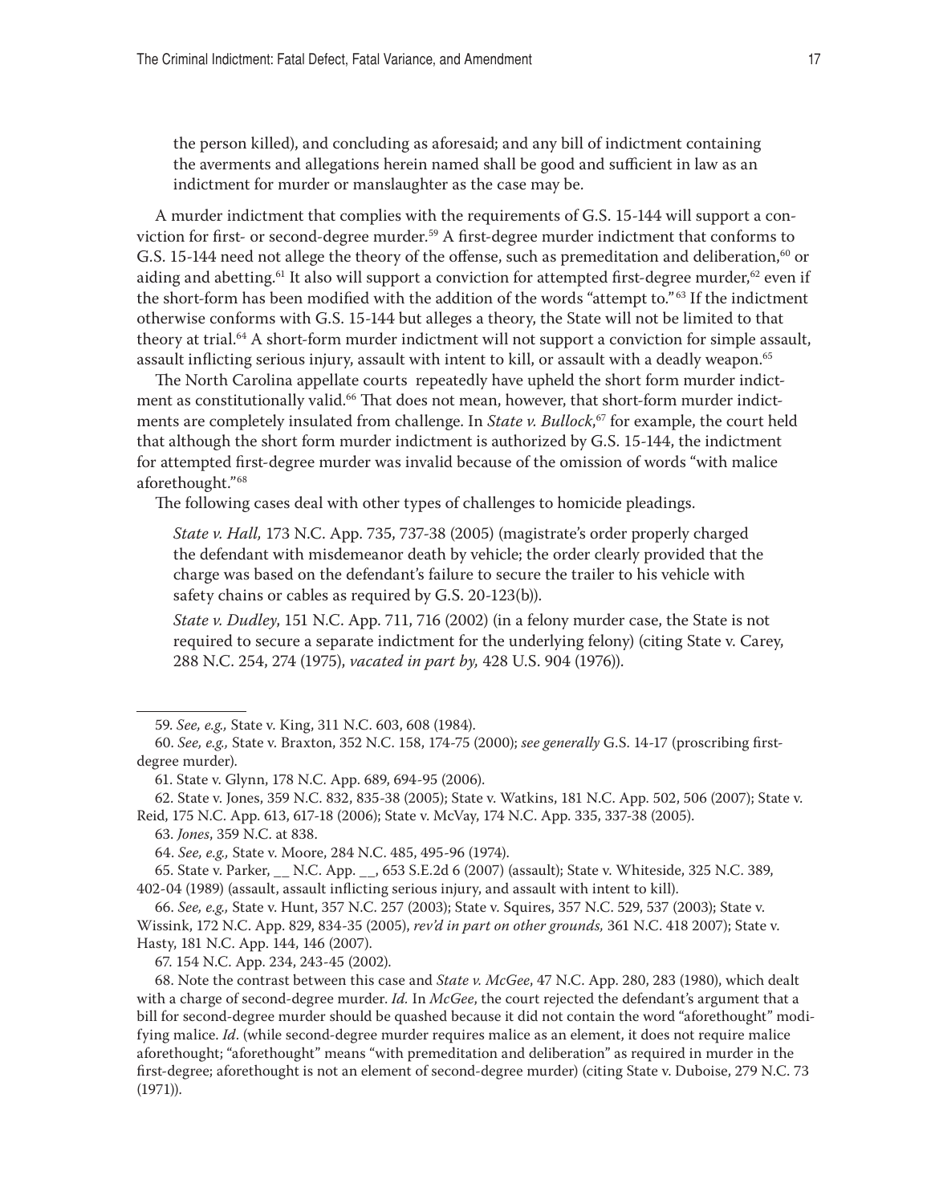the person killed), and concluding as aforesaid; and any bill of indictment containing the averments and allegations herein named shall be good and sufficient in law as an indictment for murder or manslaughter as the case may be.

A murder indictment that complies with the requirements of G.S. 15-144 will support a conviction for first- or second-degree murder.[59] A first-degree murder indictment that conforms to G.S. 15-144 need not allege the theory of the offense, such as premeditation and deliberation,[60] or aiding and abetting.[61] It also will support a conviction for attempted first-degree murder,[62] even if the short-form has been modified with the addition of the words "attempt to."[63] If the indictment otherwise conforms with G.S. 15-144 but alleges a theory, the State will not be limited to that theory at trial.[64] A short-form murder indictment will not support a conviction for simple assault, assault inflicting serious injury, assault with intent to kill, or assault with a deadly weapon.[65]

The North Carolina appellate courts repeatedly have upheld the short form murder indictment as constitutionally valid.[66] That does not mean, however, that short-form murder indictments are completely insulated from challenge. In *State v. Bullock*,[67] for example, the court held that although the short form murder indictment is authorized by G.S. 15-144, the indictment for attempted first-degree murder was invalid because of the omission of words "with malice aforethought."[68]

The following cases deal with other types of challenges to homicide pleadings.

> *State v. Hall,* 173 N.C. App. 735, 737-38 (2005) (magistrate's order properly charged the defendant with misdemeanor death by vehicle; the order clearly provided that the charge was based on the defendant's failure to secure the trailer to his vehicle with safety chains or cables as required by G.S. 20-123(b)).

> *State v. Dudley*, 151 N.C. App. 711, 716 (2002) (in a felony murder case, the State is not required to secure a separate indictment for the underlying felony) (citing State v. Carey, 288 N.C. 254, 274 (1975), *vacated in part by,* 428 U.S. 904 (1976)).

---

59. *See, e.g.,* State v. King, 311 N.C. 603, 608 (1984).

60. *See, e.g.,* State v. Braxton, 352 N.C. 158, 174-75 (2000); *see generally* G.S. 14-17 (proscribing first-degree murder).

61. State v. Glynn, 178 N.C. App. 689, 694-95 (2006).

62. State v. Jones, 359 N.C. 832, 835-38 (2005); State v. Watkins, 181 N.C. App. 502, 506 (2007); State v. Reid, 175 N.C. App. 613, 617-18 (2006); State v. McVay, 174 N.C. App. 335, 337-38 (2005).

63. *Jones*, 359 N.C. at 838.

64. *See, e.g.,* State v. Moore, 284 N.C. 485, 495-96 (1974).

65. State v. Parker, __ N.C. App. __, 653 S.E.2d 6 (2007) (assault); State v. Whiteside, 325 N.C. 389, 402-04 (1989) (assault, assault inflicting serious injury, and assault with intent to kill).

66. *See, e.g.,* State v. Hunt, 357 N.C. 257 (2003); State v. Squires, 357 N.C. 529, 537 (2003); State v. Wissink, 172 N.C. App. 829, 834-35 (2005), *rev'd in part on other grounds,* 361 N.C. 418 2007); State v. Hasty, 181 N.C. App. 144, 146 (2007).

67. 154 N.C. App. 234, 243-45 (2002).

68. Note the contrast between this case and *State v. McGee*, 47 N.C. App. 280, 283 (1980), which dealt with a charge of second-degree murder. *Id.* In *McGee*, the court rejected the defendant's argument that a bill for second-degree murder should be quashed because it did not contain the word "aforethought" modifying malice. *Id*. (while second-degree murder requires malice as an element, it does not require malice aforethought; "aforethought" means "with premeditation and deliberation" as required in murder in the first-degree; aforethought is not an element of second-degree murder) (citing State v. Duboise, 279 N.C. 73 (1971)).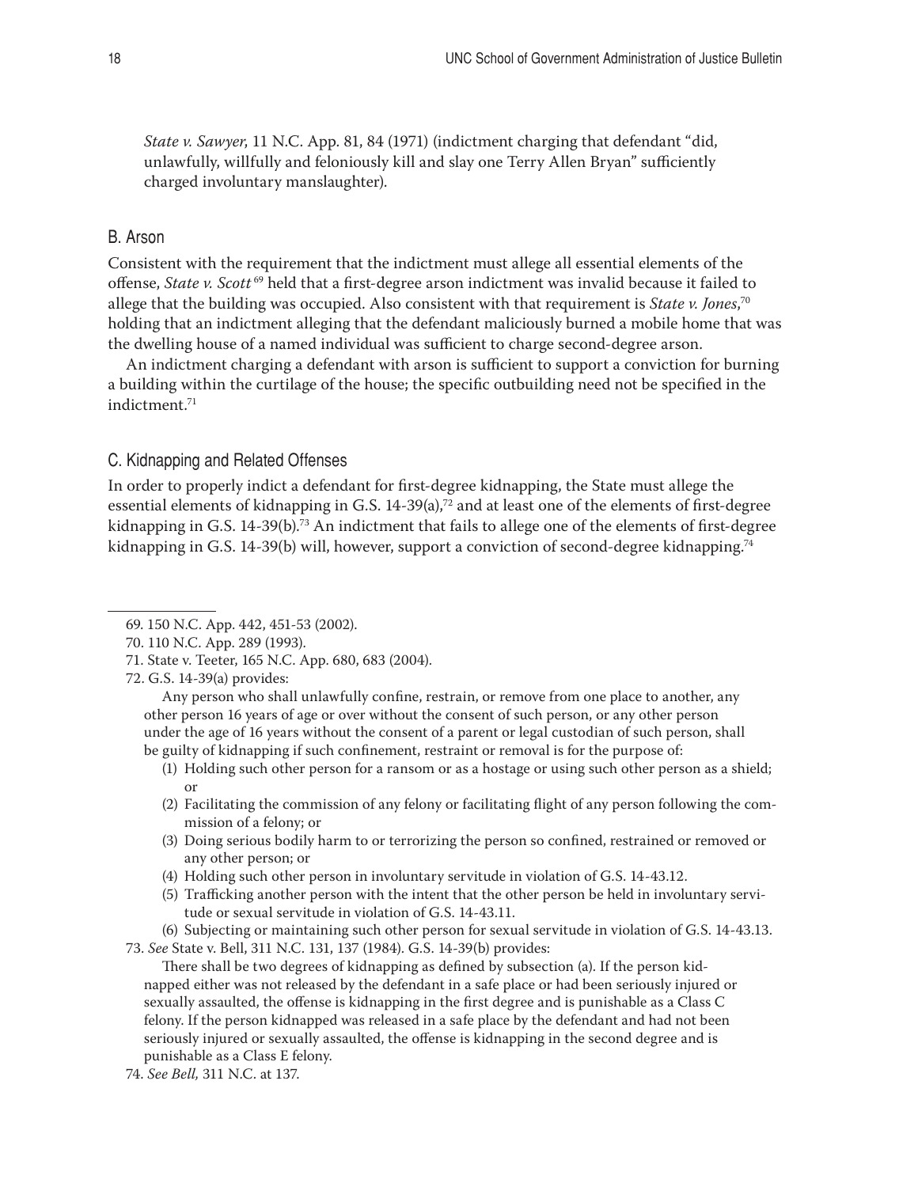*State v. Sawyer*, 11 N.C. App. 81, 84 (1971) (indictment charging that defendant "did, unlawfully, willfully and feloniously kill and slay one Terry Allen Bryan" sufficiently charged involuntary manslaughter).

## B. Arson

Consistent with the requirement that the indictment must allege all essential elements of the offense, *State v. Scott*[69] held that a first-degree arson indictment was invalid because it failed to allege that the building was occupied. Also consistent with that requirement is *State v. Jones*,[70] holding that an indictment alleging that the defendant maliciously burned a mobile home that was the dwelling house of a named individual was sufficient to charge second-degree arson.

An indictment charging a defendant with arson is sufficient to support a conviction for burning a building within the curtilage of the house; the specific outbuilding need not be specified in the indictment.[71]

## C. Kidnapping and Related Offenses

In order to properly indict a defendant for first-degree kidnapping, the State must allege the essential elements of kidnapping in G.S. 14-39(a),[72] and at least one of the elements of first-degree kidnapping in G.S. 14-39(b).[73] An indictment that fails to allege one of the elements of first-degree kidnapping in G.S. 14-39(b) will, however, support a conviction of second-degree kidnapping.[74]

---

69. 150 N.C. App. 442, 451-53 (2002).

70. 110 N.C. App. 289 (1993).

71. State v. Teeter, 165 N.C. App. 680, 683 (2004).

72. G.S. 14-39(a) provides:

Any person who shall unlawfully confine, restrain, or remove from one place to another, any other person 16 years of age or over without the consent of such person, or any other person under the age of 16 years without the consent of a parent or legal custodian of such person, shall be guilty of kidnapping if such confinement, restraint or removal is for the purpose of:

(1) Holding such other person for a ransom or as a hostage or using such other person as a shield; or
(2) Facilitating the commission of any felony or facilitating flight of any person following the commission of a felony; or
(3) Doing serious bodily harm to or terrorizing the person so confined, restrained or removed or any other person; or
(4) Holding such other person in involuntary servitude in violation of G.S. 14-43.12.
(5) Trafficking another person with the intent that the other person be held in involuntary servitude or sexual servitude in violation of G.S. 14-43.11.
(6) Subjecting or maintaining such other person for sexual servitude in violation of G.S. 14-43.13.

73. *See* State v. Bell, 311 N.C. 131, 137 (1984). G.S. 14-39(b) provides:

There shall be two degrees of kidnapping as defined by subsection (a). If the person kidnapped either was not released by the defendant in a safe place or had been seriously injured or sexually assaulted, the offense is kidnapping in the first degree and is punishable as a Class C felony. If the person kidnapped was released in a safe place by the defendant and had not been seriously injured or sexually assaulted, the offense is kidnapping in the second degree and is punishable as a Class E felony.

74. *See Bell,* 311 N.C. at 137.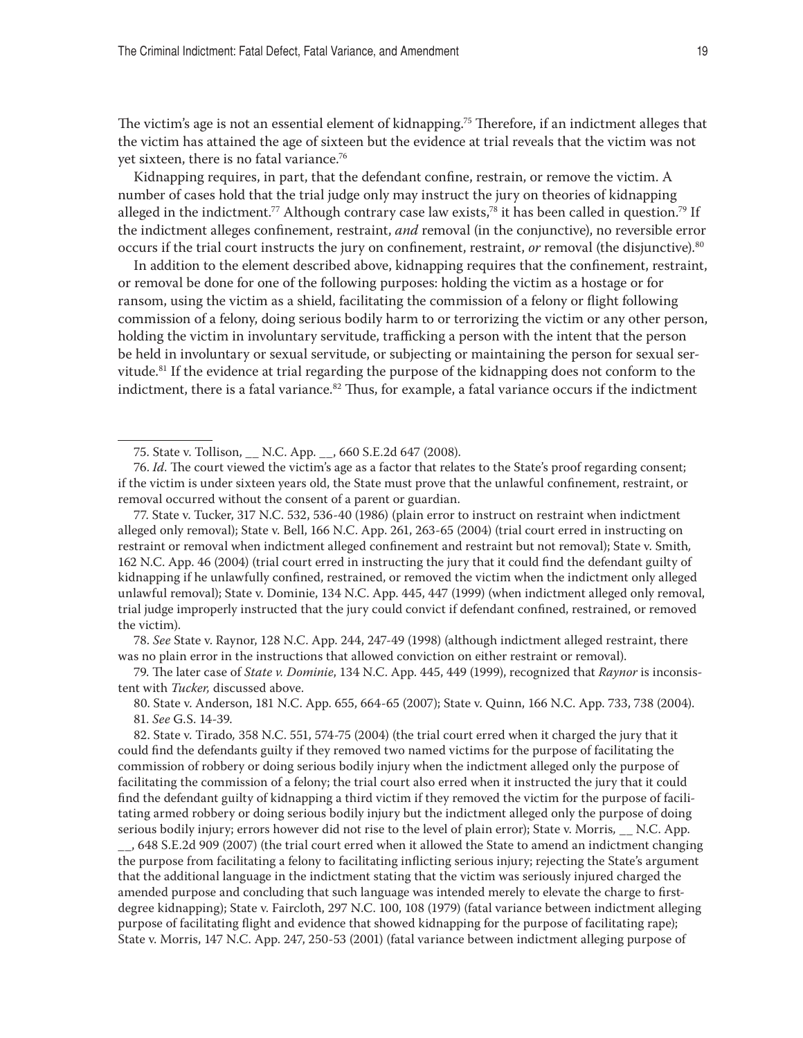The victim's age is not an essential element of kidnapping.[75] Therefore, if an indictment alleges that the victim has attained the age of sixteen but the evidence at trial reveals that the victim was not yet sixteen, there is no fatal variance.[76]

Kidnapping requires, in part, that the defendant confine, restrain, or remove the victim. A number of cases hold that the trial judge only may instruct the jury on theories of kidnapping alleged in the indictment.[77] Although contrary case law exists,[78] it has been called in question.[79] If the indictment alleges confinement, restraint, *and* removal (in the conjunctive), no reversible error occurs if the trial court instructs the jury on confinement, restraint, *or* removal (the disjunctive).[80]

In addition to the element described above, kidnapping requires that the confinement, restraint, or removal be done for one of the following purposes: holding the victim as a hostage or for ransom, using the victim as a shield, facilitating the commission of a felony or flight following commission of a felony, doing serious bodily harm to or terrorizing the victim or any other person, holding the victim in involuntary servitude, trafficking a person with the intent that the person be held in involuntary or sexual servitude, or subjecting or maintaining the person for sexual servitude.[81] If the evidence at trial regarding the purpose of the kidnapping does not conform to the indictment, there is a fatal variance.[82] Thus, for example, a fatal variance occurs if the indictment

---

75. State v. Tollison, __ N.C. App. __, 660 S.E.2d 647 (2008).

76. *Id.* The court viewed the victim's age as a factor that relates to the State's proof regarding consent; if the victim is under sixteen years old, the State must prove that the unlawful confinement, restraint, or removal occurred without the consent of a parent or guardian.

77. State v. Tucker, 317 N.C. 532, 536-40 (1986) (plain error to instruct on restraint when indictment alleged only removal); State v. Bell, 166 N.C. App. 261, 263-65 (2004) (trial court erred in instructing on restraint or removal when indictment alleged confinement and restraint but not removal); State v. Smith, 162 N.C. App. 46 (2004) (trial court erred in instructing the jury that it could find the defendant guilty of kidnapping if he unlawfully confined, restrained, or removed the victim when the indictment only alleged unlawful removal); State v. Dominie, 134 N.C. App. 445, 447 (1999) (when indictment alleged only removal, trial judge improperly instructed that the jury could convict if defendant confined, restrained, or removed the victim).

78. *See* State v. Raynor, 128 N.C. App. 244, 247-49 (1998) (although indictment alleged restraint, there was no plain error in the instructions that allowed conviction on either restraint or removal).

79. The later case of *State v. Dominie*, 134 N.C. App. 445, 449 (1999), recognized that *Raynor* is inconsistent with *Tucker,* discussed above.

80. State v. Anderson, 181 N.C. App. 655, 664-65 (2007); State v. Quinn, 166 N.C. App. 733, 738 (2004).

81. *See* G.S. 14-39.

82. State v. Tirado, 358 N.C. 551, 574-75 (2004) (the trial court erred when it charged the jury that it could find the defendants guilty if they removed two named victims for the purpose of facilitating the commission of robbery or doing serious bodily injury when the indictment alleged only the purpose of facilitating the commission of a felony; the trial court also erred when it instructed the jury that it could find the defendant guilty of kidnapping a third victim if they removed the victim for the purpose of facilitating armed robbery or doing serious bodily injury but the indictment alleged only the purpose of doing serious bodily injury; errors however did not rise to the level of plain error); State v. Morris, __ N.C. App. __, 648 S.E.2d 909 (2007) (the trial court erred when it allowed the State to amend an indictment changing the purpose from facilitating a felony to facilitating inflicting serious injury; rejecting the State's argument that the additional language in the indictment stating that the victim was seriously injured charged the amended purpose and concluding that such language was intended merely to elevate the charge to first-degree kidnapping); State v. Faircloth, 297 N.C. 100, 108 (1979) (fatal variance between indictment alleging purpose of facilitating flight and evidence that showed kidnapping for the purpose of facilitating rape); State v. Morris, 147 N.C. App. 247, 250-53 (2001) (fatal variance between indictment alleging purpose of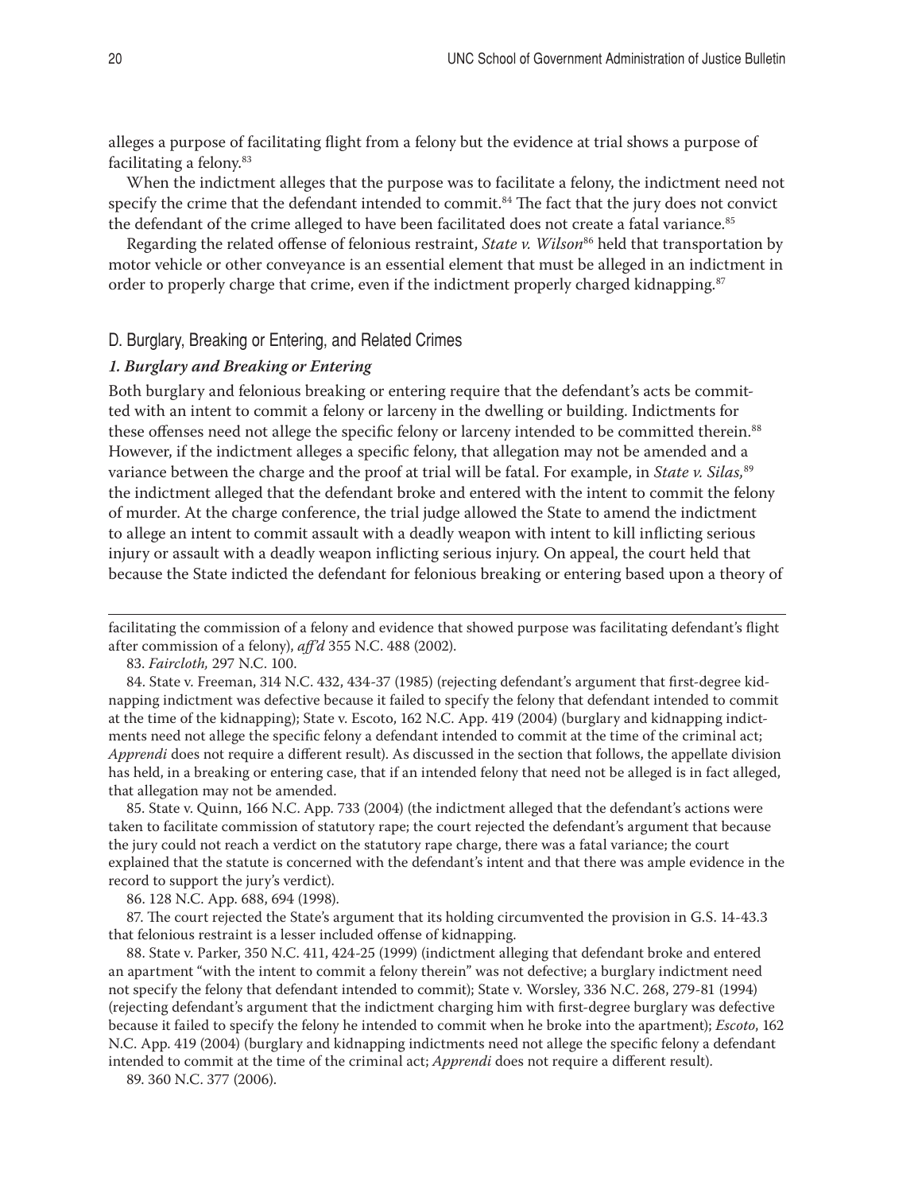alleges a purpose of facilitating flight from a felony but the evidence at trial shows a purpose of facilitating a felony.[83]

When the indictment alleges that the purpose was to facilitate a felony, the indictment need not specify the crime that the defendant intended to commit.[84] The fact that the jury does not convict the defendant of the crime alleged to have been facilitated does not create a fatal variance.[85]

Regarding the related offense of felonious restraint, *State v. Wilson*[86] held that transportation by motor vehicle or other conveyance is an essential element that must be alleged in an indictment in order to properly charge that crime, even if the indictment properly charged kidnapping.[87]

## D. Burglary, Breaking or Entering, and Related Crimes

### *1. Burglary and Breaking or Entering*

Both burglary and felonious breaking or entering require that the defendant's acts be committed with an intent to commit a felony or larceny in the dwelling or building. Indictments for these offenses need not allege the specific felony or larceny intended to be committed therein.[88] However, if the indictment alleges a specific felony, that allegation may not be amended and a variance between the charge and the proof at trial will be fatal. For example, in *State v. Silas,*[89] the indictment alleged that the defendant broke and entered with the intent to commit the felony of murder. At the charge conference, the trial judge allowed the State to amend the indictment to allege an intent to commit assault with a deadly weapon with intent to kill inflicting serious injury or assault with a deadly weapon inflicting serious injury. On appeal, the court held that because the State indicted the defendant for felonious breaking or entering based upon a theory of

---

facilitating the commission of a felony and evidence that showed purpose was facilitating defendant's flight after commission of a felony), *aff'd* 355 N.C. 488 (2002).

83. *Faircloth,* 297 N.C. 100.

84. State v. Freeman, 314 N.C. 432, 434-37 (1985) (rejecting defendant's argument that first-degree kidnapping indictment was defective because it failed to specify the felony that defendant intended to commit at the time of the kidnapping); State v. Escoto, 162 N.C. App. 419 (2004) (burglary and kidnapping indictments need not allege the specific felony a defendant intended to commit at the time of the criminal act; *Apprendi* does not require a different result). As discussed in the section that follows, the appellate division has held, in a breaking or entering case, that if an intended felony that need not be alleged is in fact alleged, that allegation may not be amended.

85. State v. Quinn, 166 N.C. App. 733 (2004) (the indictment alleged that the defendant's actions were taken to facilitate commission of statutory rape; the court rejected the defendant's argument that because the jury could not reach a verdict on the statutory rape charge, there was a fatal variance; the court explained that the statute is concerned with the defendant's intent and that there was ample evidence in the record to support the jury's verdict).

86. 128 N.C. App. 688, 694 (1998).

87. The court rejected the State's argument that its holding circumvented the provision in G.S. 14-43.3 that felonious restraint is a lesser included offense of kidnapping.

88. State v. Parker, 350 N.C. 411, 424-25 (1999) (indictment alleging that defendant broke and entered an apartment "with the intent to commit a felony therein" was not defective; a burglary indictment need not specify the felony that defendant intended to commit); State v. Worsley, 336 N.C. 268, 279-81 (1994) (rejecting defendant's argument that the indictment charging him with first-degree burglary was defective because it failed to specify the felony he intended to commit when he broke into the apartment); *Escoto*, 162 N.C. App. 419 (2004) (burglary and kidnapping indictments need not allege the specific felony a defendant intended to commit at the time of the criminal act; *Apprendi* does not require a different result).

89. 360 N.C. 377 (2006).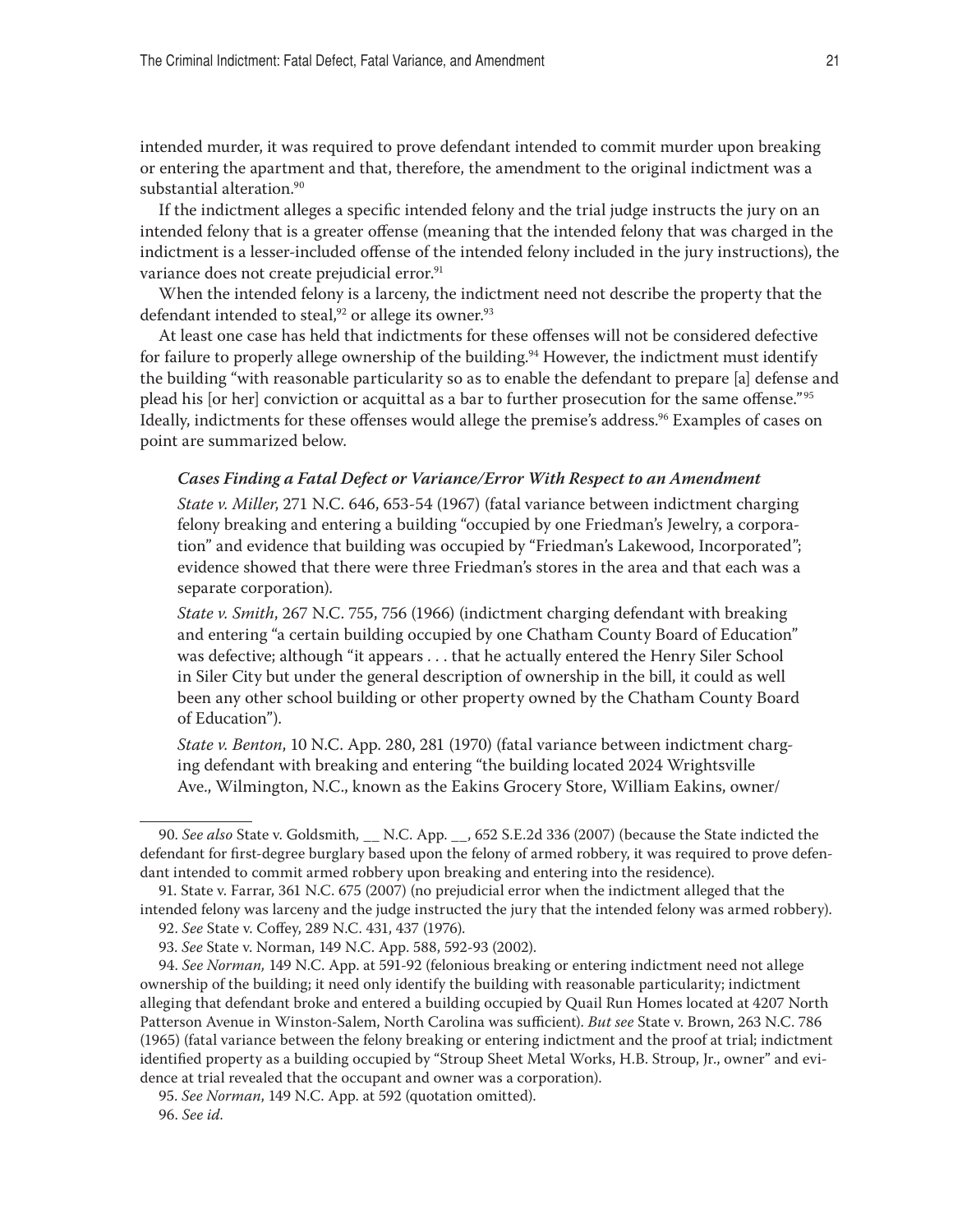intended murder, it was required to prove defendant intended to commit murder upon breaking or entering the apartment and that, therefore, the amendment to the original indictment was a substantial alteration.[90]

If the indictment alleges a specific intended felony and the trial judge instructs the jury on an intended felony that is a greater offense (meaning that the intended felony that was charged in the indictment is a lesser-included offense of the intended felony included in the jury instructions), the variance does not create prejudicial error.[91]

When the intended felony is a larceny, the indictment need not describe the property that the defendant intended to steal,[92] or allege its owner.[93]

At least one case has held that indictments for these offenses will not be considered defective for failure to properly allege ownership of the building.[94] However, the indictment must identify the building "with reasonable particularity so as to enable the defendant to prepare [a] defense and plead his [or her] conviction or acquittal as a bar to further prosecution for the same offense."[95] Ideally, indictments for these offenses would allege the premise's address.[96] Examples of cases on point are summarized below.

***Cases Finding a Fatal Defect or Variance/Error With Respect to an Amendment***

*State v. Miller*, 271 N.C. 646, 653-54 (1967) (fatal variance between indictment charging felony breaking and entering a building "occupied by one Friedman's Jewelry, a corporation" and evidence that building was occupied by "Friedman's Lakewood, Incorporated"; evidence showed that there were three Friedman's stores in the area and that each was a separate corporation).

*State v. Smith*, 267 N.C. 755, 756 (1966) (indictment charging defendant with breaking and entering "a certain building occupied by one Chatham County Board of Education" was defective; although "it appears . . . that he actually entered the Henry Siler School in Siler City but under the general description of ownership in the bill, it could as well been any other school building or other property owned by the Chatham County Board of Education").

*State v. Benton*, 10 N.C. App. 280, 281 (1970) (fatal variance between indictment charging defendant with breaking and entering "the building located 2024 Wrightsville Ave., Wilmington, N.C., known as the Eakins Grocery Store, William Eakins, owner/

---

90. *See also* State v. Goldsmith, __ N.C. App. __, 652 S.E.2d 336 (2007) (because the State indicted the defendant for first-degree burglary based upon the felony of armed robbery, it was required to prove defendant intended to commit armed robbery upon breaking and entering into the residence).

91. State v. Farrar, 361 N.C. 675 (2007) (no prejudicial error when the indictment alleged that the intended felony was larceny and the judge instructed the jury that the intended felony was armed robbery).

92. *See* State v. Coffey, 289 N.C. 431, 437 (1976).

93. *See* State v. Norman, 149 N.C. App. 588, 592-93 (2002).

94. *See Norman,* 149 N.C. App. at 591-92 (felonious breaking or entering indictment need not allege ownership of the building; it need only identify the building with reasonable particularity; indictment alleging that defendant broke and entered a building occupied by Quail Run Homes located at 4207 North Patterson Avenue in Winston-Salem, North Carolina was sufficient). *But see* State v. Brown, 263 N.C. 786 (1965) (fatal variance between the felony breaking or entering indictment and the proof at trial; indictment identified property as a building occupied by "Stroup Sheet Metal Works, H.B. Stroup, Jr., owner" and evidence at trial revealed that the occupant and owner was a corporation).

95. *See Norman*, 149 N.C. App. at 592 (quotation omitted).

96. *See id.*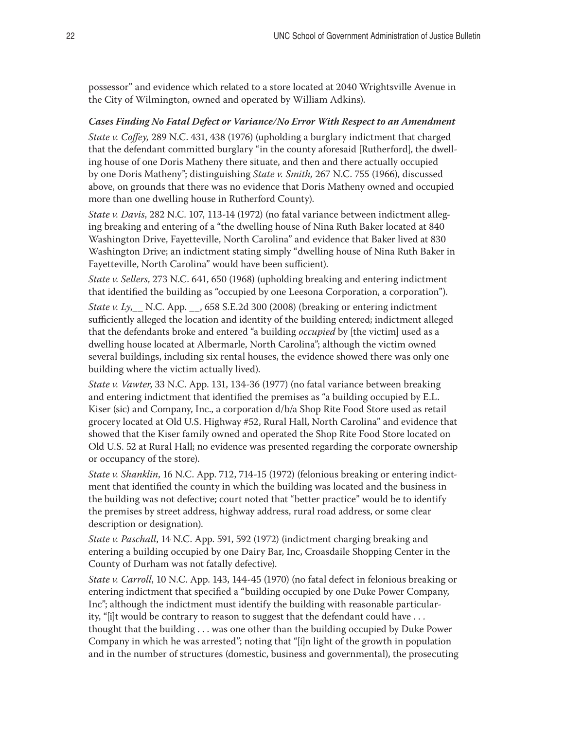possessor" and evidence which related to a store located at 2040 Wrightsville Avenue in the City of Wilmington, owned and operated by William Adkins).

***Cases Finding No Fatal Defect or Variance/No Error With Respect to an Amendment***

*State v. Coffey,* 289 N.C. 431, 438 (1976) (upholding a burglary indictment that charged that the defendant committed burglary "in the county aforesaid [Rutherford], the dwelling house of one Doris Matheny there situate, and then and there actually occupied by one Doris Matheny"; distinguishing *State v. Smith,* 267 N.C. 755 (1966), discussed above, on grounds that there was no evidence that Doris Matheny owned and occupied more than one dwelling house in Rutherford County).

*State v. Davis*, 282 N.C. 107, 113-14 (1972) (no fatal variance between indictment alleging breaking and entering of a "the dwelling house of Nina Ruth Baker located at 840 Washington Drive, Fayetteville, North Carolina" and evidence that Baker lived at 830 Washington Drive; an indictment stating simply "dwelling house of Nina Ruth Baker in Fayetteville, North Carolina" would have been sufficient).

*State v. Sellers*, 273 N.C. 641, 650 (1968) (upholding breaking and entering indictment that identified the building as "occupied by one Leesona Corporation, a corporation").

*State v. Ly*,__ N.C. App. __, 658 S.E.2d 300 (2008) (breaking or entering indictment sufficiently alleged the location and identity of the building entered; indictment alleged that the defendants broke and entered "a building *occupied* by [the victim] used as a dwelling house located at Albermarle, North Carolina"; although the victim owned several buildings, including six rental houses, the evidence showed there was only one building where the victim actually lived).

*State v. Vawter*, 33 N.C. App. 131, 134-36 (1977) (no fatal variance between breaking and entering indictment that identified the premises as "a building occupied by E.L. Kiser (sic) and Company, Inc., a corporation d/b/a Shop Rite Food Store used as retail grocery located at Old U.S. Highway #52, Rural Hall, North Carolina" and evidence that showed that the Kiser family owned and operated the Shop Rite Food Store located on Old U.S. 52 at Rural Hall; no evidence was presented regarding the corporate ownership or occupancy of the store).

*State v. Shanklin*, 16 N.C. App. 712, 714-15 (1972) (felonious breaking or entering indictment that identified the county in which the building was located and the business in the building was not defective; court noted that "better practice" would be to identify the premises by street address, highway address, rural road address, or some clear description or designation).

*State v. Paschall*, 14 N.C. App. 591, 592 (1972) (indictment charging breaking and entering a building occupied by one Dairy Bar, Inc, Croasdaile Shopping Center in the County of Durham was not fatally defective).

*State v. Carroll*, 10 N.C. App. 143, 144-45 (1970) (no fatal defect in felonious breaking or entering indictment that specified a "building occupied by one Duke Power Company, Inc"; although the indictment must identify the building with reasonable particularity, "[i]t would be contrary to reason to suggest that the defendant could have . . . thought that the building . . . was one other than the building occupied by Duke Power Company in which he was arrested"; noting that "[i]n light of the growth in population and in the number of structures (domestic, business and governmental), the prosecuting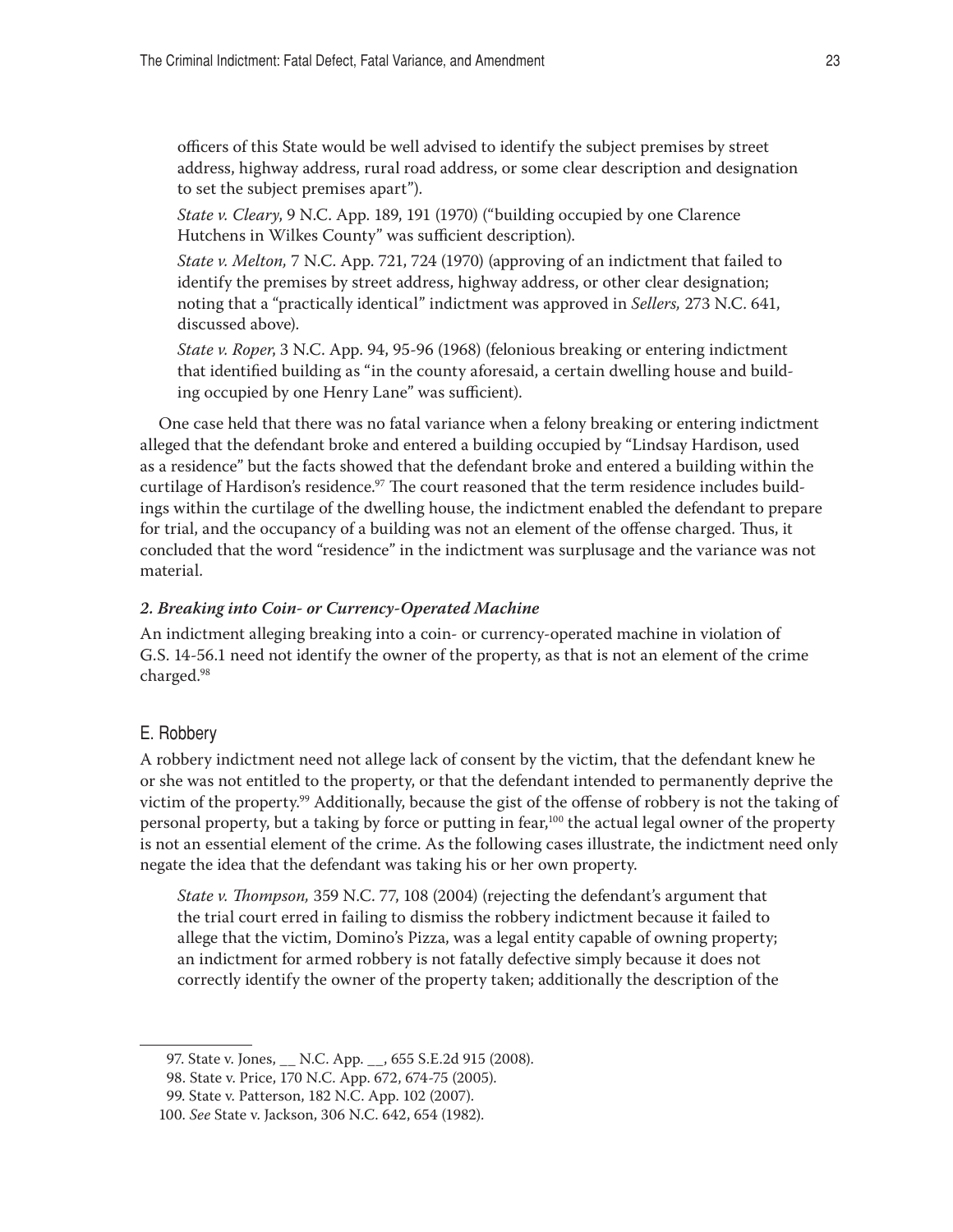officers of this State would be well advised to identify the subject premises by street address, highway address, rural road address, or some clear description and designation to set the subject premises apart").

*State v. Cleary*, 9 N.C. App. 189, 191 (1970) ("building occupied by one Clarence Hutchens in Wilkes County" was sufficient description).

*State v. Melton,* 7 N.C. App. 721, 724 (1970) (approving of an indictment that failed to identify the premises by street address, highway address, or other clear designation; noting that a "practically identical" indictment was approved in *Sellers,* 273 N.C. 641, discussed above).

*State v. Roper*, 3 N.C. App. 94, 95-96 (1968) (felonious breaking or entering indictment that identified building as "in the county aforesaid, a certain dwelling house and building occupied by one Henry Lane" was sufficient).

One case held that there was no fatal variance when a felony breaking or entering indictment alleged that the defendant broke and entered a building occupied by "Lindsay Hardison, used as a residence" but the facts showed that the defendant broke and entered a building within the curtilage of Hardison's residence.[97] The court reasoned that the term residence includes buildings within the curtilage of the dwelling house, the indictment enabled the defendant to prepare for trial, and the occupancy of a building was not an element of the offense charged. Thus, it concluded that the word "residence" in the indictment was surplusage and the variance was not material.

#### *2. Breaking into Coin- or Currency-Operated Machine*

An indictment alleging breaking into a coin- or currency-operated machine in violation of G.S. 14-56.1 need not identify the owner of the property, as that is not an element of the crime charged.[98]

### E. Robbery

A robbery indictment need not allege lack of consent by the victim, that the defendant knew he or she was not entitled to the property, or that the defendant intended to permanently deprive the victim of the property.[99] Additionally, because the gist of the offense of robbery is not the taking of personal property, but a taking by force or putting in fear,[100] the actual legal owner of the property is not an essential element of the crime. As the following cases illustrate, the indictment need only negate the idea that the defendant was taking his or her own property.

*State v. Thompson,* 359 N.C. 77, 108 (2004) (rejecting the defendant's argument that the trial court erred in failing to dismiss the robbery indictment because it failed to allege that the victim, Domino's Pizza, was a legal entity capable of owning property; an indictment for armed robbery is not fatally defective simply because it does not correctly identify the owner of the property taken; additionally the description of the

97. State v. Jones, __ N.C. App. __, 655 S.E.2d 915 (2008).
98. State v. Price, 170 N.C. App. 672, 674-75 (2005).
99. State v. Patterson, 182 N.C. App. 102 (2007).
100. *See* State v. Jackson, 306 N.C. 642, 654 (1982).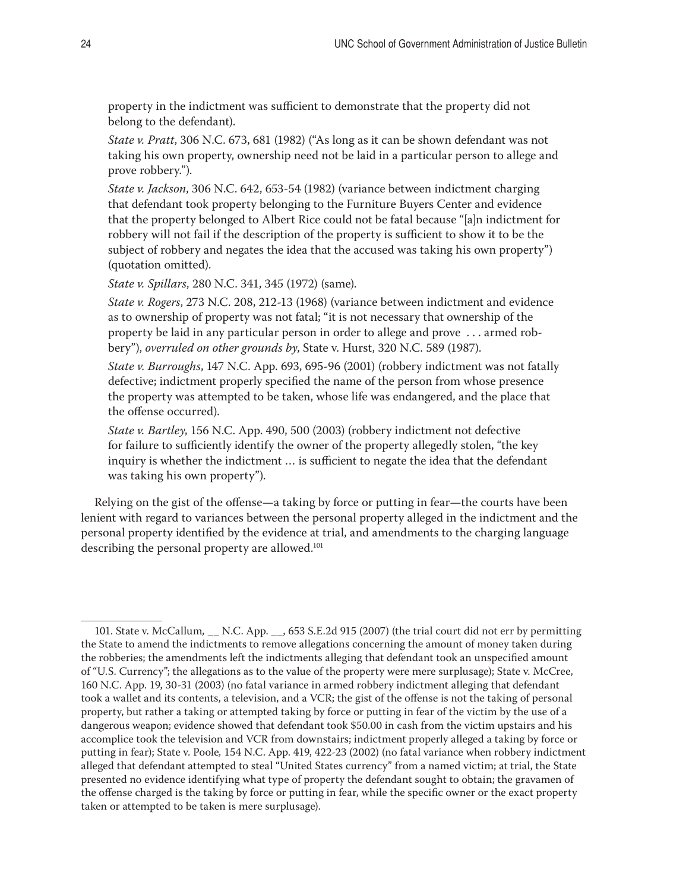property in the indictment was sufficient to demonstrate that the property did not belong to the defendant).

*State v. Pratt*, 306 N.C. 673, 681 (1982) ("As long as it can be shown defendant was not taking his own property, ownership need not be laid in a particular person to allege and prove robbery.").

*State v. Jackson*, 306 N.C. 642, 653-54 (1982) (variance between indictment charging that defendant took property belonging to the Furniture Buyers Center and evidence that the property belonged to Albert Rice could not be fatal because "[a]n indictment for robbery will not fail if the description of the property is sufficient to show it to be the subject of robbery and negates the idea that the accused was taking his own property") (quotation omitted).

*State v. Spillars*, 280 N.C. 341, 345 (1972) (same).

*State v. Rogers*, 273 N.C. 208, 212-13 (1968) (variance between indictment and evidence as to ownership of property was not fatal; "it is not necessary that ownership of the property be laid in any particular person in order to allege and prove . . . armed robbery"), *overruled on other grounds by*, State v. Hurst, 320 N.C. 589 (1987).

*State v. Burroughs*, 147 N.C. App. 693, 695-96 (2001) (robbery indictment was not fatally defective; indictment properly specified the name of the person from whose presence the property was attempted to be taken, whose life was endangered, and the place that the offense occurred).

*State v. Bartley*, 156 N.C. App. 490, 500 (2003) (robbery indictment not defective for failure to sufficiently identify the owner of the property allegedly stolen, "the key inquiry is whether the indictment … is sufficient to negate the idea that the defendant was taking his own property").

Relying on the gist of the offense—a taking by force or putting in fear—the courts have been lenient with regard to variances between the personal property alleged in the indictment and the personal property identified by the evidence at trial, and amendments to the charging language describing the personal property are allowed.[101]

---

101. State v. McCallum, __ N.C. App. __, 653 S.E.2d 915 (2007) (the trial court did not err by permitting the State to amend the indictments to remove allegations concerning the amount of money taken during the robberies; the amendments left the indictments alleging that defendant took an unspecified amount of "U.S. Currency"; the allegations as to the value of the property were mere surplusage); State v. McCree, 160 N.C. App. 19, 30-31 (2003) (no fatal variance in armed robbery indictment alleging that defendant took a wallet and its contents, a television, and a VCR; the gist of the offense is not the taking of personal property, but rather a taking or attempted taking by force or putting in fear of the victim by the use of a dangerous weapon; evidence showed that defendant took $50.00 in cash from the victim upstairs and his accomplice took the television and VCR from downstairs; indictment properly alleged a taking by force or putting in fear); State v. Poole, 154 N.C. App. 419, 422-23 (2002) (no fatal variance when robbery indictment alleged that defendant attempted to steal "United States currency" from a named victim; at trial, the State presented no evidence identifying what type of property the defendant sought to obtain; the gravamen of the offense charged is the taking by force or putting in fear, while the specific owner or the exact property taken or attempted to be taken is mere surplusage).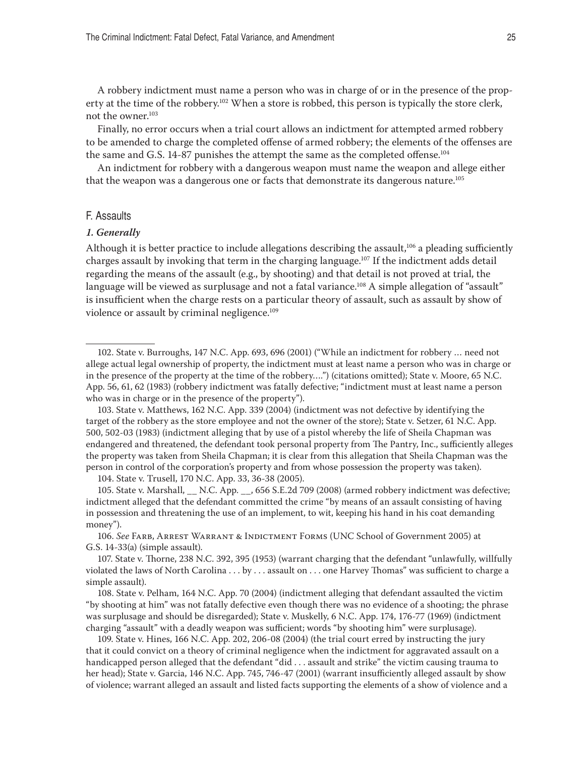A robbery indictment must name a person who was in charge of or in the presence of the property at the time of the robbery.[102] When a store is robbed, this person is typically the store clerk, not the owner.[103]

Finally, no error occurs when a trial court allows an indictment for attempted armed robbery to be amended to charge the completed offense of armed robbery; the elements of the offenses are the same and G.S. 14-87 punishes the attempt the same as the completed offense.[104]

An indictment for robbery with a dangerous weapon must name the weapon and allege either that the weapon was a dangerous one or facts that demonstrate its dangerous nature.[105]

## F. Assaults

### *1. Generally*

Although it is better practice to include allegations describing the assault,[106] a pleading sufficiently charges assault by invoking that term in the charging language.[107] If the indictment adds detail regarding the means of the assault (e.g., by shooting) and that detail is not proved at trial, the language will be viewed as surplusage and not a fatal variance.[108] A simple allegation of "assault" is insufficient when the charge rests on a particular theory of assault, such as assault by show of violence or assault by criminal negligence.[109]

---

102. State v. Burroughs, 147 N.C. App. 693, 696 (2001) ("While an indictment for robbery … need not allege actual legal ownership of property, the indictment must at least name a person who was in charge or in the presence of the property at the time of the robbery….") (citations omitted); State v. Moore, 65 N.C. App. 56, 61, 62 (1983) (robbery indictment was fatally defective; "indictment must at least name a person who was in charge or in the presence of the property").

103. State v. Matthews, 162 N.C. App. 339 (2004) (indictment was not defective by identifying the target of the robbery as the store employee and not the owner of the store); State v. Setzer, 61 N.C. App. 500, 502-03 (1983) (indictment alleging that by use of a pistol whereby the life of Sheila Chapman was endangered and threatened, the defendant took personal property from The Pantry, Inc., sufficiently alleges the property was taken from Sheila Chapman; it is clear from this allegation that Sheila Chapman was the person in control of the corporation's property and from whose possession the property was taken).

104. State v. Trusell, 170 N.C. App. 33, 36-38 (2005).

105. State v. Marshall, __ N.C. App. __, 656 S.E.2d 709 (2008) (armed robbery indictment was defective; indictment alleged that the defendant committed the crime "by means of an assault consisting of having in possession and threatening the use of an implement, to wit, keeping his hand in his coat demanding money").

106. *See* Farb, Arrest Warrant & Indictment Forms (UNC School of Government 2005) at G.S. 14-33(a) (simple assault).

107. State v. Thorne, 238 N.C. 392, 395 (1953) (warrant charging that the defendant "unlawfully, willfully violated the laws of North Carolina . . . by . . . assault on . . . one Harvey Thomas" was sufficient to charge a simple assault).

108. State v. Pelham, 164 N.C. App. 70 (2004) (indictment alleging that defendant assaulted the victim "by shooting at him" was not fatally defective even though there was no evidence of a shooting; the phrase was surplusage and should be disregarded); State v. Muskelly, 6 N.C. App. 174, 176-77 (1969) (indictment charging "assault" with a deadly weapon was sufficient; words "by shooting him" were surplusage).

109. State v. Hines, 166 N.C. App. 202, 206-08 (2004) (the trial court erred by instructing the jury that it could convict on a theory of criminal negligence when the indictment for aggravated assault on a handicapped person alleged that the defendant "did . . . assault and strike" the victim causing trauma to her head); State v. Garcia, 146 N.C. App. 745, 746-47 (2001) (warrant insufficiently alleged assault by show of violence; warrant alleged an assault and listed facts supporting the elements of a show of violence and a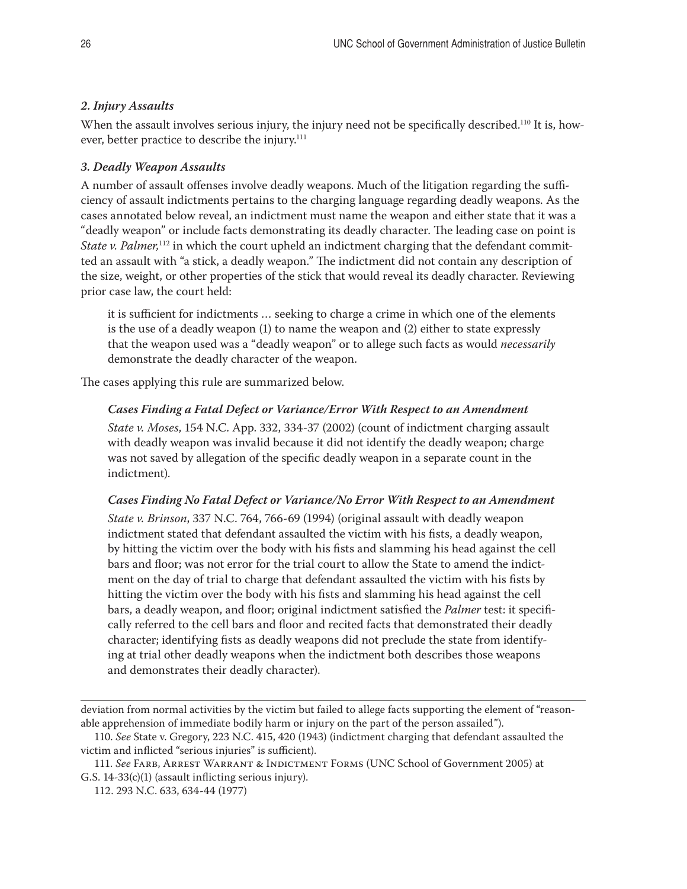### *2. Injury Assaults*

When the assault involves serious injury, the injury need not be specifically described.[110] It is, however, better practice to describe the injury.[111]

### *3. Deadly Weapon Assaults*

A number of assault offenses involve deadly weapons. Much of the litigation regarding the sufficiency of assault indictments pertains to the charging language regarding deadly weapons. As the cases annotated below reveal, an indictment must name the weapon and either state that it was a "deadly weapon" or include facts demonstrating its deadly character. The leading case on point is *State v. Palmer*,[112] in which the court upheld an indictment charging that the defendant committed an assault with "a stick, a deadly weapon." The indictment did not contain any description of the size, weight, or other properties of the stick that would reveal its deadly character. Reviewing prior case law, the court held:

> it is sufficient for indictments … seeking to charge a crime in which one of the elements is the use of a deadly weapon (1) to name the weapon and (2) either to state expressly that the weapon used was a "deadly weapon" or to allege such facts as would *necessarily* demonstrate the deadly character of the weapon.

The cases applying this rule are summarized below.

#### *Cases Finding a Fatal Defect or Variance/Error With Respect to an Amendment*

*State v. Moses*, 154 N.C. App. 332, 334-37 (2002) (count of indictment charging assault with deadly weapon was invalid because it did not identify the deadly weapon; charge was not saved by allegation of the specific deadly weapon in a separate count in the indictment).

#### *Cases Finding No Fatal Defect or Variance/No Error With Respect to an Amendment*

*State v. Brinson*, 337 N.C. 764, 766-69 (1994) (original assault with deadly weapon indictment stated that defendant assaulted the victim with his fists, a deadly weapon, by hitting the victim over the body with his fists and slamming his head against the cell bars and floor; was not error for the trial court to allow the State to amend the indictment on the day of trial to charge that defendant assaulted the victim with his fists by hitting the victim over the body with his fists and slamming his head against the cell bars, a deadly weapon, and floor; original indictment satisfied the *Palmer* test: it specifically referred to the cell bars and floor and recited facts that demonstrated their deadly character; identifying fists as deadly weapons did not preclude the state from identifying at trial other deadly weapons when the indictment both describes those weapons and demonstrates their deadly character).

---

deviation from normal activities by the victim but failed to allege facts supporting the element of "reasonable apprehension of immediate bodily harm or injury on the part of the person assailed").

110. *See* State v. Gregory, 223 N.C. 415, 420 (1943) (indictment charging that defendant assaulted the victim and inflicted "serious injuries" is sufficient).

111. *See* Farb, Arrest Warrant & Indictment Forms (UNC School of Government 2005) at G.S. 14-33(c)(1) (assault inflicting serious injury).

112. 293 N.C. 633, 634-44 (1977)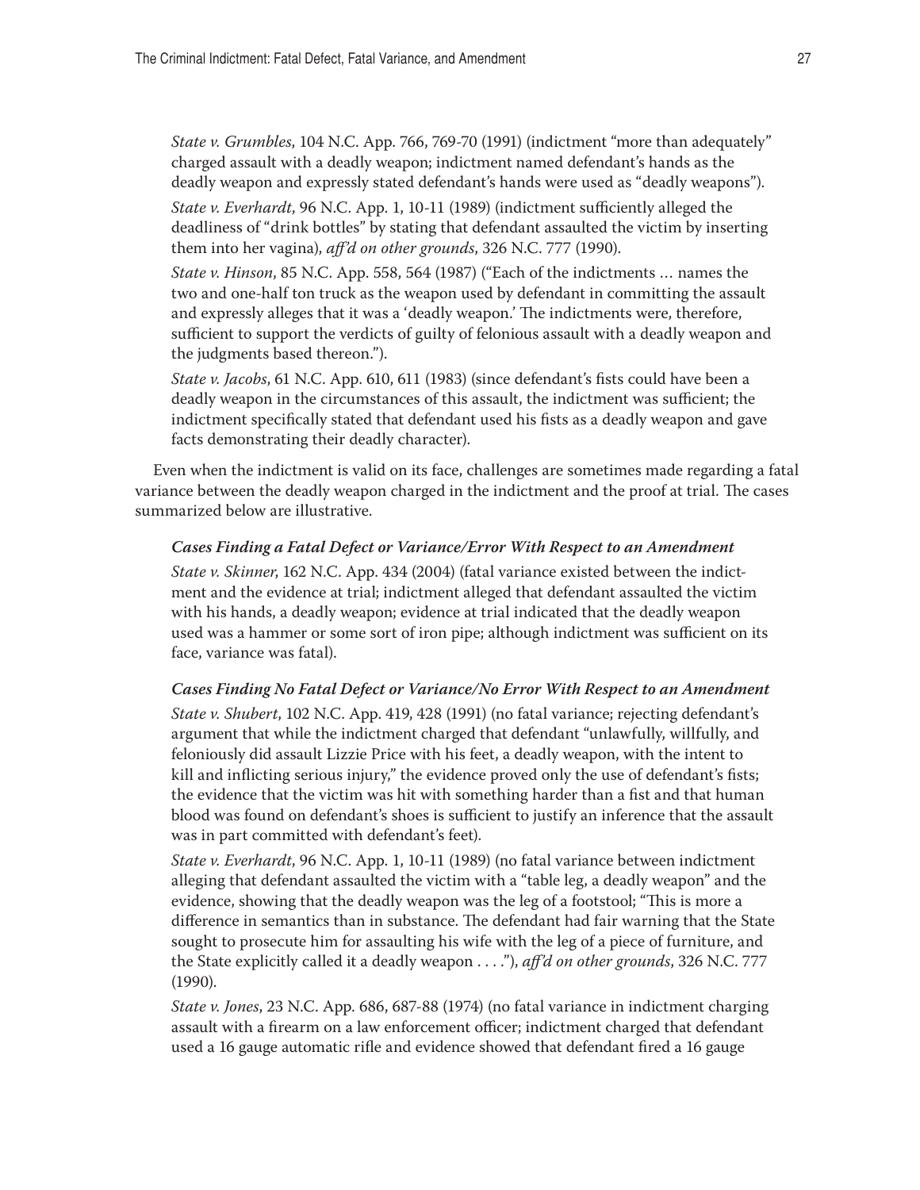*State v. Grumbles*, 104 N.C. App. 766, 769-70 (1991) (indictment "more than adequately" charged assault with a deadly weapon; indictment named defendant's hands as the deadly weapon and expressly stated defendant's hands were used as "deadly weapons").

*State v. Everhardt*, 96 N.C. App. 1, 10-11 (1989) (indictment sufficiently alleged the deadliness of "drink bottles" by stating that defendant assaulted the victim by inserting them into her vagina), *aff'd on other grounds*, 326 N.C. 777 (1990).

*State v. Hinson*, 85 N.C. App. 558, 564 (1987) ("Each of the indictments … names the two and one-half ton truck as the weapon used by defendant in committing the assault and expressly alleges that it was a 'deadly weapon.' The indictments were, therefore, sufficient to support the verdicts of guilty of felonious assault with a deadly weapon and the judgments based thereon.").

*State v. Jacobs*, 61 N.C. App. 610, 611 (1983) (since defendant's fists could have been a deadly weapon in the circumstances of this assault, the indictment was sufficient; the indictment specifically stated that defendant used his fists as a deadly weapon and gave facts demonstrating their deadly character).

Even when the indictment is valid on its face, challenges are sometimes made regarding a fatal variance between the deadly weapon charged in the indictment and the proof at trial. The cases summarized below are illustrative.

***Cases Finding a Fatal Defect or Variance/Error With Respect to an Amendment***

*State v. Skinner*, 162 N.C. App. 434 (2004) (fatal variance existed between the indictment and the evidence at trial; indictment alleged that defendant assaulted the victim with his hands, a deadly weapon; evidence at trial indicated that the deadly weapon used was a hammer or some sort of iron pipe; although indictment was sufficient on its face, variance was fatal).

***Cases Finding No Fatal Defect or Variance/No Error With Respect to an Amendment***

*State v. Shubert*, 102 N.C. App. 419, 428 (1991) (no fatal variance; rejecting defendant's argument that while the indictment charged that defendant "unlawfully, willfully, and feloniously did assault Lizzie Price with his feet, a deadly weapon, with the intent to kill and inflicting serious injury," the evidence proved only the use of defendant's fists; the evidence that the victim was hit with something harder than a fist and that human blood was found on defendant's shoes is sufficient to justify an inference that the assault was in part committed with defendant's feet).

*State v. Everhardt*, 96 N.C. App. 1, 10-11 (1989) (no fatal variance between indictment alleging that defendant assaulted the victim with a "table leg, a deadly weapon" and the evidence, showing that the deadly weapon was the leg of a footstool; "This is more a difference in semantics than in substance. The defendant had fair warning that the State sought to prosecute him for assaulting his wife with the leg of a piece of furniture, and the State explicitly called it a deadly weapon . . . ."), *aff'd on other grounds*, 326 N.C. 777 (1990).

*State v. Jones*, 23 N.C. App. 686, 687-88 (1974) (no fatal variance in indictment charging assault with a firearm on a law enforcement officer; indictment charged that defendant used a 16 gauge automatic rifle and evidence showed that defendant fired a 16 gauge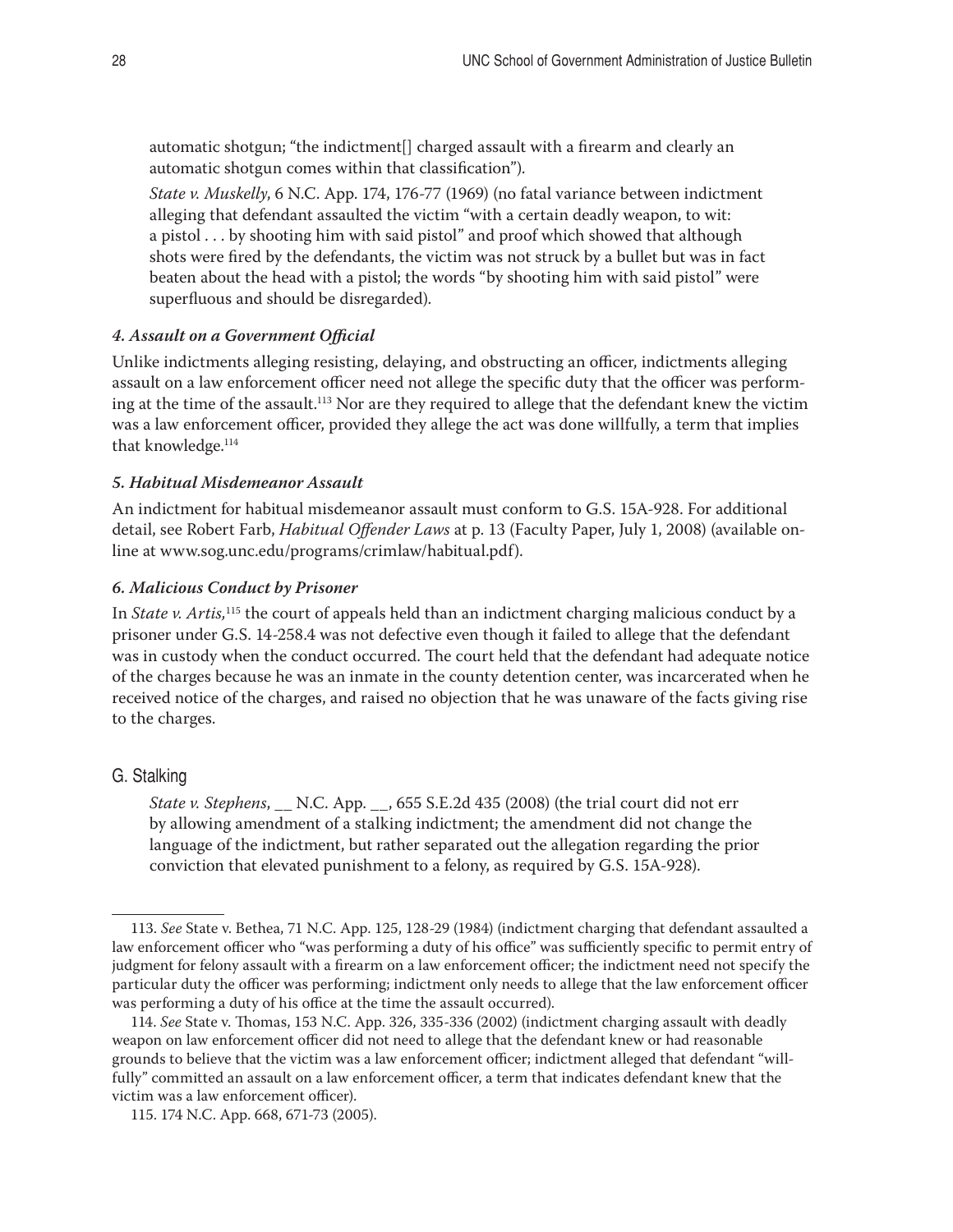automatic shotgun; "the indictment[] charged assault with a firearm and clearly an automatic shotgun comes within that classification").

*State v. Muskelly*, 6 N.C. App. 174, 176-77 (1969) (no fatal variance between indictment alleging that defendant assaulted the victim "with a certain deadly weapon, to wit: a pistol . . . by shooting him with said pistol" and proof which showed that although shots were fired by the defendants, the victim was not struck by a bullet but was in fact beaten about the head with a pistol; the words "by shooting him with said pistol" were superfluous and should be disregarded).

#### *4. Assault on a Government Official*

Unlike indictments alleging resisting, delaying, and obstructing an officer, indictments alleging assault on a law enforcement officer need not allege the specific duty that the officer was performing at the time of the assault.[113] Nor are they required to allege that the defendant knew the victim was a law enforcement officer, provided they allege the act was done willfully, a term that implies that knowledge.[114]

#### *5. Habitual Misdemeanor Assault*

An indictment for habitual misdemeanor assault must conform to G.S. 15A-928. For additional detail, see Robert Farb, *Habitual Offender Laws* at p. 13 (Faculty Paper, July 1, 2008) (available online at www.sog.unc.edu/programs/crimlaw/habitual.pdf).

#### *6. Malicious Conduct by Prisoner*

In *State v. Artis*,[115] the court of appeals held than an indictment charging malicious conduct by a prisoner under G.S. 14-258.4 was not defective even though it failed to allege that the defendant was in custody when the conduct occurred. The court held that the defendant had adequate notice of the charges because he was an inmate in the county detention center, was incarcerated when he received notice of the charges, and raised no objection that he was unaware of the facts giving rise to the charges.

### G. Stalking

*State v. Stephens*, __ N.C. App. __, 655 S.E.2d 435 (2008) (the trial court did not err by allowing amendment of a stalking indictment; the amendment did not change the language of the indictment, but rather separated out the allegation regarding the prior conviction that elevated punishment to a felony, as required by G.S. 15A-928).

---

113. *See* State v. Bethea, 71 N.C. App. 125, 128-29 (1984) (indictment charging that defendant assaulted a law enforcement officer who "was performing a duty of his office" was sufficiently specific to permit entry of judgment for felony assault with a firearm on a law enforcement officer; the indictment need not specify the particular duty the officer was performing; indictment only needs to allege that the law enforcement officer was performing a duty of his office at the time the assault occurred).

114. *See* State v. Thomas, 153 N.C. App. 326, 335-336 (2002) (indictment charging assault with deadly weapon on law enforcement officer did not need to allege that the defendant knew or had reasonable grounds to believe that the victim was a law enforcement officer; indictment alleged that defendant "willfully" committed an assault on a law enforcement officer, a term that indicates defendant knew that the victim was a law enforcement officer).

115. 174 N.C. App. 668, 671-73 (2005).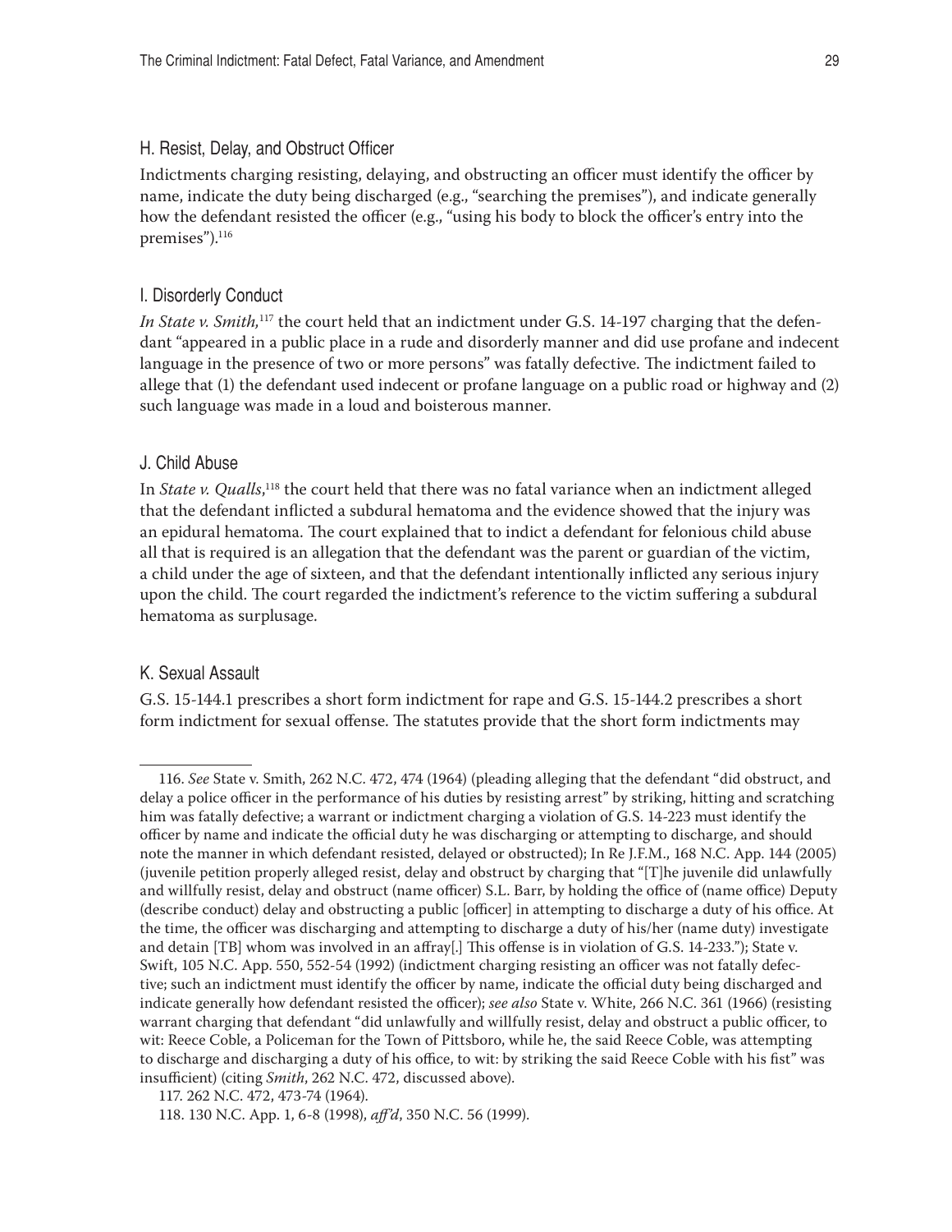## H. Resist, Delay, and Obstruct Officer

Indictments charging resisting, delaying, and obstructing an officer must identify the officer by name, indicate the duty being discharged (e.g., "searching the premises"), and indicate generally how the defendant resisted the officer (e.g., "using his body to block the officer's entry into the premises").[116]

## I. Disorderly Conduct

*In State v. Smith,*[117] the court held that an indictment under G.S. 14-197 charging that the defendant "appeared in a public place in a rude and disorderly manner and did use profane and indecent language in the presence of two or more persons" was fatally defective. The indictment failed to allege that (1) the defendant used indecent or profane language on a public road or highway and (2) such language was made in a loud and boisterous manner.

## J. Child Abuse

In *State v. Qualls*,[118] the court held that there was no fatal variance when an indictment alleged that the defendant inflicted a subdural hematoma and the evidence showed that the injury was an epidural hematoma. The court explained that to indict a defendant for felonious child abuse all that is required is an allegation that the defendant was the parent or guardian of the victim, a child under the age of sixteen, and that the defendant intentionally inflicted any serious injury upon the child. The court regarded the indictment's reference to the victim suffering a subdural hematoma as surplusage.

## K. Sexual Assault

G.S. 15-144.1 prescribes a short form indictment for rape and G.S. 15-144.2 prescribes a short form indictment for sexual offense. The statutes provide that the short form indictments may

---

116. *See* State v. Smith, 262 N.C. 472, 474 (1964) (pleading alleging that the defendant "did obstruct, and delay a police officer in the performance of his duties by resisting arrest" by striking, hitting and scratching him was fatally defective; a warrant or indictment charging a violation of G.S. 14-223 must identify the officer by name and indicate the official duty he was discharging or attempting to discharge, and should note the manner in which defendant resisted, delayed or obstructed); In Re J.F.M., 168 N.C. App. 144 (2005) (juvenile petition properly alleged resist, delay and obstruct by charging that "[T]he juvenile did unlawfully and willfully resist, delay and obstruct (name officer) S.L. Barr, by holding the office of (name office) Deputy (describe conduct) delay and obstructing a public [officer] in attempting to discharge a duty of his office. At the time, the officer was discharging and attempting to discharge a duty of his/her (name duty) investigate and detain [TB] whom was involved in an affray[.] This offense is in violation of G.S. 14-233."); State v. Swift, 105 N.C. App. 550, 552-54 (1992) (indictment charging resisting an officer was not fatally defective; such an indictment must identify the officer by name, indicate the official duty being discharged and indicate generally how defendant resisted the officer); *see also* State v. White, 266 N.C. 361 (1966) (resisting warrant charging that defendant "did unlawfully and willfully resist, delay and obstruct a public officer, to wit: Reece Coble, a Policeman for the Town of Pittsboro, while he, the said Reece Coble, was attempting to discharge and discharging a duty of his office, to wit: by striking the said Reece Coble with his fist" was insufficient) (citing *Smith*, 262 N.C. 472, discussed above).

117. 262 N.C. 472, 473-74 (1964).

118. 130 N.C. App. 1, 6-8 (1998), *aff'd*, 350 N.C. 56 (1999).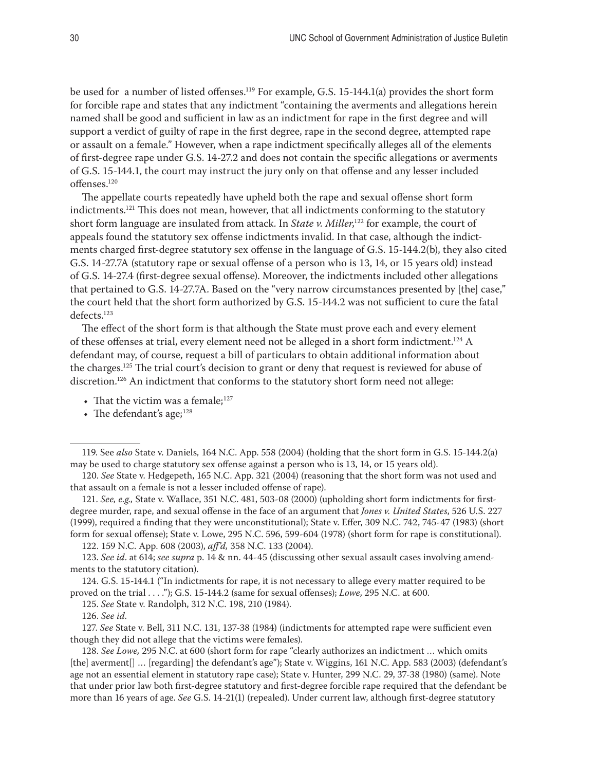be used for a number of listed offenses.[119] For example, G.S. 15-144.1(a) provides the short form for forcible rape and states that any indictment "containing the averments and allegations herein named shall be good and sufficient in law as an indictment for rape in the first degree and will support a verdict of guilty of rape in the first degree, rape in the second degree, attempted rape or assault on a female." However, when a rape indictment specifically alleges all of the elements of first-degree rape under G.S. 14-27.2 and does not contain the specific allegations or averments of G.S. 15-144.1, the court may instruct the jury only on that offense and any lesser included offenses.[120]

The appellate courts repeatedly have upheld both the rape and sexual offense short form indictments.[121] This does not mean, however, that all indictments conforming to the statutory short form language are insulated from attack. In *State v. Miller*,[122] for example, the court of appeals found the statutory sex offense indictments invalid. In that case, although the indictments charged first-degree statutory sex offense in the language of G.S. 15-144.2(b), they also cited G.S. 14-27.7A (statutory rape or sexual offense of a person who is 13, 14, or 15 years old) instead of G.S. 14-27.4 (first-degree sexual offense). Moreover, the indictments included other allegations that pertained to G.S. 14-27.7A. Based on the "very narrow circumstances presented by [the] case," the court held that the short form authorized by G.S. 15-144.2 was not sufficient to cure the fatal defects.[123]

The effect of the short form is that although the State must prove each and every element of these offenses at trial, every element need not be alleged in a short form indictment.[124] A defendant may, of course, request a bill of particulars to obtain additional information about the charges.[125] The trial court's decision to grant or deny that request is reviewed for abuse of discretion.[126] An indictment that conforms to the statutory short form need not allege:

- That the victim was a female;[127]
- The defendant's age;[128]

---

119. See *also* State v. Daniels, 164 N.C. App. 558 (2004) (holding that the short form in G.S. 15-144.2(a) may be used to charge statutory sex offense against a person who is 13, 14, or 15 years old).

120. *See* State v. Hedgepeth, 165 N.C. App. 321 (2004) (reasoning that the short form was not used and that assault on a female is not a lesser included offense of rape).

121. *See, e.g.,* State v. Wallace, 351 N.C. 481, 503-08 (2000) (upholding short form indictments for first-degree murder, rape, and sexual offense in the face of an argument that *Jones v. United States*, 526 U.S. 227 (1999), required a finding that they were unconstitutional); State v. Effer, 309 N.C. 742, 745-47 (1983) (short form for sexual offense); State v. Lowe, 295 N.C. 596, 599-604 (1978) (short form for rape is constitutional).

122. 159 N.C. App. 608 (2003), *aff'd,* 358 N.C. 133 (2004).

123. *See id*. at 614; *see supra* p. 14 & nn. 44-45 (discussing other sexual assault cases involving amendments to the statutory citation).

124. G.S. 15-144.1 ("In indictments for rape, it is not necessary to allege every matter required to be proved on the trial . . . ."); G.S. 15-144.2 (same for sexual offenses); *Lowe*, 295 N.C. at 600.

125. *See* State v. Randolph, 312 N.C. 198, 210 (1984).

126. *See id.*

127. *See* State v. Bell, 311 N.C. 131, 137-38 (1984) (indictments for attempted rape were sufficient even though they did not allege that the victims were females).

128. *See Lowe,* 295 N.C. at 600 (short form for rape "clearly authorizes an indictment … which omits [the] averment[] … [regarding] the defendant's age"); State v. Wiggins, 161 N.C. App. 583 (2003) (defendant's age not an essential element in statutory rape case); State v. Hunter, 299 N.C. 29, 37-38 (1980) (same). Note that under prior law both first-degree statutory and first-degree forcible rape required that the defendant be more than 16 years of age. *See* G.S. 14-21(1) (repealed). Under current law, although first-degree statutory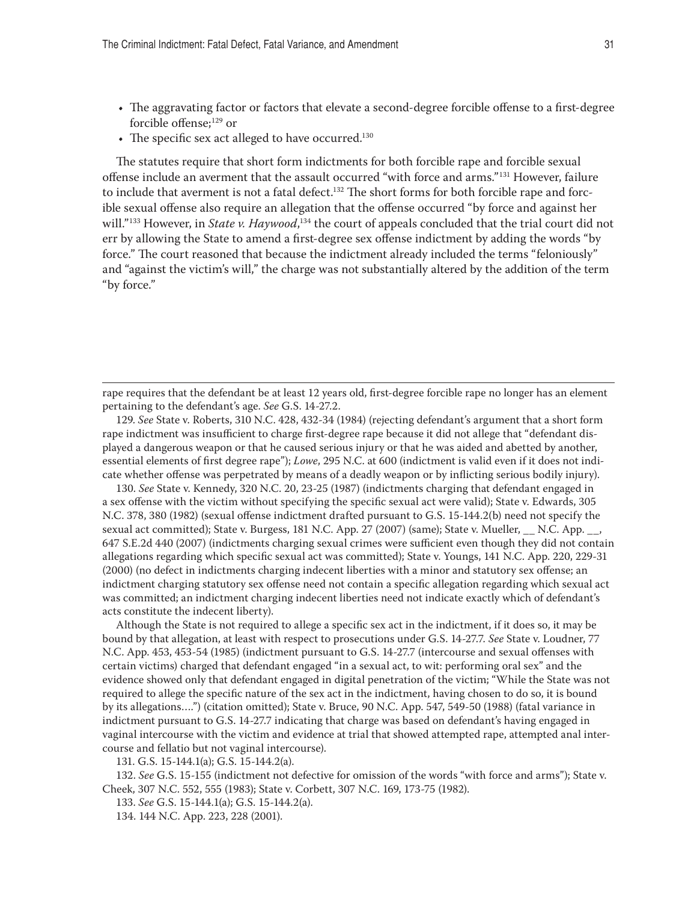- The aggravating factor or factors that elevate a second-degree forcible offense to a first-degree forcible offense;[129] or
- The specific sex act alleged to have occurred.[130]

The statutes require that short form indictments for both forcible rape and forcible sexual offense include an averment that the assault occurred "with force and arms."[131] However, failure to include that averment is not a fatal defect.[132] The short forms for both forcible rape and forcible sexual offense also require an allegation that the offense occurred "by force and against her will."[133] However, in *State v. Haywood*,[134] the court of appeals concluded that the trial court did not err by allowing the State to amend a first-degree sex offense indictment by adding the words "by force." The court reasoned that because the indictment already included the terms "feloniously" and "against the victim's will," the charge was not substantially altered by the addition of the term "by force."

---

rape requires that the defendant be at least 12 years old, first-degree forcible rape no longer has an element pertaining to the defendant's age. *See* G.S. 14-27.2.

129. *See* State v. Roberts, 310 N.C. 428, 432-34 (1984) (rejecting defendant's argument that a short form rape indictment was insufficient to charge first-degree rape because it did not allege that "defendant displayed a dangerous weapon or that he caused serious injury or that he was aided and abetted by another, essential elements of first degree rape"); *Lowe*, 295 N.C. at 600 (indictment is valid even if it does not indicate whether offense was perpetrated by means of a deadly weapon or by inflicting serious bodily injury).

130. *See* State v. Kennedy, 320 N.C. 20, 23-25 (1987) (indictments charging that defendant engaged in a sex offense with the victim without specifying the specific sexual act were valid); State v. Edwards, 305 N.C. 378, 380 (1982) (sexual offense indictment drafted pursuant to G.S. 15-144.2(b) need not specify the sexual act committed); State v. Burgess, 181 N.C. App. 27 (2007) (same); State v. Mueller, __ N.C. App. __, 647 S.E.2d 440 (2007) (indictments charging sexual crimes were sufficient even though they did not contain allegations regarding which specific sexual act was committed); State v. Youngs, 141 N.C. App. 220, 229-31 (2000) (no defect in indictments charging indecent liberties with a minor and statutory sex offense; an indictment charging statutory sex offense need not contain a specific allegation regarding which sexual act was committed; an indictment charging indecent liberties need not indicate exactly which of defendant's acts constitute the indecent liberty).

Although the State is not required to allege a specific sex act in the indictment, if it does so, it may be bound by that allegation, at least with respect to prosecutions under G.S. 14-27.7. *See* State v. Loudner, 77 N.C. App. 453, 453-54 (1985) (indictment pursuant to G.S. 14-27.7 (intercourse and sexual offenses with certain victims) charged that defendant engaged "in a sexual act, to wit: performing oral sex" and the evidence showed only that defendant engaged in digital penetration of the victim; "While the State was not required to allege the specific nature of the sex act in the indictment, having chosen to do so, it is bound by its allegations….") (citation omitted); State v. Bruce, 90 N.C. App. 547, 549-50 (1988) (fatal variance in indictment pursuant to G.S. 14-27.7 indicating that charge was based on defendant's having engaged in vaginal intercourse with the victim and evidence at trial that showed attempted rape, attempted anal intercourse and fellatio but not vaginal intercourse).

131. G.S. 15-144.1(a); G.S. 15-144.2(a).

132. *See* G.S. 15-155 (indictment not defective for omission of the words "with force and arms"); State v. Cheek, 307 N.C. 552, 555 (1983); State v. Corbett, 307 N.C. 169, 173-75 (1982).

133. *See* G.S. 15-144.1(a); G.S. 15-144.2(a).

134. 144 N.C. App. 223, 228 (2001).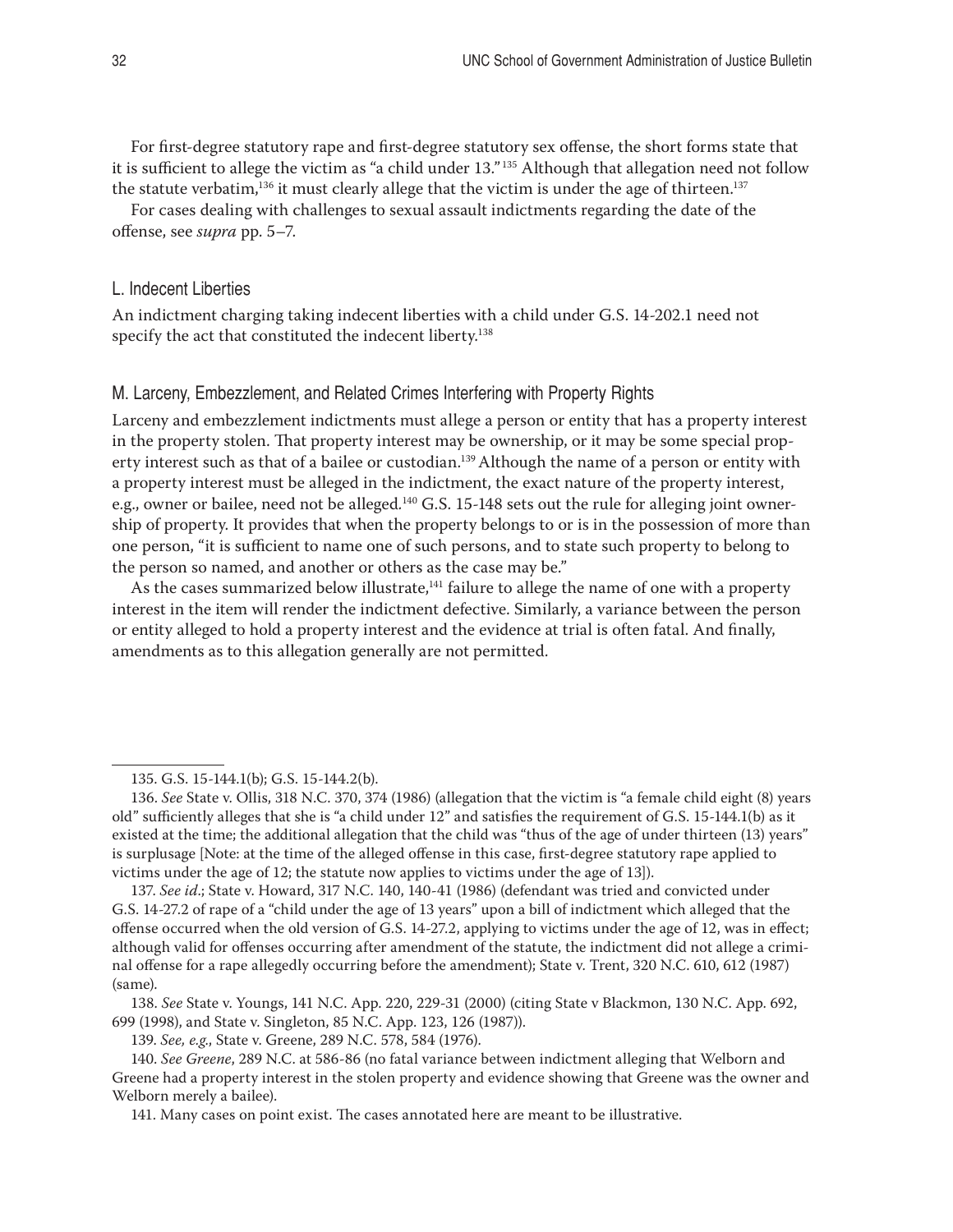For first-degree statutory rape and first-degree statutory sex offense, the short forms state that it is sufficient to allege the victim as "a child under 13."[135] Although that allegation need not follow the statute verbatim,[136] it must clearly allege that the victim is under the age of thirteen.[137]

For cases dealing with challenges to sexual assault indictments regarding the date of the offense, see *supra* pp. 5–7.

## L. Indecent Liberties

An indictment charging taking indecent liberties with a child under G.S. 14-202.1 need not specify the act that constituted the indecent liberty.[138]

## M. Larceny, Embezzlement, and Related Crimes Interfering with Property Rights

Larceny and embezzlement indictments must allege a person or entity that has a property interest in the property stolen. That property interest may be ownership, or it may be some special property interest such as that of a bailee or custodian.[139] Although the name of a person or entity with a property interest must be alleged in the indictment, the exact nature of the property interest, e.g., owner or bailee, need not be alleged.[140] G.S. 15-148 sets out the rule for alleging joint ownership of property. It provides that when the property belongs to or is in the possession of more than one person, "it is sufficient to name one of such persons, and to state such property to belong to the person so named, and another or others as the case may be."

As the cases summarized below illustrate,[141] failure to allege the name of one with a property interest in the item will render the indictment defective. Similarly, a variance between the person or entity alleged to hold a property interest and the evidence at trial is often fatal. And finally, amendments as to this allegation generally are not permitted.

---

135. G.S. 15-144.1(b); G.S. 15-144.2(b).

136. *See* State v. Ollis, 318 N.C. 370, 374 (1986) (allegation that the victim is "a female child eight (8) years old" sufficiently alleges that she is "a child under 12" and satisfies the requirement of G.S. 15-144.1(b) as it existed at the time; the additional allegation that the child was "thus of the age of under thirteen (13) years" is surplusage [Note: at the time of the alleged offense in this case, first-degree statutory rape applied to victims under the age of 12; the statute now applies to victims under the age of 13]).

137. *See id*.; State v. Howard, 317 N.C. 140, 140-41 (1986) (defendant was tried and convicted under G.S. 14-27.2 of rape of a "child under the age of 13 years" upon a bill of indictment which alleged that the offense occurred when the old version of G.S. 14-27.2, applying to victims under the age of 12, was in effect; although valid for offenses occurring after amendment of the statute, the indictment did not allege a criminal offense for a rape allegedly occurring before the amendment); State v. Trent, 320 N.C. 610, 612 (1987) (same).

138. *See* State v. Youngs, 141 N.C. App. 220, 229-31 (2000) (citing State v Blackmon, 130 N.C. App. 692, 699 (1998), and State v. Singleton, 85 N.C. App. 123, 126 (1987)).

139. *See, e.g.*, State v. Greene, 289 N.C. 578, 584 (1976).

140. *See Greene*, 289 N.C. at 586-86 (no fatal variance between indictment alleging that Welborn and Greene had a property interest in the stolen property and evidence showing that Greene was the owner and Welborn merely a bailee).

141. Many cases on point exist. The cases annotated here are meant to be illustrative.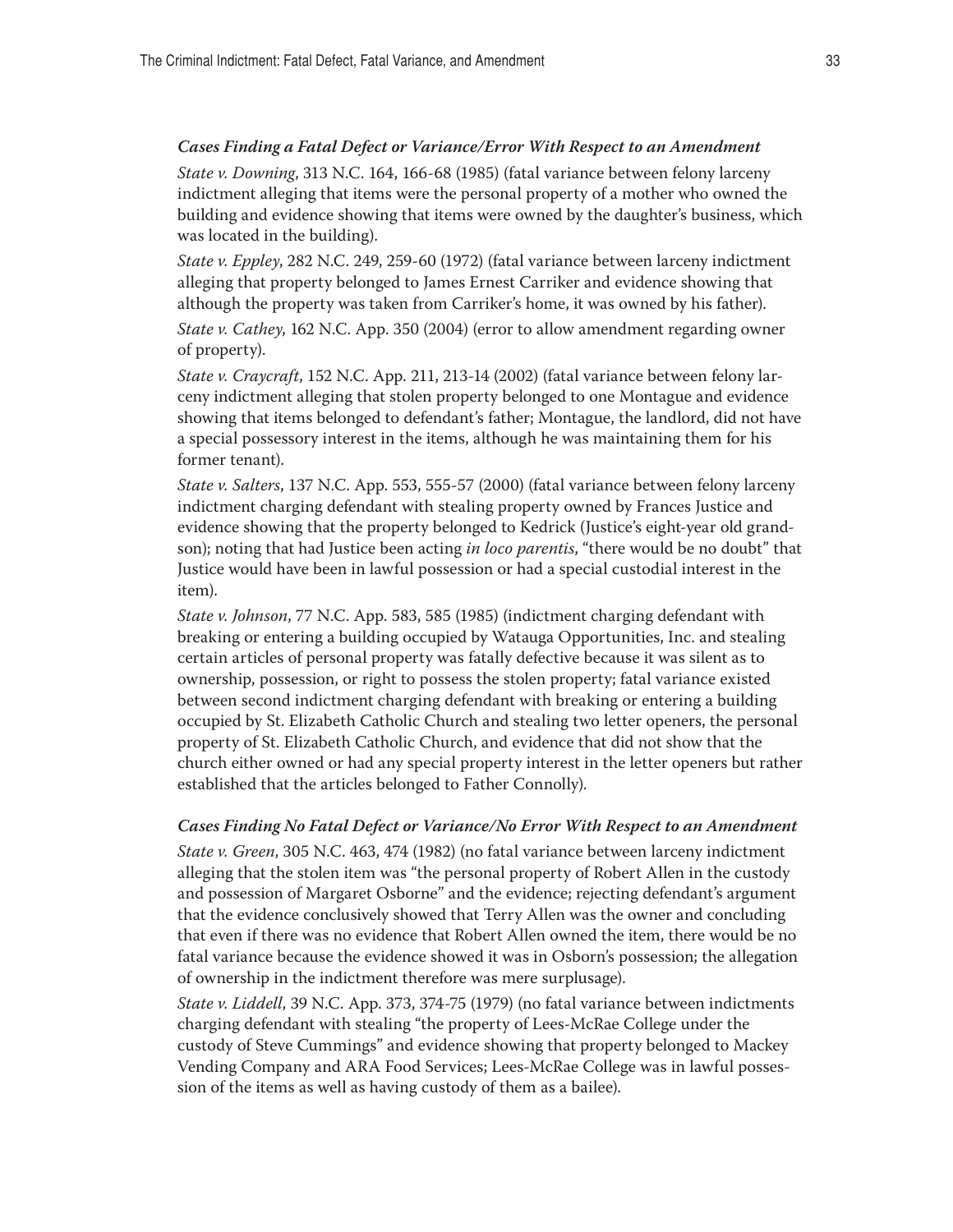### *Cases Finding a Fatal Defect or Variance/Error With Respect to an Amendment*

*State v. Downing*, 313 N.C. 164, 166-68 (1985) (fatal variance between felony larceny indictment alleging that items were the personal property of a mother who owned the building and evidence showing that items were owned by the daughter's business, which was located in the building).

*State v. Eppley*, 282 N.C. 249, 259-60 (1972) (fatal variance between larceny indictment alleging that property belonged to James Ernest Carriker and evidence showing that although the property was taken from Carriker's home, it was owned by his father).

*State v. Cathey*, 162 N.C. App. 350 (2004) (error to allow amendment regarding owner of property).

*State v. Craycraft*, 152 N.C. App. 211, 213-14 (2002) (fatal variance between felony larceny indictment alleging that stolen property belonged to one Montague and evidence showing that items belonged to defendant's father; Montague, the landlord, did not have a special possessory interest in the items, although he was maintaining them for his former tenant).

*State v. Salters*, 137 N.C. App. 553, 555-57 (2000) (fatal variance between felony larceny indictment charging defendant with stealing property owned by Frances Justice and evidence showing that the property belonged to Kedrick (Justice's eight-year old grandson); noting that had Justice been acting *in loco parentis*, "there would be no doubt" that Justice would have been in lawful possession or had a special custodial interest in the item).

*State v. Johnson*, 77 N.C. App. 583, 585 (1985) (indictment charging defendant with breaking or entering a building occupied by Watauga Opportunities, Inc. and stealing certain articles of personal property was fatally defective because it was silent as to ownership, possession, or right to possess the stolen property; fatal variance existed between second indictment charging defendant with breaking or entering a building occupied by St. Elizabeth Catholic Church and stealing two letter openers, the personal property of St. Elizabeth Catholic Church, and evidence that did not show that the church either owned or had any special property interest in the letter openers but rather established that the articles belonged to Father Connolly).

### *Cases Finding No Fatal Defect or Variance/No Error With Respect to an Amendment*

*State v. Green*, 305 N.C. 463, 474 (1982) (no fatal variance between larceny indictment alleging that the stolen item was "the personal property of Robert Allen in the custody and possession of Margaret Osborne" and the evidence; rejecting defendant's argument that the evidence conclusively showed that Terry Allen was the owner and concluding that even if there was no evidence that Robert Allen owned the item, there would be no fatal variance because the evidence showed it was in Osborn's possession; the allegation of ownership in the indictment therefore was mere surplusage).

*State v. Liddell*, 39 N.C. App. 373, 374-75 (1979) (no fatal variance between indictments charging defendant with stealing "the property of Lees-McRae College under the custody of Steve Cummings" and evidence showing that property belonged to Mackey Vending Company and ARA Food Services; Lees-McRae College was in lawful possession of the items as well as having custody of them as a bailee).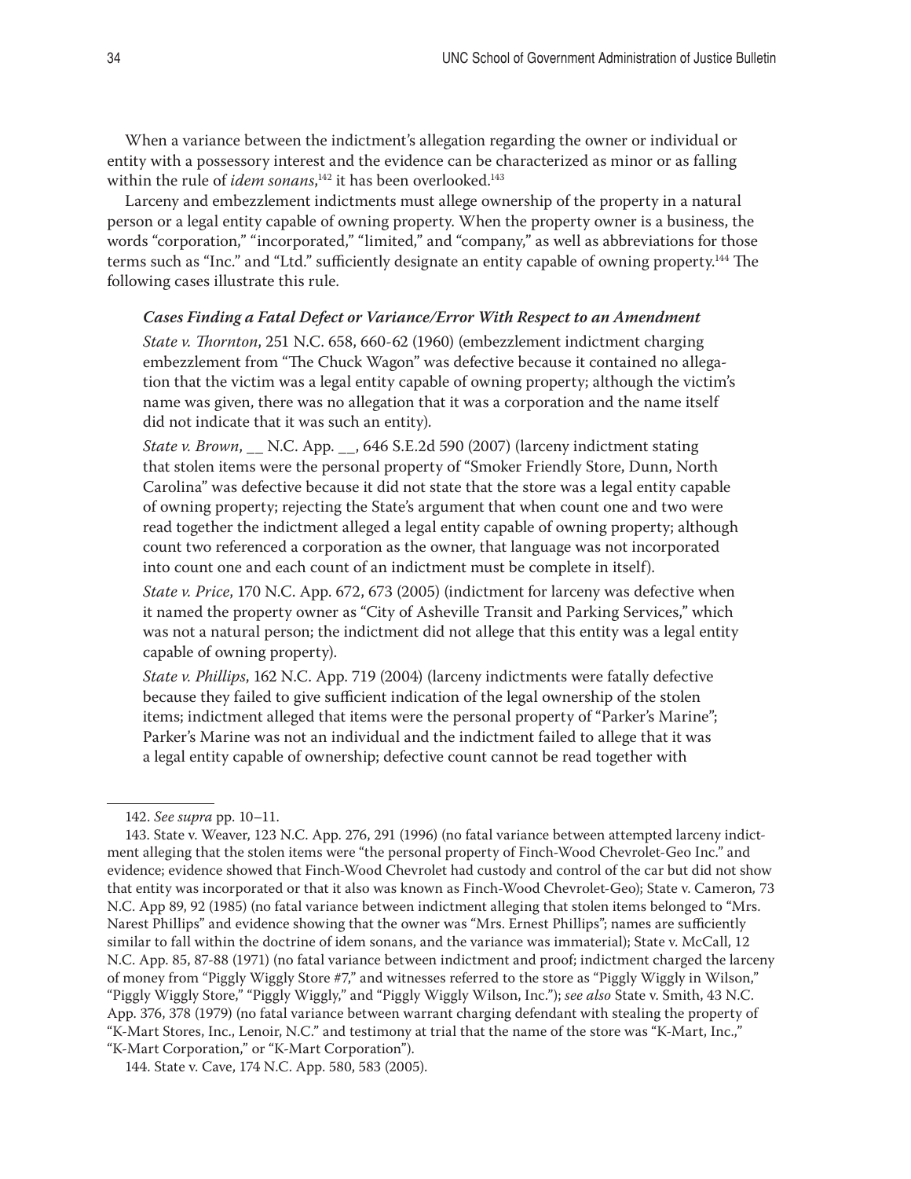When a variance between the indictment's allegation regarding the owner or individual or entity with a possessory interest and the evidence can be characterized as minor or as falling within the rule of *idem sonans*,[142] it has been overlooked.[143]

Larceny and embezzlement indictments must allege ownership of the property in a natural person or a legal entity capable of owning property. When the property owner is a business, the words "corporation," "incorporated," "limited," and "company," as well as abbreviations for those terms such as "Inc." and "Ltd." sufficiently designate an entity capable of owning property.[144] The following cases illustrate this rule.

***Cases Finding a Fatal Defect or Variance/Error With Respect to an Amendment***

*State v. Thornton*, 251 N.C. 658, 660-62 (1960) (embezzlement indictment charging embezzlement from "The Chuck Wagon" was defective because it contained no allegation that the victim was a legal entity capable of owning property; although the victim's name was given, there was no allegation that it was a corporation and the name itself did not indicate that it was such an entity).

*State v. Brown*, __ N.C. App. __, 646 S.E.2d 590 (2007) (larceny indictment stating that stolen items were the personal property of "Smoker Friendly Store, Dunn, North Carolina" was defective because it did not state that the store was a legal entity capable of owning property; rejecting the State's argument that when count one and two were read together the indictment alleged a legal entity capable of owning property; although count two referenced a corporation as the owner, that language was not incorporated into count one and each count of an indictment must be complete in itself).

*State v. Price*, 170 N.C. App. 672, 673 (2005) (indictment for larceny was defective when it named the property owner as "City of Asheville Transit and Parking Services," which was not a natural person; the indictment did not allege that this entity was a legal entity capable of owning property).

*State v. Phillips*, 162 N.C. App. 719 (2004) (larceny indictments were fatally defective because they failed to give sufficient indication of the legal ownership of the stolen items; indictment alleged that items were the personal property of "Parker's Marine"; Parker's Marine was not an individual and the indictment failed to allege that it was a legal entity capable of ownership; defective count cannot be read together with

---

142. *See supra* pp. 10–11.

143. State v. Weaver, 123 N.C. App. 276, 291 (1996) (no fatal variance between attempted larceny indictment alleging that the stolen items were "the personal property of Finch-Wood Chevrolet-Geo Inc." and evidence; evidence showed that Finch-Wood Chevrolet had custody and control of the car but did not show that entity was incorporated or that it also was known as Finch-Wood Chevrolet-Geo); State v. Cameron, 73 N.C. App 89, 92 (1985) (no fatal variance between indictment alleging that stolen items belonged to "Mrs. Narest Phillips" and evidence showing that the owner was "Mrs. Ernest Phillips"; names are sufficiently similar to fall within the doctrine of idem sonans, and the variance was immaterial); State v. McCall, 12 N.C. App. 85, 87-88 (1971) (no fatal variance between indictment and proof; indictment charged the larceny of money from "Piggly Wiggly Store #7," and witnesses referred to the store as "Piggly Wiggly in Wilson," "Piggly Wiggly Store," "Piggly Wiggly," and "Piggly Wiggly Wilson, Inc."); *see also* State v. Smith, 43 N.C. App. 376, 378 (1979) (no fatal variance between warrant charging defendant with stealing the property of "K-Mart Stores, Inc., Lenoir, N.C." and testimony at trial that the name of the store was "K-Mart, Inc.," "K-Mart Corporation," or "K-Mart Corporation").

144. State v. Cave, 174 N.C. App. 580, 583 (2005).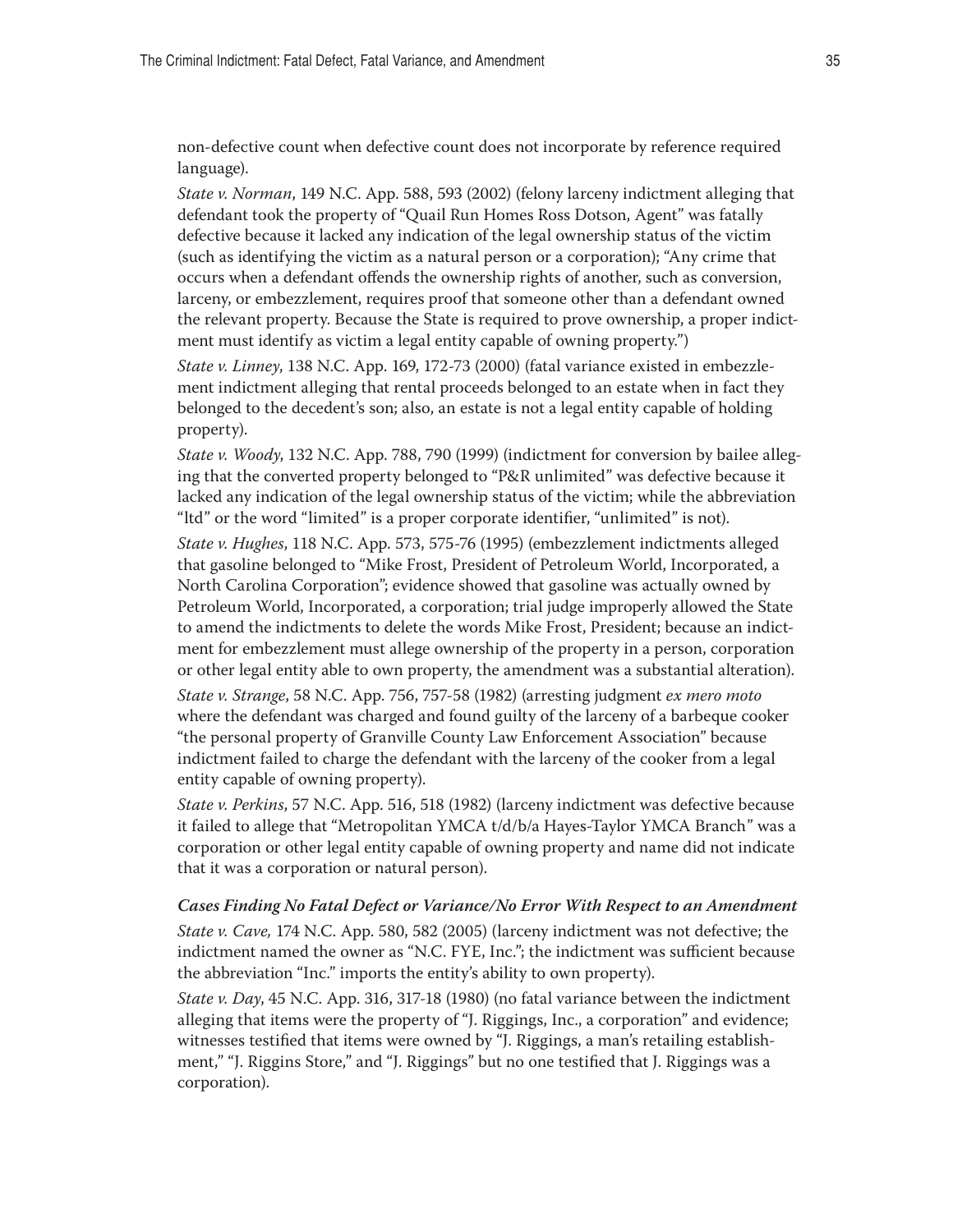non-defective count when defective count does not incorporate by reference required language).

*State v. Norman*, 149 N.C. App. 588, 593 (2002) (felony larceny indictment alleging that defendant took the property of "Quail Run Homes Ross Dotson, Agent" was fatally defective because it lacked any indication of the legal ownership status of the victim (such as identifying the victim as a natural person or a corporation); "Any crime that occurs when a defendant offends the ownership rights of another, such as conversion, larceny, or embezzlement, requires proof that someone other than a defendant owned the relevant property. Because the State is required to prove ownership, a proper indictment must identify as victim a legal entity capable of owning property.")

*State v. Linney*, 138 N.C. App. 169, 172-73 (2000) (fatal variance existed in embezzlement indictment alleging that rental proceeds belonged to an estate when in fact they belonged to the decedent's son; also, an estate is not a legal entity capable of holding property).

*State v. Woody*, 132 N.C. App. 788, 790 (1999) (indictment for conversion by bailee alleging that the converted property belonged to "P&R unlimited" was defective because it lacked any indication of the legal ownership status of the victim; while the abbreviation "ltd" or the word "limited" is a proper corporate identifier, "unlimited" is not).

*State v. Hughes*, 118 N.C. App. 573, 575-76 (1995) (embezzlement indictments alleged that gasoline belonged to "Mike Frost, President of Petroleum World, Incorporated, a North Carolina Corporation"; evidence showed that gasoline was actually owned by Petroleum World, Incorporated, a corporation; trial judge improperly allowed the State to amend the indictments to delete the words Mike Frost, President; because an indictment for embezzlement must allege ownership of the property in a person, corporation or other legal entity able to own property, the amendment was a substantial alteration).

*State v. Strange*, 58 N.C. App. 756, 757-58 (1982) (arresting judgment *ex mero moto* where the defendant was charged and found guilty of the larceny of a barbeque cooker "the personal property of Granville County Law Enforcement Association" because indictment failed to charge the defendant with the larceny of the cooker from a legal entity capable of owning property).

*State v. Perkins*, 57 N.C. App. 516, 518 (1982) (larceny indictment was defective because it failed to allege that "Metropolitan YMCA t/d/b/a Hayes-Taylor YMCA Branch" was a corporation or other legal entity capable of owning property and name did not indicate that it was a corporation or natural person).

***Cases Finding No Fatal Defect or Variance/No Error With Respect to an Amendment***

*State v. Cave,* 174 N.C. App. 580, 582 (2005) (larceny indictment was not defective; the indictment named the owner as "N.C. FYE, Inc."; the indictment was sufficient because the abbreviation "Inc." imports the entity's ability to own property).

*State v. Day*, 45 N.C. App. 316, 317-18 (1980) (no fatal variance between the indictment alleging that items were the property of "J. Riggings, Inc., a corporation" and evidence; witnesses testified that items were owned by "J. Riggings, a man's retailing establishment," "J. Riggins Store," and "J. Riggings" but no one testified that J. Riggings was a corporation).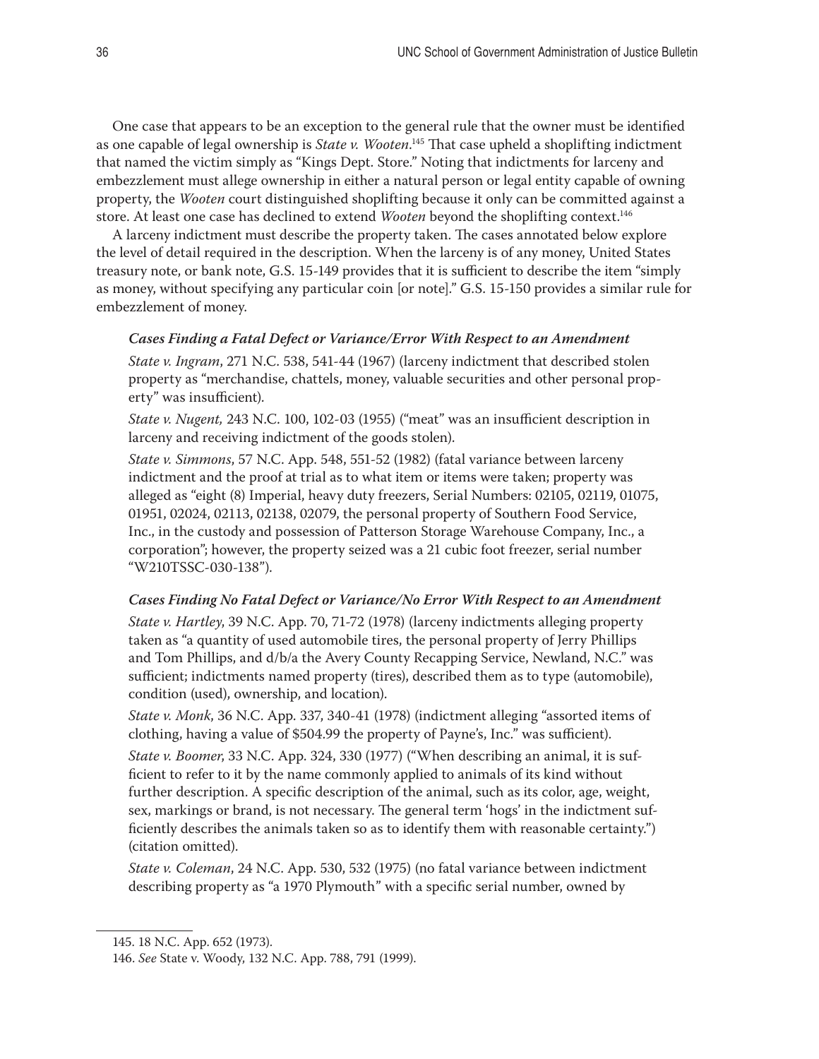One case that appears to be an exception to the general rule that the owner must be identified as one capable of legal ownership is *State v. Wooten*.[145] That case upheld a shoplifting indictment that named the victim simply as "Kings Dept. Store." Noting that indictments for larceny and embezzlement must allege ownership in either a natural person or legal entity capable of owning property, the *Wooten* court distinguished shoplifting because it only can be committed against a store. At least one case has declined to extend *Wooten* beyond the shoplifting context.[146]

A larceny indictment must describe the property taken. The cases annotated below explore the level of detail required in the description. When the larceny is of any money, United States treasury note, or bank note, G.S. 15-149 provides that it is sufficient to describe the item "simply as money, without specifying any particular coin [or note]." G.S. 15-150 provides a similar rule for embezzlement of money.

#### *Cases Finding a Fatal Defect or Variance/Error With Respect to an Amendment*

*State v. Ingram*, 271 N.C. 538, 541-44 (1967) (larceny indictment that described stolen property as "merchandise, chattels, money, valuable securities and other personal property" was insufficient).

*State v. Nugent,* 243 N.C. 100, 102-03 (1955) ("meat" was an insufficient description in larceny and receiving indictment of the goods stolen).

*State v. Simmons*, 57 N.C. App. 548, 551-52 (1982) (fatal variance between larceny indictment and the proof at trial as to what item or items were taken; property was alleged as "eight (8) Imperial, heavy duty freezers, Serial Numbers: 02105, 02119, 01075, 01951, 02024, 02113, 02138, 02079, the personal property of Southern Food Service, Inc., in the custody and possession of Patterson Storage Warehouse Company, Inc., a corporation"; however, the property seized was a 21 cubic foot freezer, serial number "W210TSSC-030-138").

#### *Cases Finding No Fatal Defect or Variance/No Error With Respect to an Amendment*

*State v. Hartley*, 39 N.C. App. 70, 71-72 (1978) (larceny indictments alleging property taken as "a quantity of used automobile tires, the personal property of Jerry Phillips and Tom Phillips, and d/b/a the Avery County Recapping Service, Newland, N.C." was sufficient; indictments named property (tires), described them as to type (automobile), condition (used), ownership, and location).

*State v. Monk*, 36 N.C. App. 337, 340-41 (1978) (indictment alleging "assorted items of clothing, having a value of $504.99 the property of Payne's, Inc." was sufficient).

*State v. Boomer*, 33 N.C. App. 324, 330 (1977) ("When describing an animal, it is sufficient to refer to it by the name commonly applied to animals of its kind without further description. A specific description of the animal, such as its color, age, weight, sex, markings or brand, is not necessary. The general term 'hogs' in the indictment sufficiently describes the animals taken so as to identify them with reasonable certainty.") (citation omitted).

*State v. Coleman*, 24 N.C. App. 530, 532 (1975) (no fatal variance between indictment describing property as "a 1970 Plymouth" with a specific serial number, owned by

145. 18 N.C. App. 652 (1973).

146. *See* State v. Woody, 132 N.C. App. 788, 791 (1999).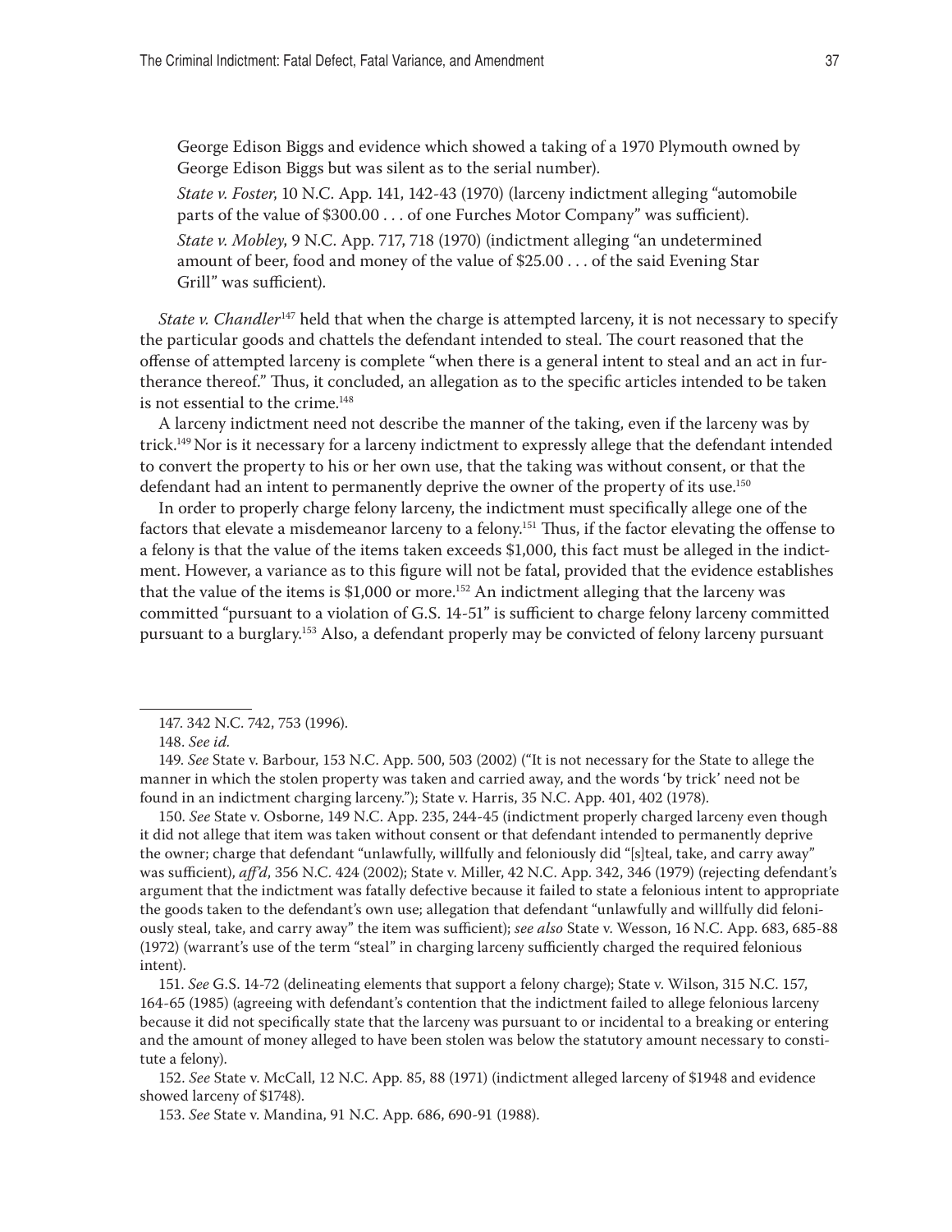George Edison Biggs and evidence which showed a taking of a 1970 Plymouth owned by George Edison Biggs but was silent as to the serial number).

*State v. Foster*, 10 N.C. App. 141, 142-43 (1970) (larceny indictment alleging "automobile parts of the value of $300.00 . . . of one Furches Motor Company" was sufficient).

*State v. Mobley*, 9 N.C. App. 717, 718 (1970) (indictment alleging "an undetermined amount of beer, food and money of the value of $25.00 . . . of the said Evening Star Grill" was sufficient).

*State v. Chandler*[147] held that when the charge is attempted larceny, it is not necessary to specify the particular goods and chattels the defendant intended to steal. The court reasoned that the offense of attempted larceny is complete "when there is a general intent to steal and an act in furtherance thereof." Thus, it concluded, an allegation as to the specific articles intended to be taken is not essential to the crime.[148]

A larceny indictment need not describe the manner of the taking, even if the larceny was by trick.[149] Nor is it necessary for a larceny indictment to expressly allege that the defendant intended to convert the property to his or her own use, that the taking was without consent, or that the defendant had an intent to permanently deprive the owner of the property of its use.[150]

In order to properly charge felony larceny, the indictment must specifically allege one of the factors that elevate a misdemeanor larceny to a felony.[151] Thus, if the factor elevating the offense to a felony is that the value of the items taken exceeds $1,000, this fact must be alleged in the indictment. However, a variance as to this figure will not be fatal, provided that the evidence establishes that the value of the items is $1,000 or more.[152] An indictment alleging that the larceny was committed "pursuant to a violation of G.S. 14-51" is sufficient to charge felony larceny committed pursuant to a burglary.[153] Also, a defendant properly may be convicted of felony larceny pursuant

---

147. 342 N.C. 742, 753 (1996).

148. *See id.*

149. *See* State v. Barbour, 153 N.C. App. 500, 503 (2002) ("It is not necessary for the State to allege the manner in which the stolen property was taken and carried away, and the words 'by trick' need not be found in an indictment charging larceny."); State v. Harris, 35 N.C. App. 401, 402 (1978).

150. *See* State v. Osborne, 149 N.C. App. 235, 244-45 (indictment properly charged larceny even though it did not allege that item was taken without consent or that defendant intended to permanently deprive the owner; charge that defendant "unlawfully, willfully and feloniously did "[s]teal, take, and carry away" was sufficient), *aff'd*, 356 N.C. 424 (2002); State v. Miller, 42 N.C. App. 342, 346 (1979) (rejecting defendant's argument that the indictment was fatally defective because it failed to state a felonious intent to appropriate the goods taken to the defendant's own use; allegation that defendant "unlawfully and willfully did feloniously steal, take, and carry away" the item was sufficient); *see also* State v. Wesson, 16 N.C. App. 683, 685-88 (1972) (warrant's use of the term "steal" in charging larceny sufficiently charged the required felonious intent).

151. *See* G.S. 14-72 (delineating elements that support a felony charge); State v. Wilson, 315 N.C. 157, 164-65 (1985) (agreeing with defendant's contention that the indictment failed to allege felonious larceny because it did not specifically state that the larceny was pursuant to or incidental to a breaking or entering and the amount of money alleged to have been stolen was below the statutory amount necessary to constitute a felony).

152. *See* State v. McCall, 12 N.C. App. 85, 88 (1971) (indictment alleged larceny of $1948 and evidence showed larceny of $1748).

153. *See* State v. Mandina, 91 N.C. App. 686, 690-91 (1988).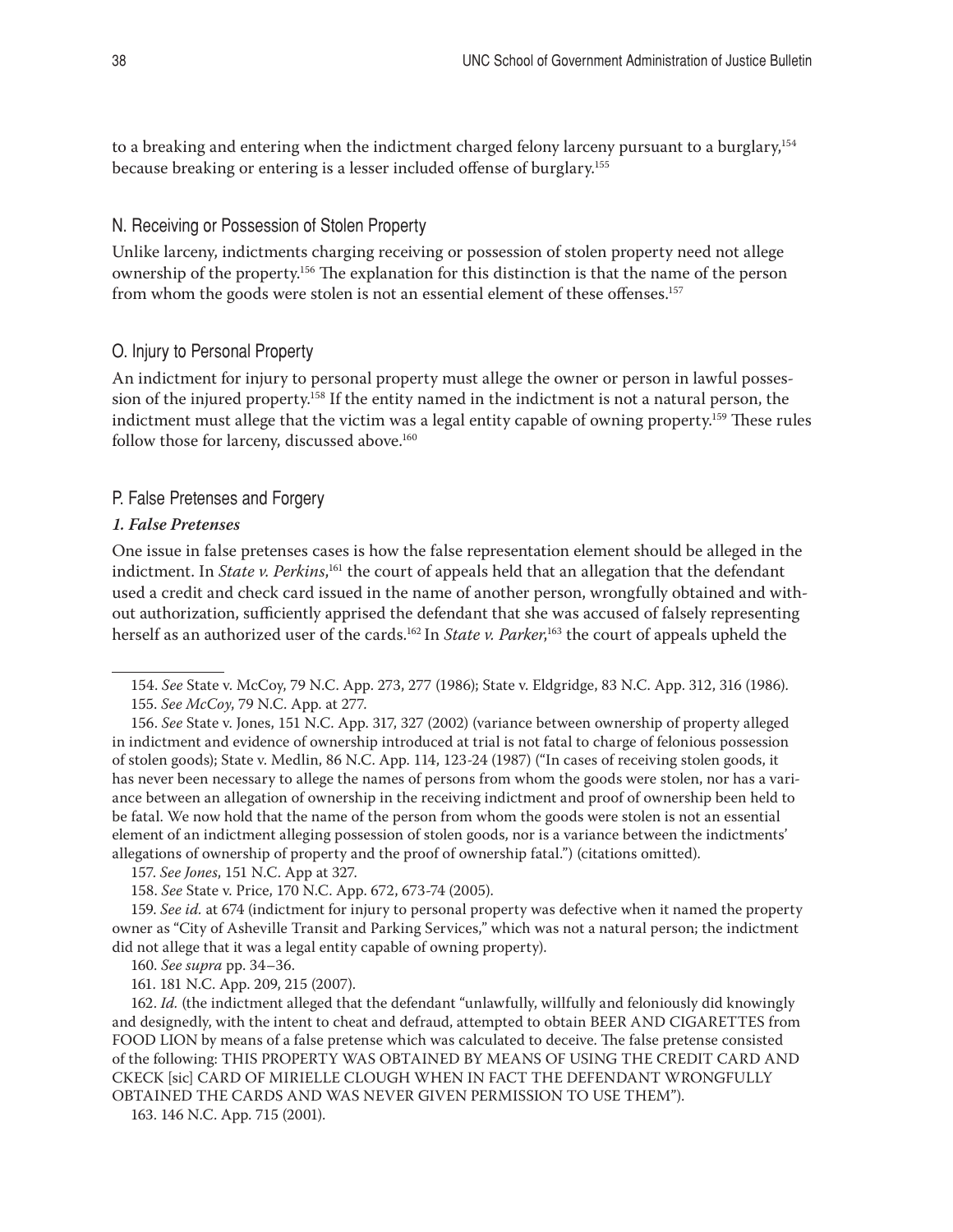to a breaking and entering when the indictment charged felony larceny pursuant to a burglary,[154] because breaking or entering is a lesser included offense of burglary.[155]

## N. Receiving or Possession of Stolen Property

Unlike larceny, indictments charging receiving or possession of stolen property need not allege ownership of the property.[156] The explanation for this distinction is that the name of the person from whom the goods were stolen is not an essential element of these offenses.[157]

## O. Injury to Personal Property

An indictment for injury to personal property must allege the owner or person in lawful possession of the injured property.[158] If the entity named in the indictment is not a natural person, the indictment must allege that the victim was a legal entity capable of owning property.[159] These rules follow those for larceny, discussed above.[160]

## P. False Pretenses and Forgery

### *1. False Pretenses*

One issue in false pretenses cases is how the false representation element should be alleged in the indictment. In *State v. Perkins*,[161] the court of appeals held that an allegation that the defendant used a credit and check card issued in the name of another person, wrongfully obtained and without authorization, sufficiently apprised the defendant that she was accused of falsely representing herself as an authorized user of the cards.[162] In *State v. Parker*,[163] the court of appeals upheld the

---

154. *See* State v. McCoy, 79 N.C. App. 273, 277 (1986); State v. Eldgridge, 83 N.C. App. 312, 316 (1986).

155. *See McCoy*, 79 N.C. App. at 277.

156. *See* State v. Jones, 151 N.C. App. 317, 327 (2002) (variance between ownership of property alleged in indictment and evidence of ownership introduced at trial is not fatal to charge of felonious possession of stolen goods); State v. Medlin, 86 N.C. App. 114, 123-24 (1987) ("In cases of receiving stolen goods, it has never been necessary to allege the names of persons from whom the goods were stolen, nor has a variance between an allegation of ownership in the receiving indictment and proof of ownership been held to be fatal. We now hold that the name of the person from whom the goods were stolen is not an essential element of an indictment alleging possession of stolen goods, nor is a variance between the indictments' allegations of ownership of property and the proof of ownership fatal.") (citations omitted).

157. *See Jones*, 151 N.C. App at 327.

158. *See* State v. Price, 170 N.C. App. 672, 673-74 (2005).

159. *See id.* at 674 (indictment for injury to personal property was defective when it named the property owner as "City of Asheville Transit and Parking Services," which was not a natural person; the indictment did not allege that it was a legal entity capable of owning property).

160. *See supra* pp. 34–36.

161. 181 N.C. App. 209, 215 (2007).

162. *Id.* (the indictment alleged that the defendant "unlawfully, willfully and feloniously did knowingly and designedly, with the intent to cheat and defraud, attempted to obtain BEER AND CIGARETTES from FOOD LION by means of a false pretense which was calculated to deceive. The false pretense consisted of the following: THIS PROPERTY WAS OBTAINED BY MEANS OF USING THE CREDIT CARD AND CKECK [sic] CARD OF MIRIELLE CLOUGH WHEN IN FACT THE DEFENDANT WRONGFULLY OBTAINED THE CARDS AND WAS NEVER GIVEN PERMISSION TO USE THEM").

163. 146 N.C. App. 715 (2001).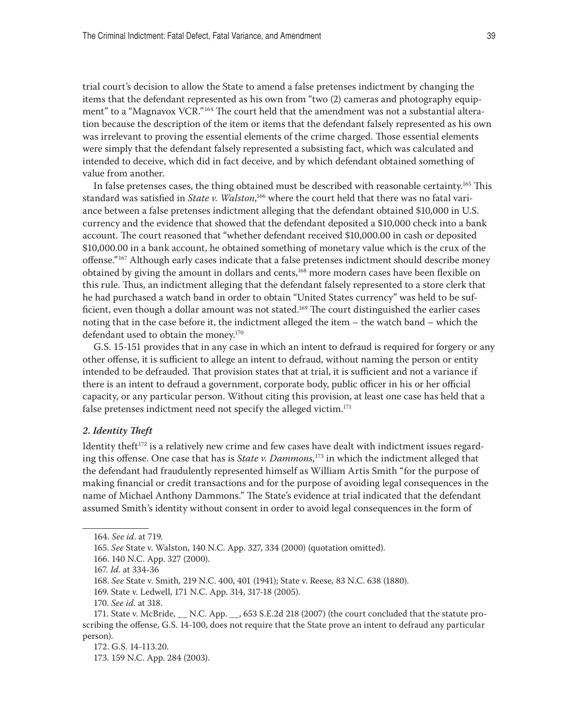trial court's decision to allow the State to amend a false pretenses indictment by changing the items that the defendant represented as his own from "two (2) cameras and photography equipment" to a "Magnavox VCR."[164] The court held that the amendment was not a substantial alteration because the description of the item or items that the defendant falsely represented as his own was irrelevant to proving the essential elements of the crime charged. Those essential elements were simply that the defendant falsely represented a subsisting fact, which was calculated and intended to deceive, which did in fact deceive, and by which defendant obtained something of value from another.

In false pretenses cases, the thing obtained must be described with reasonable certainty.[165] This standard was satisfied in *State v. Walston*,[166] where the court held that there was no fatal variance between a false pretenses indictment alleging that the defendant obtained $10,000 in U.S. currency and the evidence that showed that the defendant deposited a $10,000 check into a bank account. The court reasoned that "whether defendant received $10,000.00 in cash or deposited $10,000.00 in a bank account, he obtained something of monetary value which is the crux of the offense."[167] Although early cases indicate that a false pretenses indictment should describe money obtained by giving the amount in dollars and cents,[168] more modern cases have been flexible on this rule. Thus, an indictment alleging that the defendant falsely represented to a store clerk that he had purchased a watch band in order to obtain "United States currency" was held to be sufficient, even though a dollar amount was not stated.[169] The court distinguished the earlier cases noting that in the case before it, the indictment alleged the item – the watch band – which the defendant used to obtain the money.[170]

G.S. 15-151 provides that in any case in which an intent to defraud is required for forgery or any other offense, it is sufficient to allege an intent to defraud, without naming the person or entity intended to be defrauded. That provision states that at trial, it is sufficient and not a variance if there is an intent to defraud a government, corporate body, public officer in his or her official capacity, or any particular person. Without citing this provision, at least one case has held that a false pretenses indictment need not specify the alleged victim.[171]

### *2. Identity Theft*

Identity theft[172] is a relatively new crime and few cases have dealt with indictment issues regarding this offense. One case that has is *State v. Dammons*,[173] in which the indictment alleged that the defendant had fraudulently represented himself as William Artis Smith "for the purpose of making financial or credit transactions and for the purpose of avoiding legal consequences in the name of Michael Anthony Dammons." The State's evidence at trial indicated that the defendant assumed Smith's identity without consent in order to avoid legal consequences in the form of

---

164. *See id*. at 719.

165. *See* State v. Walston, 140 N.C. App. 327, 334 (2000) (quotation omitted).

166. 140 N.C. App. 327 (2000).

167. *Id.* at 334-36

168. *See* State v. Smith, 219 N.C. 400, 401 (1941); State v. Reese, 83 N.C. 638 (1880).

169. State v. Ledwell, 171 N.C. App. 314, 317-18 (2005).

170. *See id.* at 318.

171. State v. McBride, __ N.C. App. __, 653 S.E.2d 218 (2007) (the court concluded that the statute proscribing the offense, G.S. 14-100, does not require that the State prove an intent to defraud any particular person).

172. G.S. 14-113.20.

173. 159 N.C. App. 284 (2003).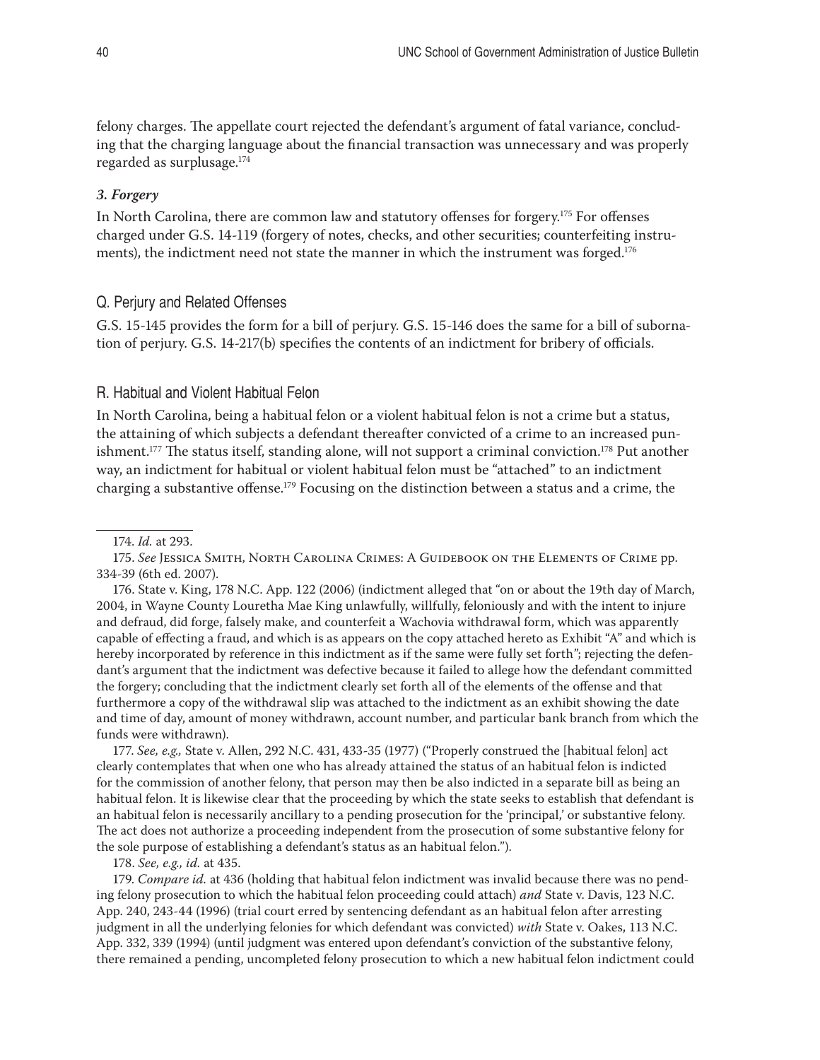felony charges. The appellate court rejected the defendant's argument of fatal variance, concluding that the charging language about the financial transaction was unnecessary and was properly regarded as surplusage.[174]

### *3. Forgery*

In North Carolina, there are common law and statutory offenses for forgery.[175] For offenses charged under G.S. 14-119 (forgery of notes, checks, and other securities; counterfeiting instruments), the indictment need not state the manner in which the instrument was forged.[176]

## Q. Perjury and Related Offenses

G.S. 15-145 provides the form for a bill of perjury. G.S. 15-146 does the same for a bill of subornation of perjury. G.S. 14-217(b) specifies the contents of an indictment for bribery of officials.

## R. Habitual and Violent Habitual Felon

In North Carolina, being a habitual felon or a violent habitual felon is not a crime but a status, the attaining of which subjects a defendant thereafter convicted of a crime to an increased punishment.[177] The status itself, standing alone, will not support a criminal conviction.[178] Put another way, an indictment for habitual or violent habitual felon must be "attached" to an indictment charging a substantive offense.[179] Focusing on the distinction between a status and a crime, the

---

174. *Id.* at 293.

175. *See* Jessica Smith, North Carolina Crimes: A Guidebook on the Elements of Crime pp. 334-39 (6th ed. 2007).

176. State v. King, 178 N.C. App. 122 (2006) (indictment alleged that "on or about the 19th day of March, 2004, in Wayne County Louretha Mae King unlawfully, willfully, feloniously and with the intent to injure and defraud, did forge, falsely make, and counterfeit a Wachovia withdrawal form, which was apparently capable of effecting a fraud, and which is as appears on the copy attached hereto as Exhibit "A" and which is hereby incorporated by reference in this indictment as if the same were fully set forth"; rejecting the defendant's argument that the indictment was defective because it failed to allege how the defendant committed the forgery; concluding that the indictment clearly set forth all of the elements of the offense and that furthermore a copy of the withdrawal slip was attached to the indictment as an exhibit showing the date and time of day, amount of money withdrawn, account number, and particular bank branch from which the funds were withdrawn).

177. *See, e.g.,* State v. Allen, 292 N.C. 431, 433-35 (1977) ("Properly construed the [habitual felon] act clearly contemplates that when one who has already attained the status of an habitual felon is indicted for the commission of another felony, that person may then be also indicted in a separate bill as being an habitual felon. It is likewise clear that the proceeding by which the state seeks to establish that defendant is an habitual felon is necessarily ancillary to a pending prosecution for the 'principal,' or substantive felony. The act does not authorize a proceeding independent from the prosecution of some substantive felony for the sole purpose of establishing a defendant's status as an habitual felon.").

178. *See, e.g., id.* at 435.

179. *Compare id.* at 436 (holding that habitual felon indictment was invalid because there was no pending felony prosecution to which the habitual felon proceeding could attach) *and* State v. Davis, 123 N.C. App. 240, 243-44 (1996) (trial court erred by sentencing defendant as an habitual felon after arresting judgment in all the underlying felonies for which defendant was convicted) *with* State v. Oakes, 113 N.C. App. 332, 339 (1994) (until judgment was entered upon defendant's conviction of the substantive felony, there remained a pending, uncompleted felony prosecution to which a new habitual felon indictment could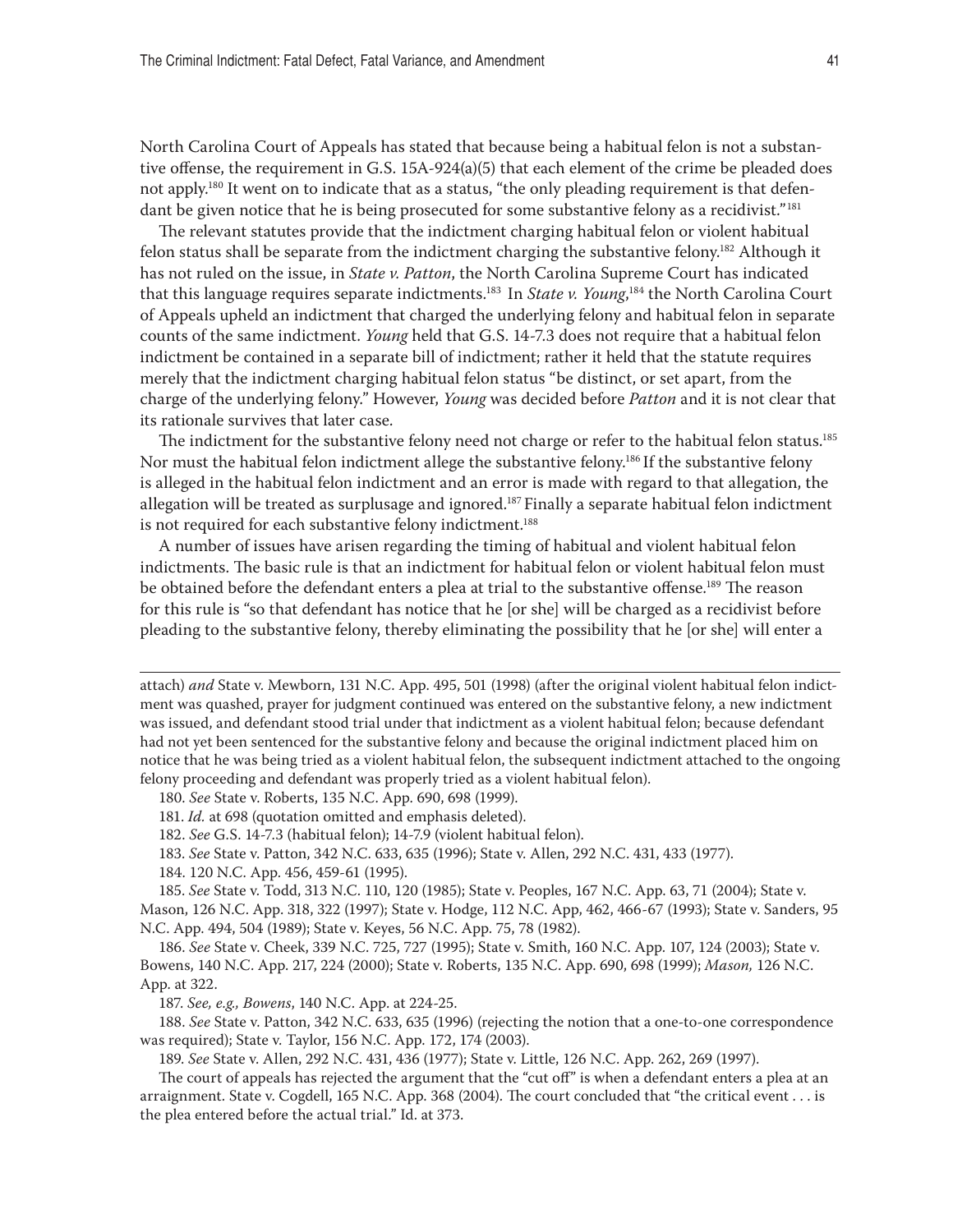North Carolina Court of Appeals has stated that because being a habitual felon is not a substantive offense, the requirement in G.S. 15A-924(a)(5) that each element of the crime be pleaded does not apply.[180] It went on to indicate that as a status, "the only pleading requirement is that defendant be given notice that he is being prosecuted for some substantive felony as a recidivist."[181]

The relevant statutes provide that the indictment charging habitual felon or violent habitual felon status shall be separate from the indictment charging the substantive felony.[182] Although it has not ruled on the issue, in *State v. Patton*, the North Carolina Supreme Court has indicated that this language requires separate indictments.[183] In *State v. Young*,[184] the North Carolina Court of Appeals upheld an indictment that charged the underlying felony and habitual felon in separate counts of the same indictment. *Young* held that G.S. 14-7.3 does not require that a habitual felon indictment be contained in a separate bill of indictment; rather it held that the statute requires merely that the indictment charging habitual felon status "be distinct, or set apart, from the charge of the underlying felony." However, *Young* was decided before *Patton* and it is not clear that its rationale survives that later case.

The indictment for the substantive felony need not charge or refer to the habitual felon status.[185] Nor must the habitual felon indictment allege the substantive felony.[186] If the substantive felony is alleged in the habitual felon indictment and an error is made with regard to that allegation, the allegation will be treated as surplusage and ignored.[187] Finally a separate habitual felon indictment is not required for each substantive felony indictment.[188]

A number of issues have arisen regarding the timing of habitual and violent habitual felon indictments. The basic rule is that an indictment for habitual felon or violent habitual felon must be obtained before the defendant enters a plea at trial to the substantive offense.[189] The reason for this rule is "so that defendant has notice that he [or she] will be charged as a recidivist before pleading to the substantive felony, thereby eliminating the possibility that he [or she] will enter a

---

attach) *and* State v. Mewborn, 131 N.C. App. 495, 501 (1998) (after the original violent habitual felon indictment was quashed, prayer for judgment continued was entered on the substantive felony, a new indictment was issued, and defendant stood trial under that indictment as a violent habitual felon; because defendant had not yet been sentenced for the substantive felony and because the original indictment placed him on notice that he was being tried as a violent habitual felon, the subsequent indictment attached to the ongoing felony proceeding and defendant was properly tried as a violent habitual felon).

180. *See* State v. Roberts, 135 N.C. App. 690, 698 (1999).

181. *Id.* at 698 (quotation omitted and emphasis deleted).

182. *See* G.S. 14-7.3 (habitual felon); 14-7.9 (violent habitual felon).

183. *See* State v. Patton, 342 N.C. 633, 635 (1996); State v. Allen, 292 N.C. 431, 433 (1977).

184. 120 N.C. App. 456, 459-61 (1995).

185. *See* State v. Todd, 313 N.C. 110, 120 (1985); State v. Peoples, 167 N.C. App. 63, 71 (2004); State v. Mason, 126 N.C. App. 318, 322 (1997); State v. Hodge, 112 N.C. App, 462, 466-67 (1993); State v. Sanders, 95 N.C. App. 494, 504 (1989); State v. Keyes, 56 N.C. App. 75, 78 (1982).

186. *See* State v. Cheek, 339 N.C. 725, 727 (1995); State v. Smith, 160 N.C. App. 107, 124 (2003); State v. Bowens, 140 N.C. App. 217, 224 (2000); State v. Roberts, 135 N.C. App. 690, 698 (1999); *Mason,* 126 N.C. App. at 322.

187. *See, e.g., Bowens*, 140 N.C. App. at 224-25.

188. *See* State v. Patton, 342 N.C. 633, 635 (1996) (rejecting the notion that a one-to-one correspondence was required); State v. Taylor, 156 N.C. App. 172, 174 (2003).

189. *See* State v. Allen, 292 N.C. 431, 436 (1977); State v. Little, 126 N.C. App. 262, 269 (1997).

The court of appeals has rejected the argument that the "cut off" is when a defendant enters a plea at an arraignment. State v. Cogdell, 165 N.C. App. 368 (2004). The court concluded that "the critical event . . . is the plea entered before the actual trial." Id. at 373.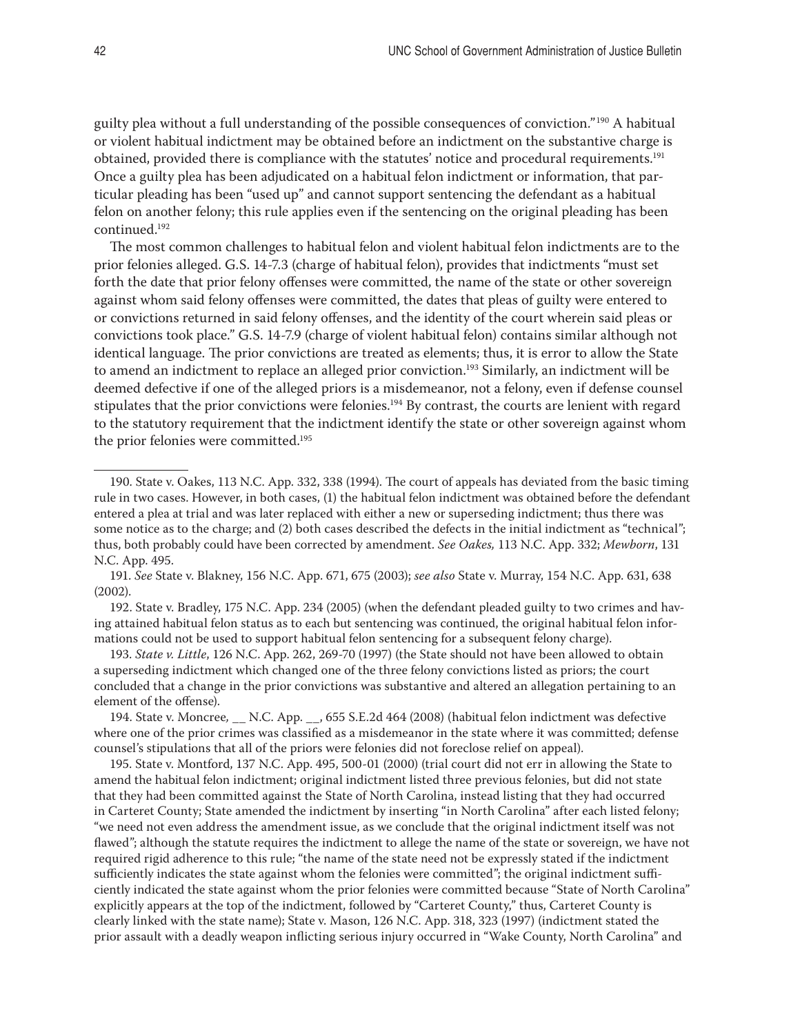guilty plea without a full understanding of the possible consequences of conviction."[190] A habitual or violent habitual indictment may be obtained before an indictment on the substantive charge is obtained, provided there is compliance with the statutes' notice and procedural requirements.[191] Once a guilty plea has been adjudicated on a habitual felon indictment or information, that particular pleading has been "used up" and cannot support sentencing the defendant as a habitual felon on another felony; this rule applies even if the sentencing on the original pleading has been continued.[192]

The most common challenges to habitual felon and violent habitual felon indictments are to the prior felonies alleged. G.S. 14-7.3 (charge of habitual felon), provides that indictments "must set forth the date that prior felony offenses were committed, the name of the state or other sovereign against whom said felony offenses were committed, the dates that pleas of guilty were entered to or convictions returned in said felony offenses, and the identity of the court wherein said pleas or convictions took place." G.S. 14-7.9 (charge of violent habitual felon) contains similar although not identical language. The prior convictions are treated as elements; thus, it is error to allow the State to amend an indictment to replace an alleged prior conviction.[193] Similarly, an indictment will be deemed defective if one of the alleged priors is a misdemeanor, not a felony, even if defense counsel stipulates that the prior convictions were felonies.[194] By contrast, the courts are lenient with regard to the statutory requirement that the indictment identify the state or other sovereign against whom the prior felonies were committed.[195]

---

190. State v. Oakes, 113 N.C. App. 332, 338 (1994). The court of appeals has deviated from the basic timing rule in two cases. However, in both cases, (1) the habitual felon indictment was obtained before the defendant entered a plea at trial and was later replaced with either a new or superseding indictment; thus there was some notice as to the charge; and (2) both cases described the defects in the initial indictment as "technical"; thus, both probably could have been corrected by amendment. *See Oakes,* 113 N.C. App. 332; *Mewborn*, 131 N.C. App. 495.

191. *See* State v. Blakney, 156 N.C. App. 671, 675 (2003); *see also* State v. Murray, 154 N.C. App. 631, 638 (2002).

192. State v. Bradley, 175 N.C. App. 234 (2005) (when the defendant pleaded guilty to two crimes and having attained habitual felon status as to each but sentencing was continued, the original habitual felon informations could not be used to support habitual felon sentencing for a subsequent felony charge).

193. *State v. Little*, 126 N.C. App. 262, 269-70 (1997) (the State should not have been allowed to obtain a superseding indictment which changed one of the three felony convictions listed as priors; the court concluded that a change in the prior convictions was substantive and altered an allegation pertaining to an element of the offense).

194. State v. Moncree*,* __ N.C. App. __, 655 S.E.2d 464 (2008) (habitual felon indictment was defective where one of the prior crimes was classified as a misdemeanor in the state where it was committed; defense counsel's stipulations that all of the priors were felonies did not foreclose relief on appeal).

195. State v. Montford, 137 N.C. App. 495, 500-01 (2000) (trial court did not err in allowing the State to amend the habitual felon indictment; original indictment listed three previous felonies, but did not state that they had been committed against the State of North Carolina, instead listing that they had occurred in Carteret County; State amended the indictment by inserting "in North Carolina" after each listed felony; "we need not even address the amendment issue, as we conclude that the original indictment itself was not flawed"; although the statute requires the indictment to allege the name of the state or sovereign, we have not required rigid adherence to this rule; "the name of the state need not be expressly stated if the indictment sufficiently indicates the state against whom the felonies were committed"; the original indictment sufficiently indicated the state against whom the prior felonies were committed because "State of North Carolina" explicitly appears at the top of the indictment, followed by "Carteret County," thus, Carteret County is clearly linked with the state name); State v. Mason, 126 N.C. App. 318, 323 (1997) (indictment stated the prior assault with a deadly weapon inflicting serious injury occurred in "Wake County, North Carolina" and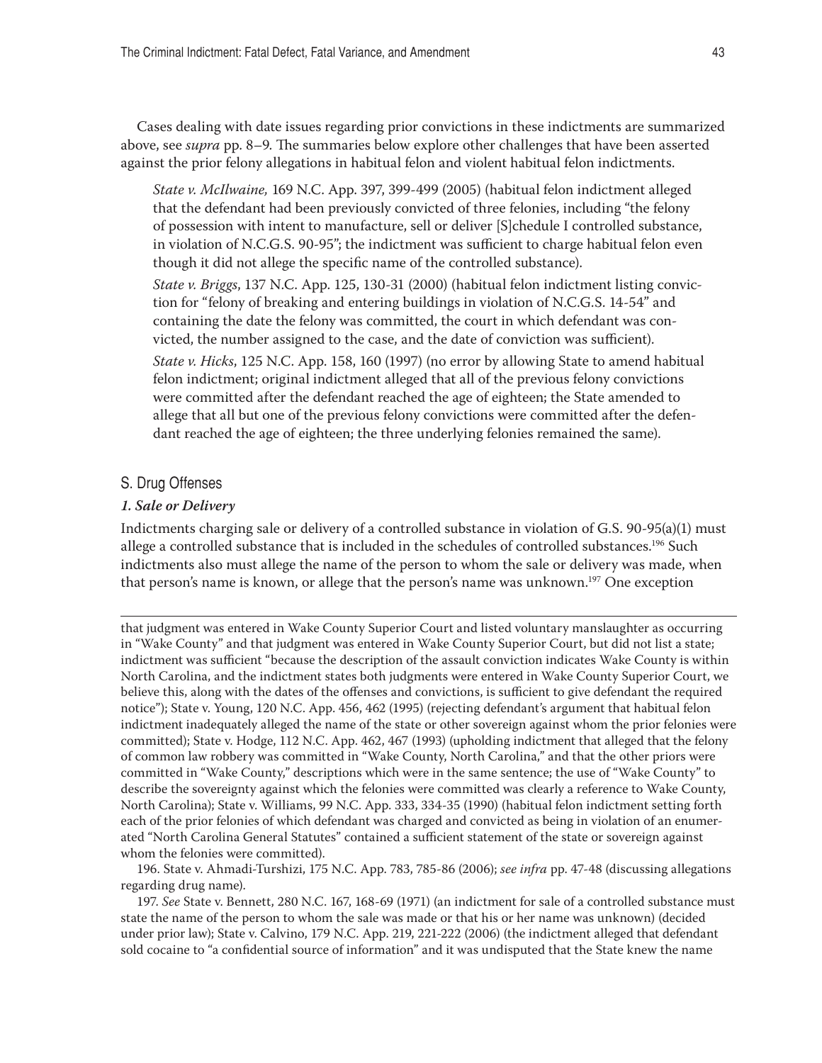Cases dealing with date issues regarding prior convictions in these indictments are summarized above, see *supra* pp. 8–9. The summaries below explore other challenges that have been asserted against the prior felony allegations in habitual felon and violent habitual felon indictments.

*State v. McIlwaine,* 169 N.C. App. 397, 399-499 (2005) (habitual felon indictment alleged that the defendant had been previously convicted of three felonies, including "the felony of possession with intent to manufacture, sell or deliver [S]chedule I controlled substance, in violation of N.C.G.S. 90-95"; the indictment was sufficient to charge habitual felon even though it did not allege the specific name of the controlled substance).

*State v. Briggs*, 137 N.C. App. 125, 130-31 (2000) (habitual felon indictment listing conviction for "felony of breaking and entering buildings in violation of N.C.G.S. 14-54" and containing the date the felony was committed, the court in which defendant was convicted, the number assigned to the case, and the date of conviction was sufficient).

*State v. Hicks*, 125 N.C. App. 158, 160 (1997) (no error by allowing State to amend habitual felon indictment; original indictment alleged that all of the previous felony convictions were committed after the defendant reached the age of eighteen; the State amended to allege that all but one of the previous felony convictions were committed after the defendant reached the age of eighteen; the three underlying felonies remained the same).

## S. Drug Offenses

### *1. Sale or Delivery*

Indictments charging sale or delivery of a controlled substance in violation of G.S. 90-95(a)(1) must allege a controlled substance that is included in the schedules of controlled substances.[196] Such indictments also must allege the name of the person to whom the sale or delivery was made, when that person's name is known, or allege that the person's name was unknown.[197] One exception

---

that judgment was entered in Wake County Superior Court and listed voluntary manslaughter as occurring in "Wake County" and that judgment was entered in Wake County Superior Court, but did not list a state; indictment was sufficient "because the description of the assault conviction indicates Wake County is within North Carolina, and the indictment states both judgments were entered in Wake County Superior Court, we believe this, along with the dates of the offenses and convictions, is sufficient to give defendant the required notice"); State v. Young, 120 N.C. App. 456, 462 (1995) (rejecting defendant's argument that habitual felon indictment inadequately alleged the name of the state or other sovereign against whom the prior felonies were committed); State v. Hodge, 112 N.C. App. 462, 467 (1993) (upholding indictment that alleged that the felony of common law robbery was committed in "Wake County, North Carolina," and that the other priors were committed in "Wake County," descriptions which were in the same sentence; the use of "Wake County" to describe the sovereignty against which the felonies were committed was clearly a reference to Wake County, North Carolina); State v. Williams, 99 N.C. App. 333, 334-35 (1990) (habitual felon indictment setting forth each of the prior felonies of which defendant was charged and convicted as being in violation of an enumerated "North Carolina General Statutes" contained a sufficient statement of the state or sovereign against whom the felonies were committed).

196. State v. Ahmadi-Turshizi, 175 N.C. App. 783, 785-86 (2006); *see infra* pp. 47-48 (discussing allegations regarding drug name).

197. *See* State v. Bennett, 280 N.C. 167, 168-69 (1971) (an indictment for sale of a controlled substance must state the name of the person to whom the sale was made or that his or her name was unknown) (decided under prior law); State v. Calvino, 179 N.C. App. 219, 221-222 (2006) (the indictment alleged that defendant sold cocaine to "a confidential source of information" and it was undisputed that the State knew the name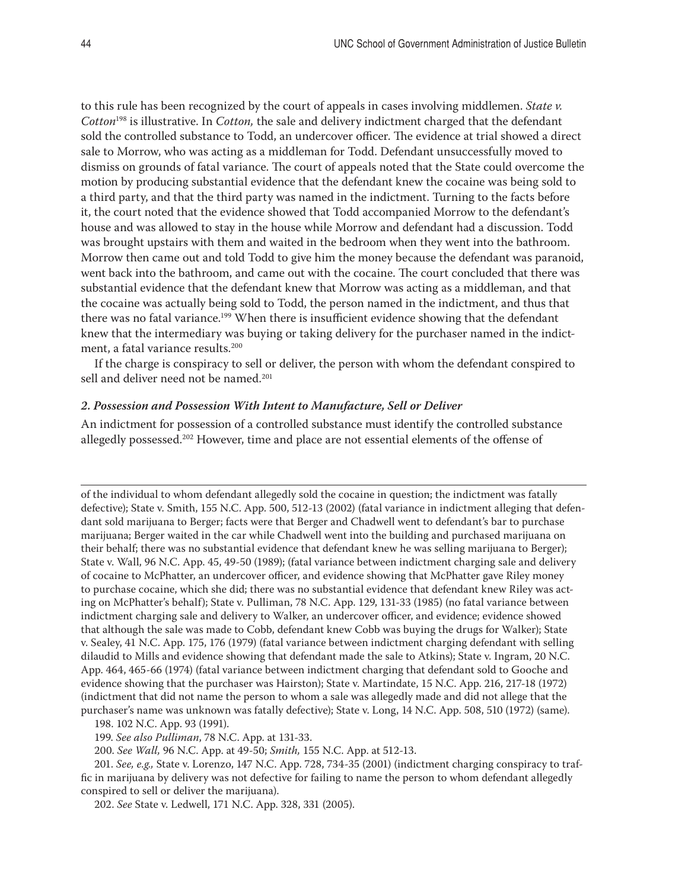to this rule has been recognized by the court of appeals in cases involving middlemen. *State v. Cotton*[198] is illustrative. In *Cotton,* the sale and delivery indictment charged that the defendant sold the controlled substance to Todd, an undercover officer. The evidence at trial showed a direct sale to Morrow, who was acting as a middleman for Todd. Defendant unsuccessfully moved to dismiss on grounds of fatal variance. The court of appeals noted that the State could overcome the motion by producing substantial evidence that the defendant knew the cocaine was being sold to a third party, and that the third party was named in the indictment. Turning to the facts before it, the court noted that the evidence showed that Todd accompanied Morrow to the defendant's house and was allowed to stay in the house while Morrow and defendant had a discussion. Todd was brought upstairs with them and waited in the bedroom when they went into the bathroom. Morrow then came out and told Todd to give him the money because the defendant was paranoid, went back into the bathroom, and came out with the cocaine. The court concluded that there was substantial evidence that the defendant knew that Morrow was acting as a middleman, and that the cocaine was actually being sold to Todd, the person named in the indictment, and thus that there was no fatal variance.[199] When there is insufficient evidence showing that the defendant knew that the intermediary was buying or taking delivery for the purchaser named in the indictment, a fatal variance results.[200]

If the charge is conspiracy to sell or deliver, the person with whom the defendant conspired to sell and deliver need not be named.[201]

### *2. Possession and Possession With Intent to Manufacture, Sell or Deliver*

An indictment for possession of a controlled substance must identify the controlled substance allegedly possessed.[202] However, time and place are not essential elements of the offense of

---

of the individual to whom defendant allegedly sold the cocaine in question; the indictment was fatally defective); State v. Smith, 155 N.C. App. 500, 512-13 (2002) (fatal variance in indictment alleging that defendant sold marijuana to Berger; facts were that Berger and Chadwell went to defendant's bar to purchase marijuana; Berger waited in the car while Chadwell went into the building and purchased marijuana on their behalf; there was no substantial evidence that defendant knew he was selling marijuana to Berger); State v. Wall, 96 N.C. App. 45, 49-50 (1989); (fatal variance between indictment charging sale and delivery of cocaine to McPhatter, an undercover officer, and evidence showing that McPhatter gave Riley money to purchase cocaine, which she did; there was no substantial evidence that defendant knew Riley was acting on McPhatter's behalf); State v. Pulliman, 78 N.C. App. 129, 131-33 (1985) (no fatal variance between indictment charging sale and delivery to Walker, an undercover officer, and evidence; evidence showed that although the sale was made to Cobb, defendant knew Cobb was buying the drugs for Walker); State v. Sealey, 41 N.C. App. 175, 176 (1979) (fatal variance between indictment charging defendant with selling dilaudid to Mills and evidence showing that defendant made the sale to Atkins); State v. Ingram, 20 N.C. App. 464, 465-66 (1974) (fatal variance between indictment charging that defendant sold to Gooche and evidence showing that the purchaser was Hairston); State v. Martindate, 15 N.C. App. 216, 217-18 (1972) (indictment that did not name the person to whom a sale was allegedly made and did not allege that the purchaser's name was unknown was fatally defective); State v. Long, 14 N.C. App. 508, 510 (1972) (same).

198. 102 N.C. App. 93 (1991).

199. *See also Pulliman*, 78 N.C. App. at 131-33.

200. *See Wall,* 96 N.C. App. at 49-50; *Smith,* 155 N.C. App. at 512-13.

201. *See, e.g.,* State v. Lorenzo, 147 N.C. App. 728, 734-35 (2001) (indictment charging conspiracy to traffic in marijuana by delivery was not defective for failing to name the person to whom defendant allegedly conspired to sell or deliver the marijuana).

202. *See* State v. Ledwell, 171 N.C. App. 328, 331 (2005).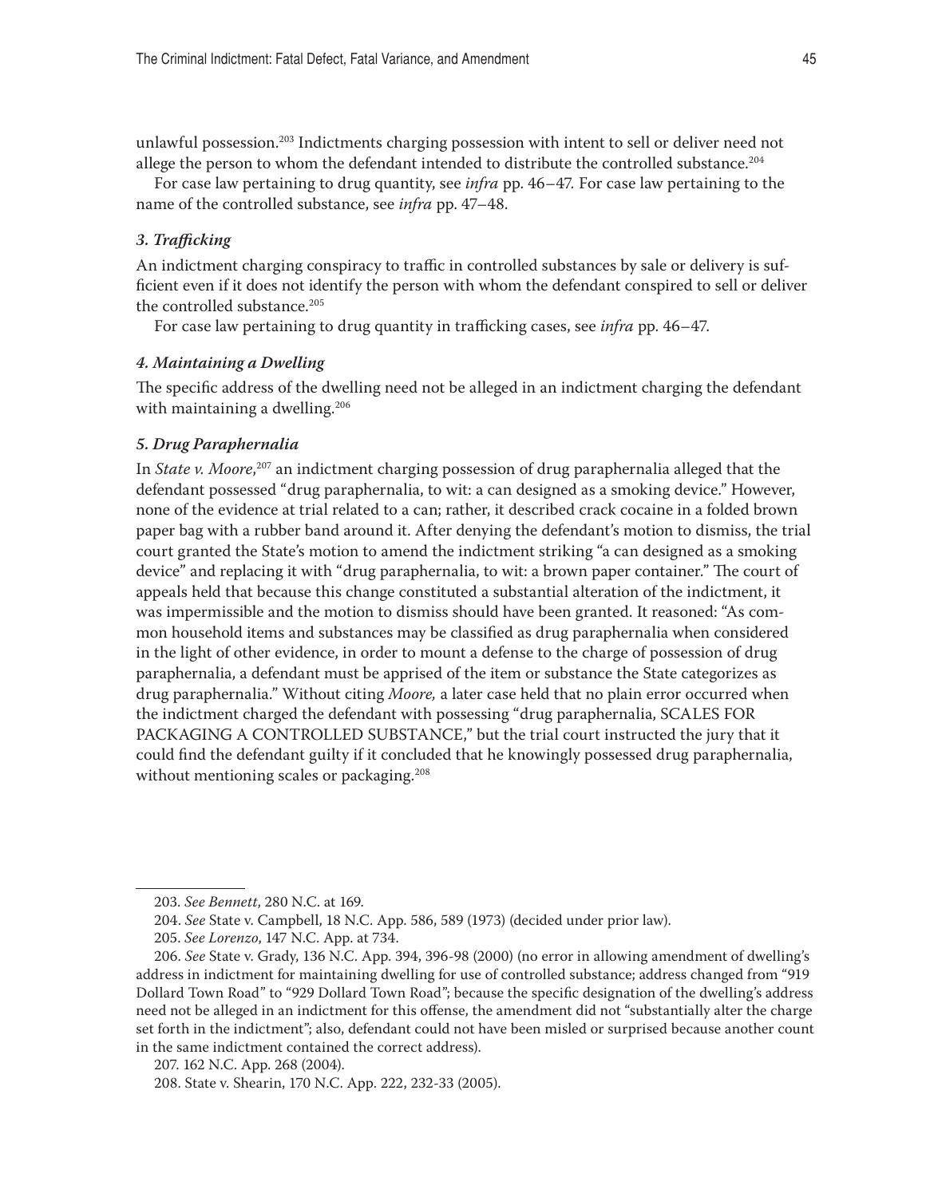unlawful possession.[203] Indictments charging possession with intent to sell or deliver need not allege the person to whom the defendant intended to distribute the controlled substance.[204]

For case law pertaining to drug quantity, see *infra* pp. 46–47. For case law pertaining to the name of the controlled substance, see *infra* pp. 47–48.

### *3. Trafficking*

An indictment charging conspiracy to traffic in controlled substances by sale or delivery is sufficient even if it does not identify the person with whom the defendant conspired to sell or deliver the controlled substance.[205]

For case law pertaining to drug quantity in trafficking cases, see *infra* pp. 46–47.

### *4. Maintaining a Dwelling*

The specific address of the dwelling need not be alleged in an indictment charging the defendant with maintaining a dwelling.[206]

### *5. Drug Paraphernalia*

In *State v. Moore*,[207] an indictment charging possession of drug paraphernalia alleged that the defendant possessed "drug paraphernalia, to wit: a can designed as a smoking device." However, none of the evidence at trial related to a can; rather, it described crack cocaine in a folded brown paper bag with a rubber band around it. After denying the defendant's motion to dismiss, the trial court granted the State's motion to amend the indictment striking "a can designed as a smoking device" and replacing it with "drug paraphernalia, to wit: a brown paper container." The court of appeals held that because this change constituted a substantial alteration of the indictment, it was impermissible and the motion to dismiss should have been granted. It reasoned: "As common household items and substances may be classified as drug paraphernalia when considered in the light of other evidence, in order to mount a defense to the charge of possession of drug paraphernalia, a defendant must be apprised of the item or substance the State categorizes as drug paraphernalia." Without citing *Moore,* a later case held that no plain error occurred when the indictment charged the defendant with possessing "drug paraphernalia, SCALES FOR PACKAGING A CONTROLLED SUBSTANCE," but the trial court instructed the jury that it could find the defendant guilty if it concluded that he knowingly possessed drug paraphernalia, without mentioning scales or packaging.[208]

---

203. *See Bennett*, 280 N.C. at 169.

204. *See* State v. Campbell, 18 N.C. App. 586, 589 (1973) (decided under prior law).

205. *See Lorenzo*, 147 N.C. App. at 734.

206. *See* State v. Grady, 136 N.C. App. 394, 396-98 (2000) (no error in allowing amendment of dwelling's address in indictment for maintaining dwelling for use of controlled substance; address changed from "919 Dollard Town Road" to "929 Dollard Town Road"; because the specific designation of the dwelling's address need not be alleged in an indictment for this offense, the amendment did not "substantially alter the charge set forth in the indictment"; also, defendant could not have been misled or surprised because another count in the same indictment contained the correct address).

207. 162 N.C. App. 268 (2004).

208. State v. Shearin, 170 N.C. App. 222, 232-33 (2005).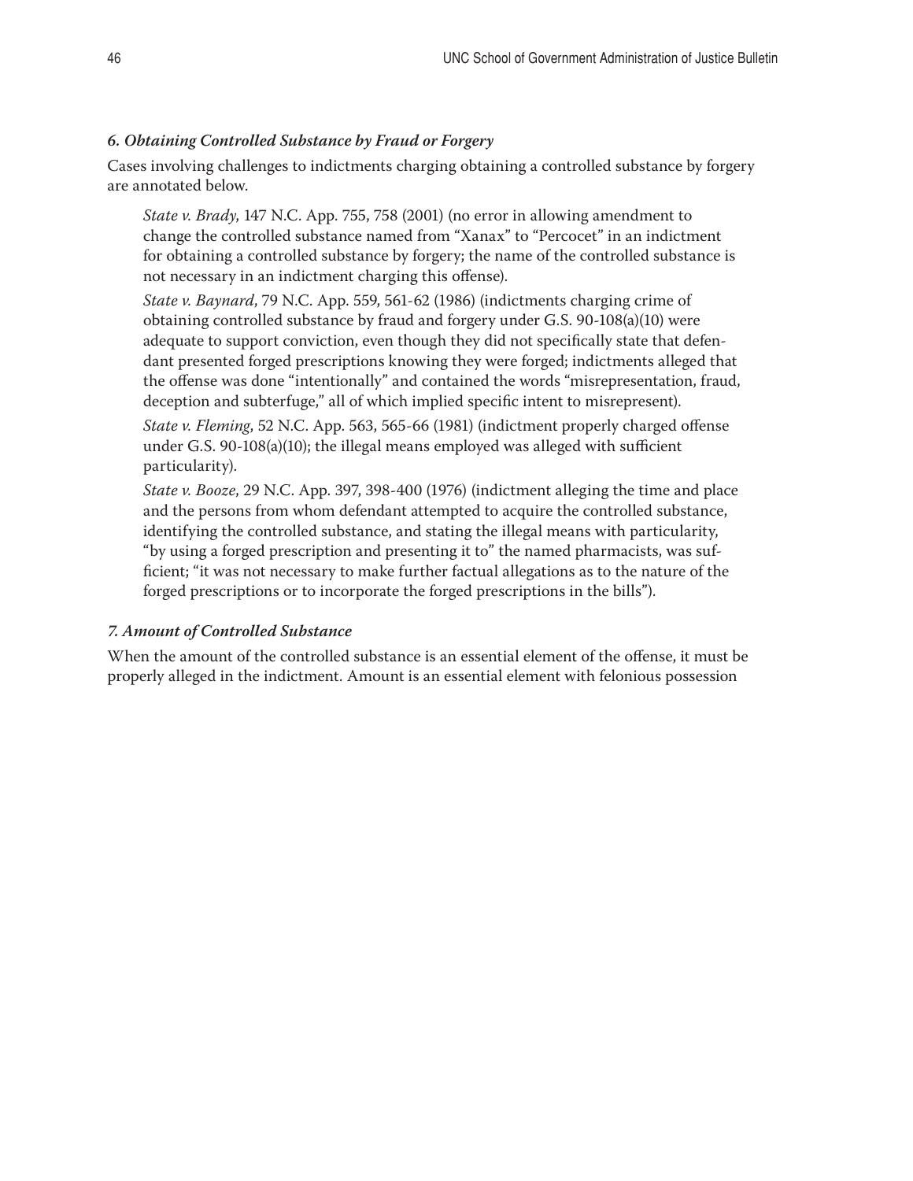### *6. Obtaining Controlled Substance by Fraud or Forgery*

Cases involving challenges to indictments charging obtaining a controlled substance by forgery are annotated below.

> *State v. Brady*, 147 N.C. App. 755, 758 (2001) (no error in allowing amendment to change the controlled substance named from "Xanax" to "Percocet" in an indictment for obtaining a controlled substance by forgery; the name of the controlled substance is not necessary in an indictment charging this offense).
>
> *State v. Baynard*, 79 N.C. App. 559, 561-62 (1986) (indictments charging crime of obtaining controlled substance by fraud and forgery under G.S. 90-108(a)(10) were adequate to support conviction, even though they did not specifically state that defendant presented forged prescriptions knowing they were forged; indictments alleged that the offense was done "intentionally" and contained the words "misrepresentation, fraud, deception and subterfuge," all of which implied specific intent to misrepresent).
>
> *State v. Fleming*, 52 N.C. App. 563, 565-66 (1981) (indictment properly charged offense under G.S. 90-108(a)(10); the illegal means employed was alleged with sufficient particularity).
>
> *State v. Booze*, 29 N.C. App. 397, 398-400 (1976) (indictment alleging the time and place and the persons from whom defendant attempted to acquire the controlled substance, identifying the controlled substance, and stating the illegal means with particularity, "by using a forged prescription and presenting it to" the named pharmacists, was sufficient; "it was not necessary to make further factual allegations as to the nature of the forged prescriptions or to incorporate the forged prescriptions in the bills").

### *7. Amount of Controlled Substance*

When the amount of the controlled substance is an essential element of the offense, it must be properly alleged in the indictment. Amount is an essential element with felonious possession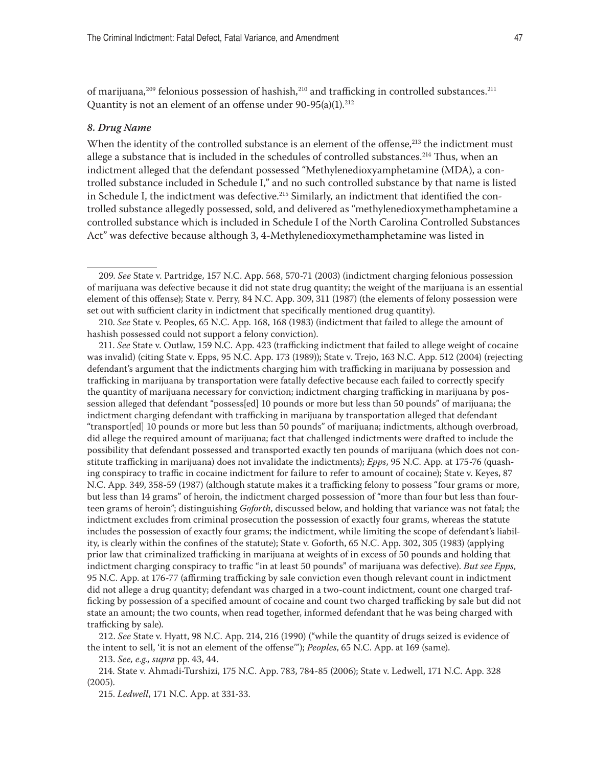of marijuana,[209] felonious possession of hashish,[210] and trafficking in controlled substances.[211] Quantity is not an element of an offense under 90-95(a)(1).[212]

### *8. Drug Name*

When the identity of the controlled substance is an element of the offense,[213] the indictment must allege a substance that is included in the schedules of controlled substances.[214] Thus, when an indictment alleged that the defendant possessed "Methylenedioxyamphetamine (MDA), a controlled substance included in Schedule I," and no such controlled substance by that name is listed in Schedule I, the indictment was defective.[215] Similarly, an indictment that identified the controlled substance allegedly possessed, sold, and delivered as "methylenedioxymethamphetamine a controlled substance which is included in Schedule I of the North Carolina Controlled Substances Act" was defective because although 3, 4-Methylenedioxymethamphetamine was listed in

---

209. *See* State v. Partridge, 157 N.C. App. 568, 570-71 (2003) (indictment charging felonious possession of marijuana was defective because it did not state drug quantity; the weight of the marijuana is an essential element of this offense); State v. Perry, 84 N.C. App. 309, 311 (1987) (the elements of felony possession were set out with sufficient clarity in indictment that specifically mentioned drug quantity).

210. *See* State v. Peoples, 65 N.C. App. 168, 168 (1983) (indictment that failed to allege the amount of hashish possessed could not support a felony conviction).

211. *See* State v. Outlaw, 159 N.C. App. 423 (trafficking indictment that failed to allege weight of cocaine was invalid) (citing State v. Epps, 95 N.C. App. 173 (1989)); State v. Trejo, 163 N.C. App. 512 (2004) (rejecting defendant's argument that the indictments charging him with trafficking in marijuana by possession and trafficking in marijuana by transportation were fatally defective because each failed to correctly specify the quantity of marijuana necessary for conviction; indictment charging trafficking in marijuana by possession alleged that defendant "possess[ed] 10 pounds or more but less than 50 pounds" of marijuana; the indictment charging defendant with trafficking in marijuana by transportation alleged that defendant "transport[ed] 10 pounds or more but less than 50 pounds" of marijuana; indictments, although overbroad, did allege the required amount of marijuana; fact that challenged indictments were drafted to include the possibility that defendant possessed and transported exactly ten pounds of marijuana (which does not constitute trafficking in marijuana) does not invalidate the indictments); *Epps*, 95 N.C. App. at 175-76 (quashing conspiracy to traffic in cocaine indictment for failure to refer to amount of cocaine); State v. Keyes, 87 N.C. App. 349, 358-59 (1987) (although statute makes it a trafficking felony to possess "four grams or more, but less than 14 grams" of heroin, the indictment charged possession of "more than four but less than fourteen grams of heroin"; distinguishing *Goforth*, discussed below, and holding that variance was not fatal; the indictment excludes from criminal prosecution the possession of exactly four grams, whereas the statute includes the possession of exactly four grams; the indictment, while limiting the scope of defendant's liability, is clearly within the confines of the statute); State v. Goforth, 65 N.C. App. 302, 305 (1983) (applying prior law that criminalized trafficking in marijuana at weights of in excess of 50 pounds and holding that indictment charging conspiracy to traffic "in at least 50 pounds" of marijuana was defective). *But see Epps*, 95 N.C. App. at 176-77 (affirming trafficking by sale conviction even though relevant count in indictment did not allege a drug quantity; defendant was charged in a two-count indictment, count one charged trafficking by possession of a specified amount of cocaine and count two charged trafficking by sale but did not state an amount; the two counts, when read together, informed defendant that he was being charged with trafficking by sale).

212. *See* State v. Hyatt, 98 N.C. App. 214, 216 (1990) ("while the quantity of drugs seized is evidence of the intent to sell, 'it is not an element of the offense'"); *Peoples*, 65 N.C. App. at 169 (same).

213. *See, e.g., supra* pp. 43, 44.

214. State v. Ahmadi-Turshizi, 175 N.C. App. 783, 784-85 (2006); State v. Ledwell, 171 N.C. App. 328 (2005).

215. *Ledwell*, 171 N.C. App. at 331-33.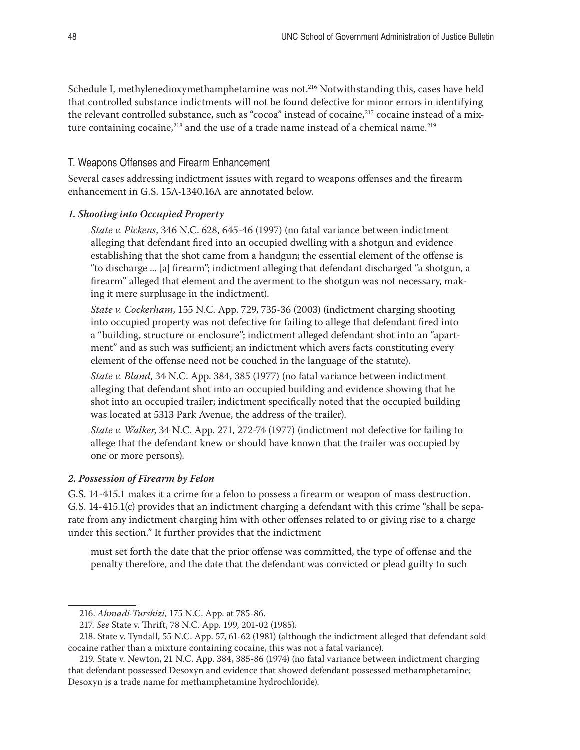Schedule I, methylenedioxymethamphetamine was not.[216] Notwithstanding this, cases have held that controlled substance indictments will not be found defective for minor errors in identifying the relevant controlled substance, such as "cocoa" instead of cocaine,[217] cocaine instead of a mixture containing cocaine,[218] and the use of a trade name instead of a chemical name.[219]

## T. Weapons Offenses and Firearm Enhancement

Several cases addressing indictment issues with regard to weapons offenses and the firearm enhancement in G.S. 15A-1340.16A are annotated below.

### *1. Shooting into Occupied Property*

> *State v. Pickens*, 346 N.C. 628, 645-46 (1997) (no fatal variance between indictment alleging that defendant fired into an occupied dwelling with a shotgun and evidence establishing that the shot came from a handgun; the essential element of the offense is "to discharge ... [a] firearm"; indictment alleging that defendant discharged "a shotgun, a firearm" alleged that element and the averment to the shotgun was not necessary, making it mere surplusage in the indictment).
>
> *State v. Cockerham*, 155 N.C. App. 729, 735-36 (2003) (indictment charging shooting into occupied property was not defective for failing to allege that defendant fired into a "building, structure or enclosure"; indictment alleged defendant shot into an "apartment" and as such was sufficient; an indictment which avers facts constituting every element of the offense need not be couched in the language of the statute).
>
> *State v. Bland*, 34 N.C. App. 384, 385 (1977) (no fatal variance between indictment alleging that defendant shot into an occupied building and evidence showing that he shot into an occupied trailer; indictment specifically noted that the occupied building was located at 5313 Park Avenue, the address of the trailer).
>
> *State v. Walker*, 34 N.C. App. 271, 272-74 (1977) (indictment not defective for failing to allege that the defendant knew or should have known that the trailer was occupied by one or more persons).

### *2. Possession of Firearm by Felon*

G.S. 14-415.1 makes it a crime for a felon to possess a firearm or weapon of mass destruction. G.S. 14-415.1(c) provides that an indictment charging a defendant with this crime "shall be separate from any indictment charging him with other offenses related to or giving rise to a charge under this section." It further provides that the indictment

> must set forth the date that the prior offense was committed, the type of offense and the penalty therefore, and the date that the defendant was convicted or plead guilty to such

---

216. *Ahmadi-Turshizi*, 175 N.C. App. at 785-86.

217. *See* State v. Thrift, 78 N.C. App. 199, 201-02 (1985).

218. State v. Tyndall, 55 N.C. App. 57, 61-62 (1981) (although the indictment alleged that defendant sold cocaine rather than a mixture containing cocaine, this was not a fatal variance).

219. State v. Newton, 21 N.C. App. 384, 385-86 (1974) (no fatal variance between indictment charging that defendant possessed Desoxyn and evidence that showed defendant possessed methamphetamine; Desoxyn is a trade name for methamphetamine hydrochloride).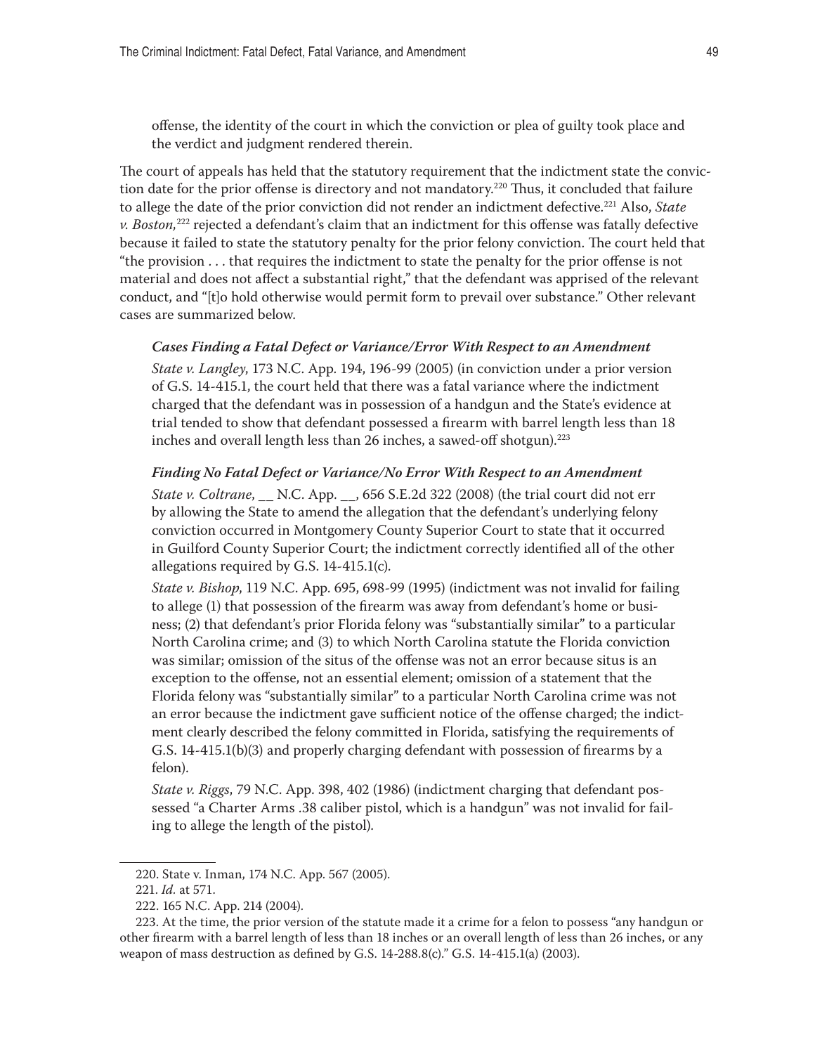offense, the identity of the court in which the conviction or plea of guilty took place and the verdict and judgment rendered therein.

The court of appeals has held that the statutory requirement that the indictment state the conviction date for the prior offense is directory and not mandatory.[220] Thus, it concluded that failure to allege the date of the prior conviction did not render an indictment defective.[221] Also, *State v. Boston,*[222] rejected a defendant's claim that an indictment for this offense was fatally defective because it failed to state the statutory penalty for the prior felony conviction. The court held that "the provision . . . that requires the indictment to state the penalty for the prior offense is not material and does not affect a substantial right," that the defendant was apprised of the relevant conduct, and "[t]o hold otherwise would permit form to prevail over substance." Other relevant cases are summarized below.

***Cases Finding a Fatal Defect or Variance/Error With Respect to an Amendment***

*State v. Langley*, 173 N.C. App. 194, 196-99 (2005) (in conviction under a prior version of G.S. 14-415.1, the court held that there was a fatal variance where the indictment charged that the defendant was in possession of a handgun and the State's evidence at trial tended to show that defendant possessed a firearm with barrel length less than 18 inches and overall length less than 26 inches, a sawed-off shotgun).[223]

***Finding No Fatal Defect or Variance/No Error With Respect to an Amendment***

*State v. Coltrane*, __ N.C. App. __, 656 S.E.2d 322 (2008) (the trial court did not err by allowing the State to amend the allegation that the defendant's underlying felony conviction occurred in Montgomery County Superior Court to state that it occurred in Guilford County Superior Court; the indictment correctly identified all of the other allegations required by G.S. 14-415.1(c).

*State v. Bishop*, 119 N.C. App. 695, 698-99 (1995) (indictment was not invalid for failing to allege (1) that possession of the firearm was away from defendant's home or business; (2) that defendant's prior Florida felony was "substantially similar" to a particular North Carolina crime; and (3) to which North Carolina statute the Florida conviction was similar; omission of the situs of the offense was not an error because situs is an exception to the offense, not an essential element; omission of a statement that the Florida felony was "substantially similar" to a particular North Carolina crime was not an error because the indictment gave sufficient notice of the offense charged; the indictment clearly described the felony committed in Florida, satisfying the requirements of G.S. 14-415.1(b)(3) and properly charging defendant with possession of firearms by a felon).

*State v. Riggs*, 79 N.C. App. 398, 402 (1986) (indictment charging that defendant possessed "a Charter Arms .38 caliber pistol, which is a handgun" was not invalid for failing to allege the length of the pistol).

---

220. State v. Inman, 174 N.C. App. 567 (2005).

221. *Id.* at 571.

222. 165 N.C. App. 214 (2004).

223. At the time, the prior version of the statute made it a crime for a felon to possess "any handgun or other firearm with a barrel length of less than 18 inches or an overall length of less than 26 inches, or any weapon of mass destruction as defined by G.S. 14-288.8(c)." G.S. 14-415.1(a) (2003).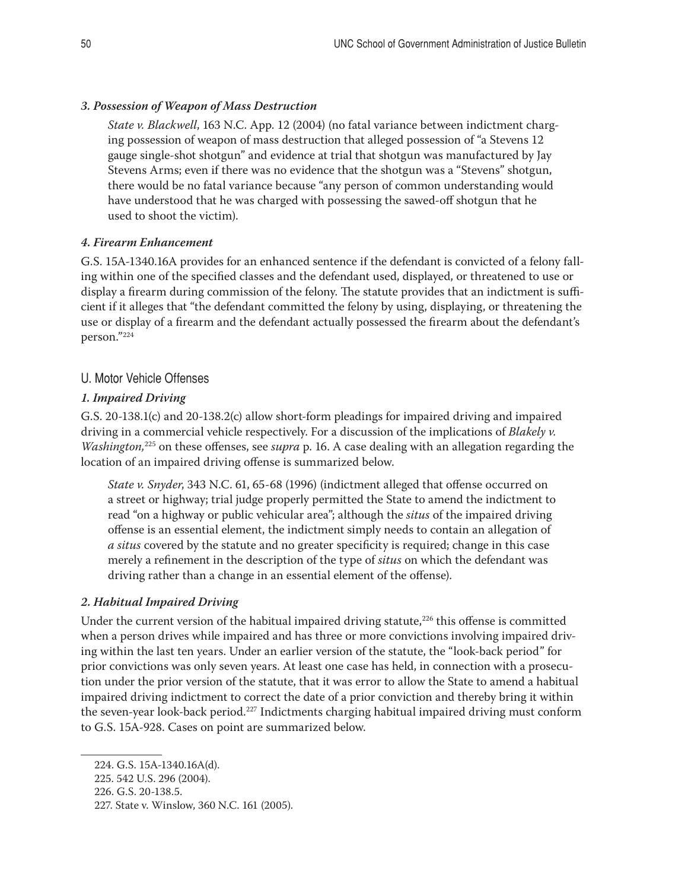### *3. Possession of Weapon of Mass Destruction*

> *State v. Blackwell*, 163 N.C. App. 12 (2004) (no fatal variance between indictment charging possession of weapon of mass destruction that alleged possession of "a Stevens 12 gauge single-shot shotgun" and evidence at trial that shotgun was manufactured by Jay Stevens Arms; even if there was no evidence that the shotgun was a "Stevens" shotgun, there would be no fatal variance because "any person of common understanding would have understood that he was charged with possessing the sawed-off shotgun that he used to shoot the victim).

### *4. Firearm Enhancement*

G.S. 15A-1340.16A provides for an enhanced sentence if the defendant is convicted of a felony falling within one of the specified classes and the defendant used, displayed, or threatened to use or display a firearm during commission of the felony. The statute provides that an indictment is sufficient if it alleges that "the defendant committed the felony by using, displaying, or threatening the use or display of a firearm and the defendant actually possessed the firearm about the defendant's person."[224]

## U. Motor Vehicle Offenses

### *1. Impaired Driving*

G.S. 20-138.1(c) and 20-138.2(c) allow short-form pleadings for impaired driving and impaired driving in a commercial vehicle respectively. For a discussion of the implications of *Blakely v. Washington,*[225] on these offenses, see *supra* p. 16. A case dealing with an allegation regarding the location of an impaired driving offense is summarized below.

> *State v. Snyder*, 343 N.C. 61, 65-68 (1996) (indictment alleged that offense occurred on a street or highway; trial judge properly permitted the State to amend the indictment to read "on a highway or public vehicular area"; although the *situs* of the impaired driving offense is an essential element, the indictment simply needs to contain an allegation of *a situs* covered by the statute and no greater specificity is required; change in this case merely a refinement in the description of the type of *situs* on which the defendant was driving rather than a change in an essential element of the offense).

### *2. Habitual Impaired Driving*

Under the current version of the habitual impaired driving statute,[226] this offense is committed when a person drives while impaired and has three or more convictions involving impaired driving within the last ten years. Under an earlier version of the statute, the "look-back period" for prior convictions was only seven years. At least one case has held, in connection with a prosecution under the prior version of the statute, that it was error to allow the State to amend a habitual impaired driving indictment to correct the date of a prior conviction and thereby bring it within the seven-year look-back period.[227] Indictments charging habitual impaired driving must conform to G.S. 15A-928. Cases on point are summarized below.

---

224. G.S. 15A-1340.16A(d).
225. 542 U.S. 296 (2004).
226. G.S. 20-138.5.
227. State v. Winslow, 360 N.C. 161 (2005).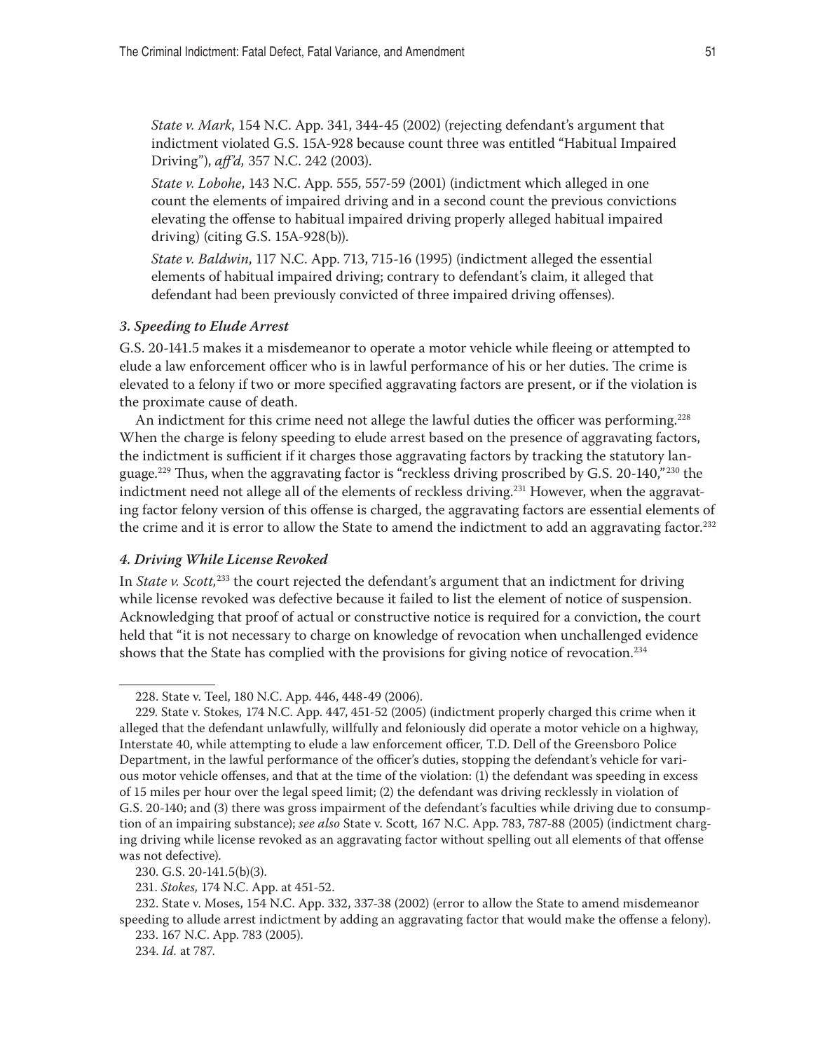*State v. Mark*, 154 N.C. App. 341, 344-45 (2002) (rejecting defendant's argument that indictment violated G.S. 15A-928 because count three was entitled "Habitual Impaired Driving"), *aff'd,* 357 N.C. 242 (2003).

*State v. Lobohe*, 143 N.C. App. 555, 557-59 (2001) (indictment which alleged in one count the elements of impaired driving and in a second count the previous convictions elevating the offense to habitual impaired driving properly alleged habitual impaired driving) (citing G.S. 15A-928(b)).

*State v. Baldwin*, 117 N.C. App. 713, 715-16 (1995) (indictment alleged the essential elements of habitual impaired driving; contrary to defendant's claim, it alleged that defendant had been previously convicted of three impaired driving offenses).

### *3. Speeding to Elude Arrest*

G.S. 20-141.5 makes it a misdemeanor to operate a motor vehicle while fleeing or attempted to elude a law enforcement officer who is in lawful performance of his or her duties. The crime is elevated to a felony if two or more specified aggravating factors are present, or if the violation is the proximate cause of death.

An indictment for this crime need not allege the lawful duties the officer was performing.[228] When the charge is felony speeding to elude arrest based on the presence of aggravating factors, the indictment is sufficient if it charges those aggravating factors by tracking the statutory language.[229] Thus, when the aggravating factor is "reckless driving proscribed by G.S. 20-140,"[230] the indictment need not allege all of the elements of reckless driving.[231] However, when the aggravating factor felony version of this offense is charged, the aggravating factors are essential elements of the crime and it is error to allow the State to amend the indictment to add an aggravating factor.[232]

### *4. Driving While License Revoked*

In *State v. Scott,*[233] the court rejected the defendant's argument that an indictment for driving while license revoked was defective because it failed to list the element of notice of suspension. Acknowledging that proof of actual or constructive notice is required for a conviction, the court held that "it is not necessary to charge on knowledge of revocation when unchallenged evidence shows that the State has complied with the provisions for giving notice of revocation.[234]

---

228. State v. Teel, 180 N.C. App. 446, 448-49 (2006).

229. State v. Stokes, 174 N.C. App. 447, 451-52 (2005) (indictment properly charged this crime when it alleged that the defendant unlawfully, willfully and feloniously did operate a motor vehicle on a highway, Interstate 40, while attempting to elude a law enforcement officer, T.D. Dell of the Greensboro Police Department, in the lawful performance of the officer's duties, stopping the defendant's vehicle for various motor vehicle offenses, and that at the time of the violation: (1) the defendant was speeding in excess of 15 miles per hour over the legal speed limit; (2) the defendant was driving recklessly in violation of G.S. 20-140; and (3) there was gross impairment of the defendant's faculties while driving due to consumption of an impairing substance); *see also* State v. Scott*,* 167 N.C. App. 783, 787-88 (2005) (indictment charging driving while license revoked as an aggravating factor without spelling out all elements of that offense was not defective).

230. G.S. 20-141.5(b)(3).

231. *Stokes,* 174 N.C. App. at 451-52.

232. State v. Moses, 154 N.C. App. 332, 337-38 (2002) (error to allow the State to amend misdemeanor speeding to allude arrest indictment by adding an aggravating factor that would make the offense a felony).

233. 167 N.C. App. 783 (2005).

234. *Id.* at 787.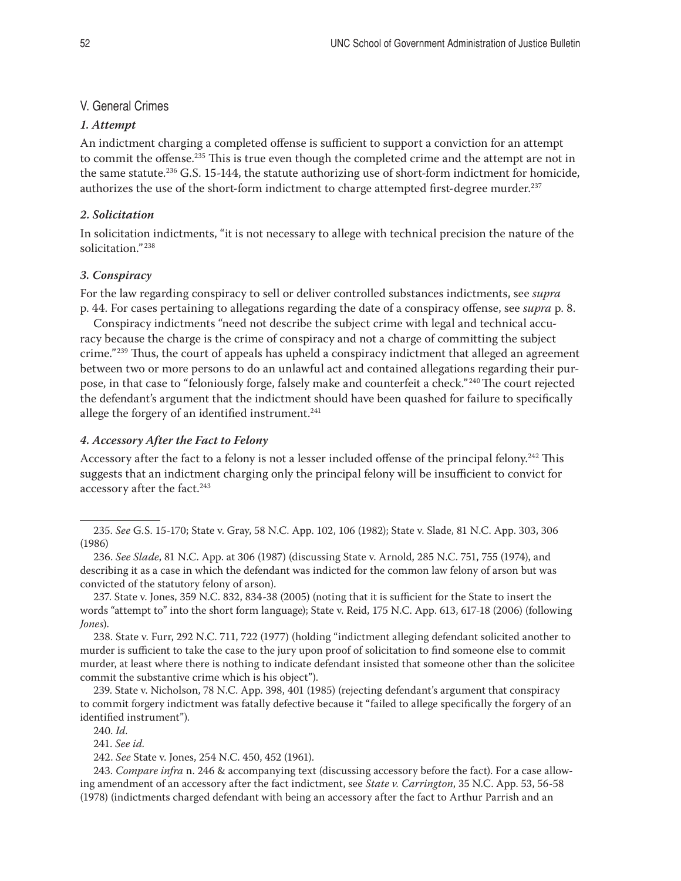## V. General Crimes

### *1. Attempt*

An indictment charging a completed offense is sufficient to support a conviction for an attempt to commit the offense.[235] This is true even though the completed crime and the attempt are not in the same statute.[236] G.S. 15-144, the statute authorizing use of short-form indictment for homicide, authorizes the use of the short-form indictment to charge attempted first-degree murder.[237]

### *2. Solicitation*

In solicitation indictments, "it is not necessary to allege with technical precision the nature of the solicitation."[238]

### *3. Conspiracy*

For the law regarding conspiracy to sell or deliver controlled substances indictments, see *supra* p. 44. For cases pertaining to allegations regarding the date of a conspiracy offense, see *supra* p. 8.

Conspiracy indictments "need not describe the subject crime with legal and technical accuracy because the charge is the crime of conspiracy and not a charge of committing the subject crime."[239] Thus, the court of appeals has upheld a conspiracy indictment that alleged an agreement between two or more persons to do an unlawful act and contained allegations regarding their purpose, in that case to "feloniously forge, falsely make and counterfeit a check."[240] The court rejected the defendant's argument that the indictment should have been quashed for failure to specifically allege the forgery of an identified instrument.[241]

### *4. Accessory After the Fact to Felony*

Accessory after the fact to a felony is not a lesser included offense of the principal felony.[242] This suggests that an indictment charging only the principal felony will be insufficient to convict for accessory after the fact.[243]

---

235. *See* G.S. 15-170; State v. Gray, 58 N.C. App. 102, 106 (1982); State v. Slade, 81 N.C. App. 303, 306 (1986)

236. *See Slade*, 81 N.C. App. at 306 (1987) (discussing State v. Arnold, 285 N.C. 751, 755 (1974), and describing it as a case in which the defendant was indicted for the common law felony of arson but was convicted of the statutory felony of arson).

237. State v. Jones, 359 N.C. 832, 834-38 (2005) (noting that it is sufficient for the State to insert the words "attempt to" into the short form language); State v. Reid, 175 N.C. App. 613, 617-18 (2006) (following *Jones*).

238. State v. Furr, 292 N.C. 711, 722 (1977) (holding "indictment alleging defendant solicited another to murder is sufficient to take the case to the jury upon proof of solicitation to find someone else to commit murder, at least where there is nothing to indicate defendant insisted that someone other than the solicitee commit the substantive crime which is his object").

239. State v. Nicholson, 78 N.C. App. 398, 401 (1985) (rejecting defendant's argument that conspiracy to commit forgery indictment was fatally defective because it "failed to allege specifically the forgery of an identified instrument").

240. *Id.*

241. *See id.*

242. *See* State v. Jones, 254 N.C. 450, 452 (1961).

243. *Compare infra* n. 246 & accompanying text (discussing accessory before the fact). For a case allowing amendment of an accessory after the fact indictment, see *State v. Carrington*, 35 N.C. App. 53, 56-58 (1978) (indictments charged defendant with being an accessory after the fact to Arthur Parrish and an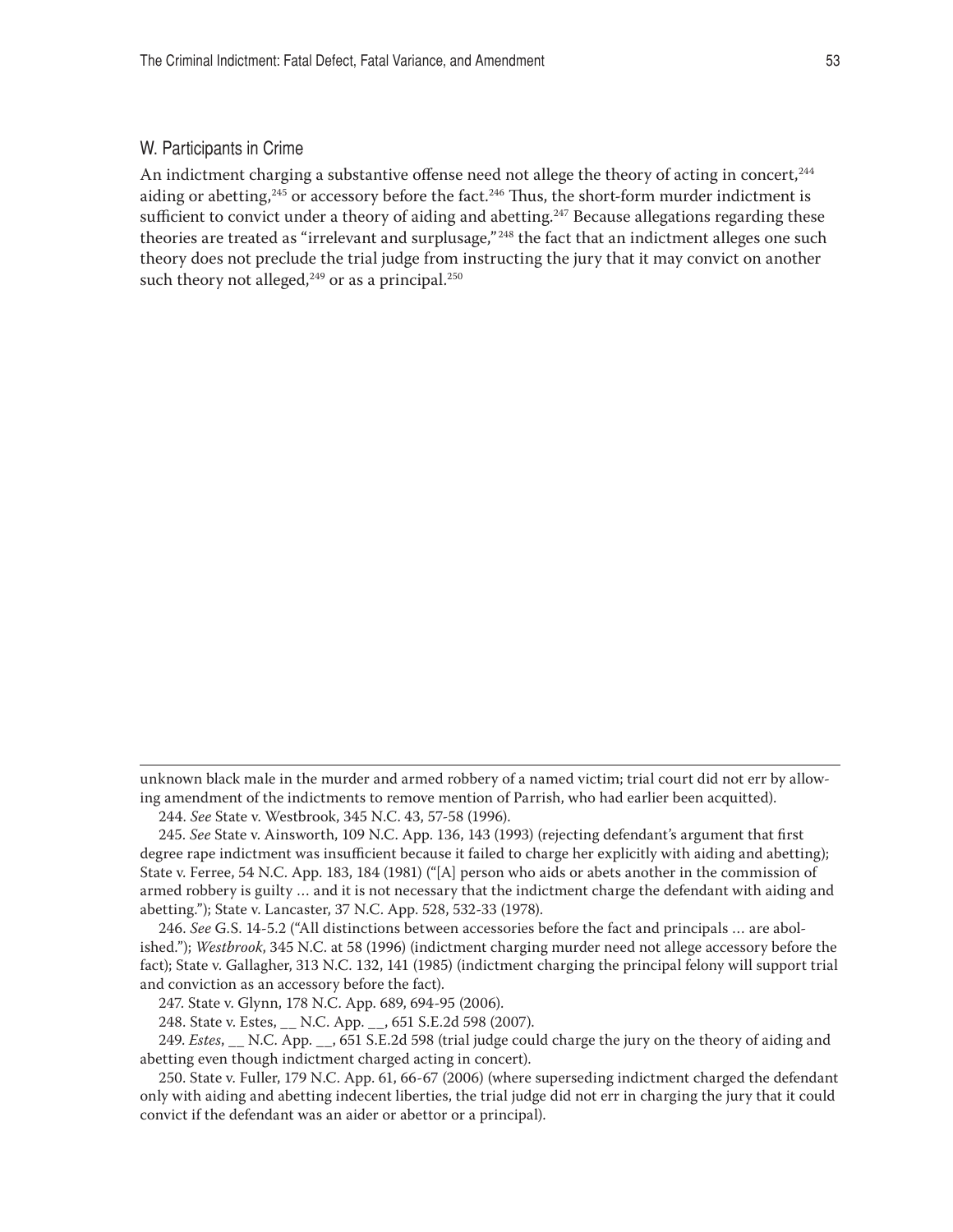## W. Participants in Crime

An indictment charging a substantive offense need not allege the theory of acting in concert,[244] aiding or abetting,[245] or accessory before the fact.[246] Thus, the short-form murder indictment is sufficient to convict under a theory of aiding and abetting.[247] Because allegations regarding these theories are treated as "irrelevant and surplusage,"[248] the fact that an indictment alleges one such theory does not preclude the trial judge from instructing the jury that it may convict on another such theory not alleged,[249] or as a principal.[250]

---

unknown black male in the murder and armed robbery of a named victim; trial court did not err by allowing amendment of the indictments to remove mention of Parrish, who had earlier been acquitted).

244. *See* State v. Westbrook, 345 N.C. 43, 57-58 (1996).

245. *See* State v. Ainsworth, 109 N.C. App. 136, 143 (1993) (rejecting defendant's argument that first degree rape indictment was insufficient because it failed to charge her explicitly with aiding and abetting); State v. Ferree, 54 N.C. App. 183, 184 (1981) ("[A] person who aids or abets another in the commission of armed robbery is guilty … and it is not necessary that the indictment charge the defendant with aiding and abetting."); State v. Lancaster, 37 N.C. App. 528, 532-33 (1978).

246. *See* G.S. 14-5.2 ("All distinctions between accessories before the fact and principals … are abolished."); *Westbrook*, 345 N.C. at 58 (1996) (indictment charging murder need not allege accessory before the fact); State v. Gallagher, 313 N.C. 132, 141 (1985) (indictment charging the principal felony will support trial and conviction as an accessory before the fact).

247. State v. Glynn, 178 N.C. App. 689, 694-95 (2006).

248. State v. Estes, __ N.C. App. __, 651 S.E.2d 598 (2007).

249. *Estes*, __ N.C. App. __, 651 S.E.2d 598 (trial judge could charge the jury on the theory of aiding and abetting even though indictment charged acting in concert).

250. State v. Fuller, 179 N.C. App. 61, 66-67 (2006) (where superseding indictment charged the defendant only with aiding and abetting indecent liberties, the trial judge did not err in charging the jury that it could convict if the defendant was an aider or abettor or a principal).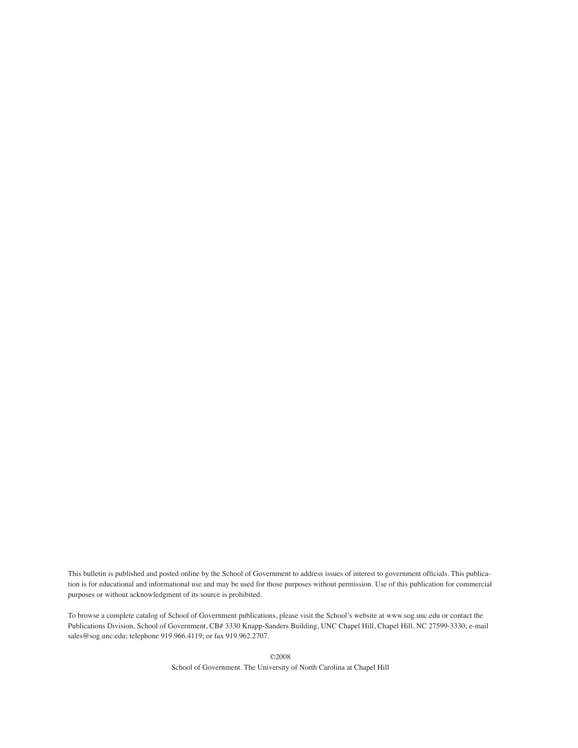This bulletin is published and posted online by the School of Government to address issues of interest to government officials. This publication is for educational and informational use and may be used for those purposes without permission. Use of this publication for commercial purposes or without acknowledgment of its source is prohibited.

To browse a complete catalog of School of Government publications, please visit the School's website at www.sog.unc.edu or contact the Publications Division, School of Government, CB# 3330 Knapp-Sanders Building, UNC Chapel Hill, Chapel Hill, NC 27599-3330; e-mail sales@sog.unc.edu; telephone 919.966.4119; or fax 919.962.2707.

©2008
School of Government. The University of North Carolina at Chapel Hill